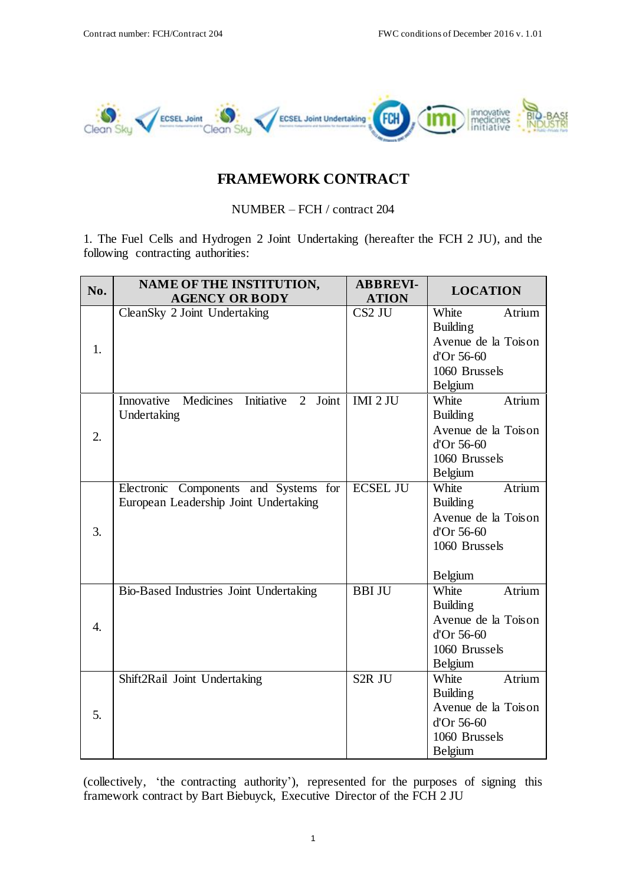# FRAMEWORK CONTRACT

NUMBER – FCH / contract 204

1. The Fuel Cells and Hydrogen 2 Joint Undertaking (hereafter the FCH 2 JU), and the following contracting authorities:

| No. | NAME OF THE INSTITUTION, AGENCY OR BODY | ABBREVI-ATION | LOCATION |
|---|---|---|---|
| 1. | CleanSky 2 Joint Undertaking | CS2 JU | White Atrium Building Avenue de la Toison d'Or 56-60 1060 Brussels Belgium |
| 2. | Innovative Medicines Initiative 2 Joint Undertaking | IMI 2 JU | White Atrium Building Avenue de la Toison d'Or 56-60 1060 Brussels Belgium |
| 3. | Electronic Components and Systems for European Leadership Joint Undertaking | ECSEL JU | White Atrium Building Avenue de la Toison d'Or 56-60 1060 Brussels Belgium |
| 4. | Bio-Based Industries Joint Undertaking | BBI JU | White Atrium Building Avenue de la Toison d'Or 56-60 1060 Brussels Belgium |
| 5. | Shift2Rail Joint Undertaking | S2R JU | White Atrium Building Avenue de la Toison d'Or 56-60 1060 Brussels Belgium |

(collectively, 'the contracting authority'), represented for the purposes of signing this framework contract by Bart Biebuyck, Executive Director of the FCH 2 JU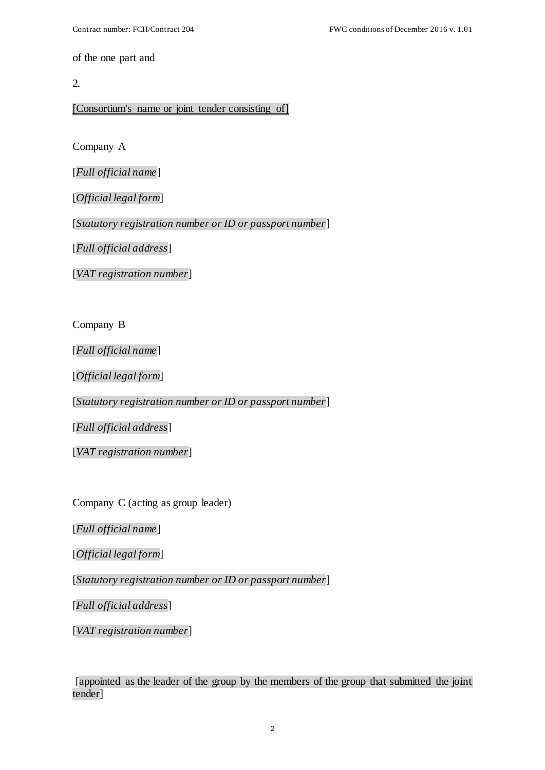of the one part and

2.

[Consortium's name or joint tender consisting of]

Company A

[*Full official name*]

[*Official legal form*]

[*Statutory registration number or ID or passport number*]

[*Full official address*]

[*VAT registration number*]

Company B

[*Full official name*]

[*Official legal form*]

[*Statutory registration number or ID or passport number*]

[*Full official address*]

[*VAT registration number*]

Company C (acting as group leader)

[*Full official name*]

[*Official legal form*]

[*Statutory registration number or ID or passport number*]

[*Full official address*]

[*VAT registration number*]

[appointed as the leader of the group by the members of the group that submitted the joint tender]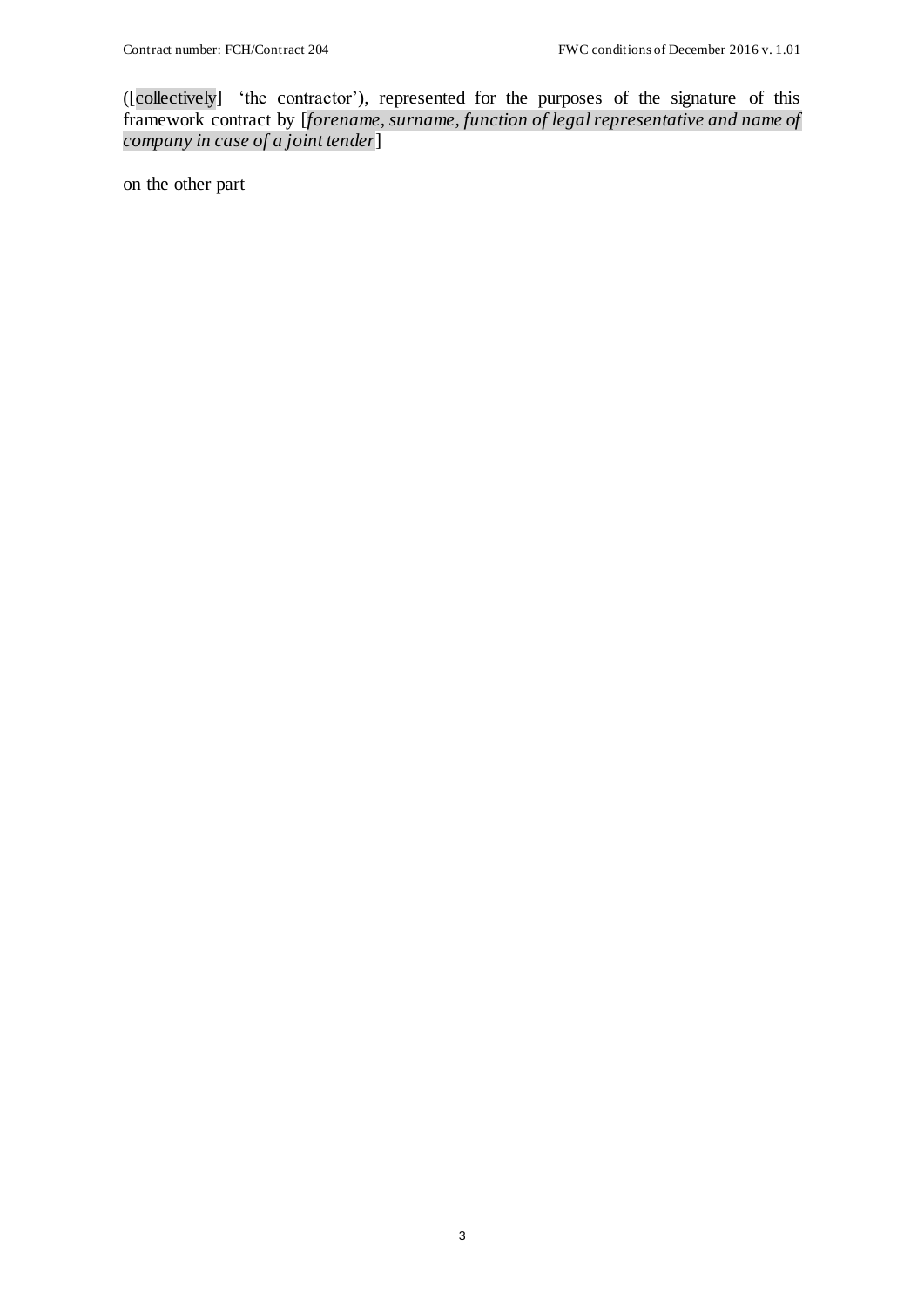([collectively] 'the contractor'), represented for the purposes of the signature of this framework contract by [*forename, surname, function of legal representative and name of company in case of a joint tender*]

on the other part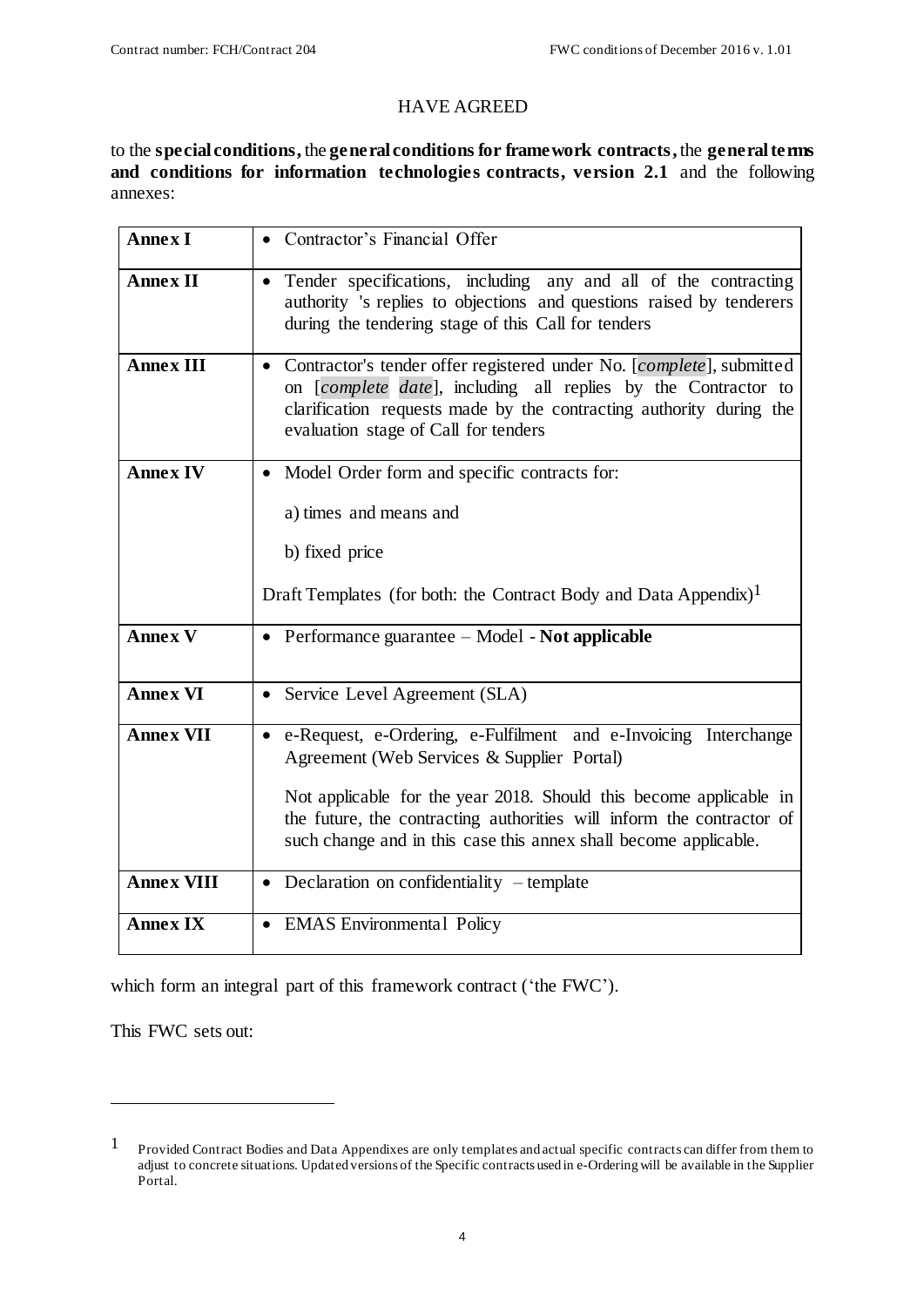HAVE AGREED

to the **special conditions,** the **general conditions for framework contracts,** the **general terms and conditions for information technologies contracts, version 2.1** and the following annexes:

| | |
|---|---|
| **Annex I** | • Contractor's Financial Offer |
| **Annex II** | • Tender specifications, including any and all of the contracting authority 's replies to objections and questions raised by tenderers during the tendering stage of this Call for tenders |
| **Annex III** | • Contractor's tender offer registered under No. [*complete*], submitted on [*complete date*], including all replies by the Contractor to clarification requests made by the contracting authority during the evaluation stage of Call for tenders |
| **Annex IV** | • Model Order form and specific contracts for:<br><br>a) times and means and<br><br>b) fixed price<br><br>Draft Templates (for both: the Contract Body and Data Appendix)[1] |
| **Annex V** | • Performance guarantee – Model - **Not applicable** |
| **Annex VI** | • Service Level Agreement (SLA) |
| **Annex VII** | • e-Request, e-Ordering, e-Fulfilment and e-Invoicing Interchange Agreement (Web Services & Supplier Portal)<br><br>Not applicable for the year 2018. Should this become applicable in the future, the contracting authorities will inform the contractor of such change and in this case this annex shall become applicable. |
| **Annex VIII** | • Declaration on confidentiality – template |
| **Annex IX** | • EMAS Environmental Policy |

which form an integral part of this framework contract ('the FWC').

This FWC sets out:

---

[1] Provided Contract Bodies and Data Appendixes are only templates and actual specific contracts can differ from them to adjust to concrete situations. Updated versions of the Specific contracts used in e-Ordering will be available in the Supplier Portal.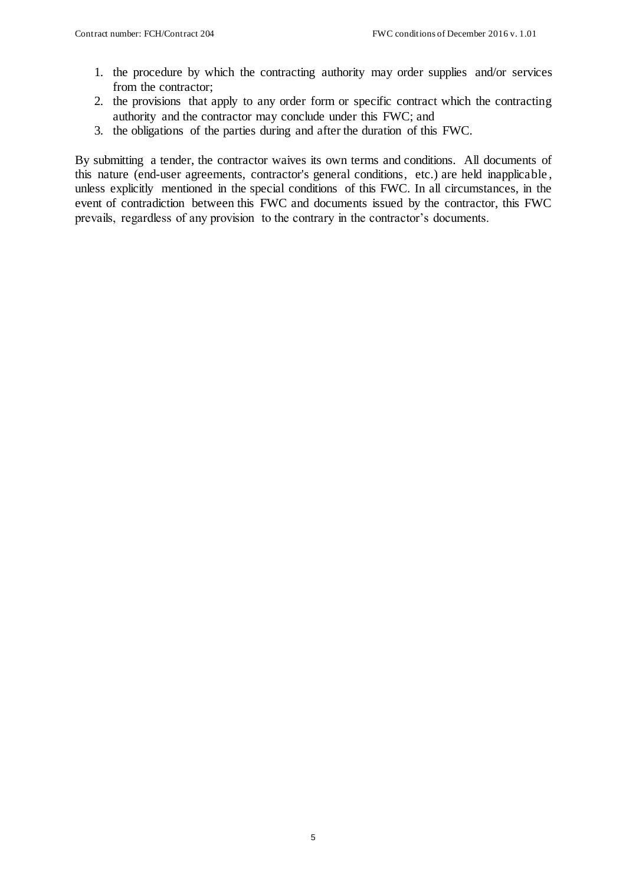1. the procedure by which the contracting authority may order supplies and/or services from the contractor;
2. the provisions that apply to any order form or specific contract which the contracting authority and the contractor may conclude under this FWC; and
3. the obligations of the parties during and after the duration of this FWC.

By submitting a tender, the contractor waives its own terms and conditions. All documents of this nature (end-user agreements, contractor's general conditions, etc.) are held inapplicable, unless explicitly mentioned in the special conditions of this FWC. In all circumstances, in the event of contradiction between this FWC and documents issued by the contractor, this FWC prevails, regardless of any provision to the contrary in the contractor's documents.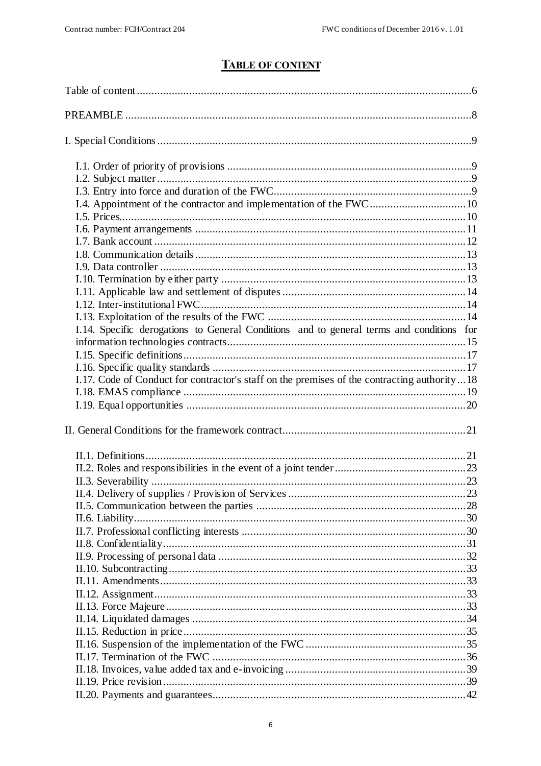# TABLE OF CONTENT

Table of content....................................................................................................................6

PREAMBLE .........................................................................................................................8

I. Special Conditions ............................................................................................................9

- I.1. Order of priority of provisions ....................................................................................9
- I.2. Subject matter ............................................................................................................9
- I.3. Entry into force and duration of the FWC....................................................................9
- I.4. Appointment of the contractor and implementation of the FWC.................................10
- I.5. Prices.......................................................................................................................10
- I.6. Payment arrangements .............................................................................................11
- I.7. Bank account ...........................................................................................................12
- I.8. Communication details .............................................................................................13
- I.9. Data controller .........................................................................................................13
- I.10. Termination by either party ....................................................................................13
- I.11. Applicable law and settlement of disputes ..............................................................14
- I.12. Inter-institutional FWC...........................................................................................14
- I.13. Exploitation of the results of the FWC ....................................................................14
- I.14. Specific derogations to General Conditions and to general terms and conditions for information technologies contracts.................................................................................15
- I.15. Specific definitions.................................................................................................17
- I.16. Specific quality standards .......................................................................................17
- I.17. Code of Conduct for contractor's staff on the premises of the contracting authority ...18
- I.18. EMAS compliance .................................................................................................19
- I.19. Equal opportunities ................................................................................................20

II. General Conditions for the framework contract...............................................................21

- II.1. Definitions..............................................................................................................21
- II.2. Roles and responsibilities in the event of a joint tender .............................................23
- II.3. Severability ............................................................................................................23
- II.4. Delivery of supplies / Provision of Services .............................................................23
- II.5. Communication between the parties ........................................................................28
- II.6. Liability..................................................................................................................30
- II.7. Professional conflicting interests .............................................................................30
- II.8. Confidentiality........................................................................................................31
- II.9. Processing of personal data .....................................................................................32
- II.10. Subcontracting......................................................................................................33
- II.11. Amendments.........................................................................................................33
- II.12. Assignment...........................................................................................................33
- II.13. Force Majeure.......................................................................................................33
- II.14. Liquidated damages ..............................................................................................34
- II.15. Reduction in price .................................................................................................35
- II.16. Suspension of the implementation of the FWC .......................................................35
- II.17. Termination of the FWC .......................................................................................36
- II.18. Invoices, value added tax and e-invoicing ..............................................................39
- II.19. Price revision........................................................................................................39
- II.20. Payments and guarantees.......................................................................................42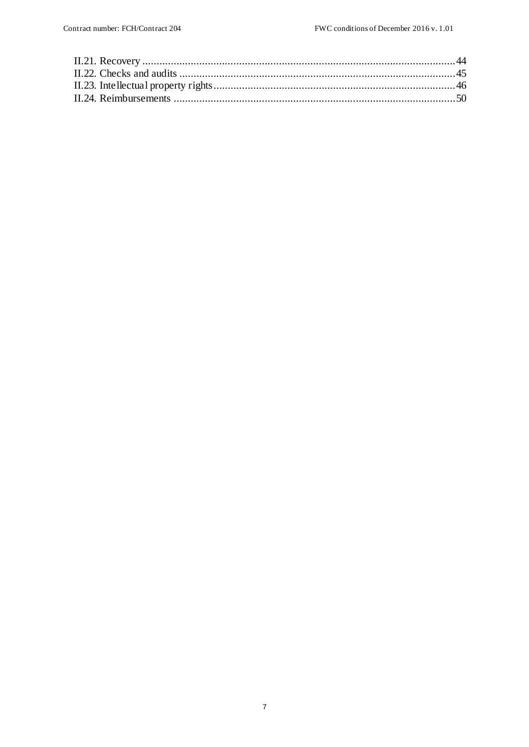II.21. Recovery .......................................................................................................44
II.22. Checks and audits ...............................................................................................45
II.23. Intellectual property rights...................................................................................46
II.24. Reimbursements ..................................................................................................50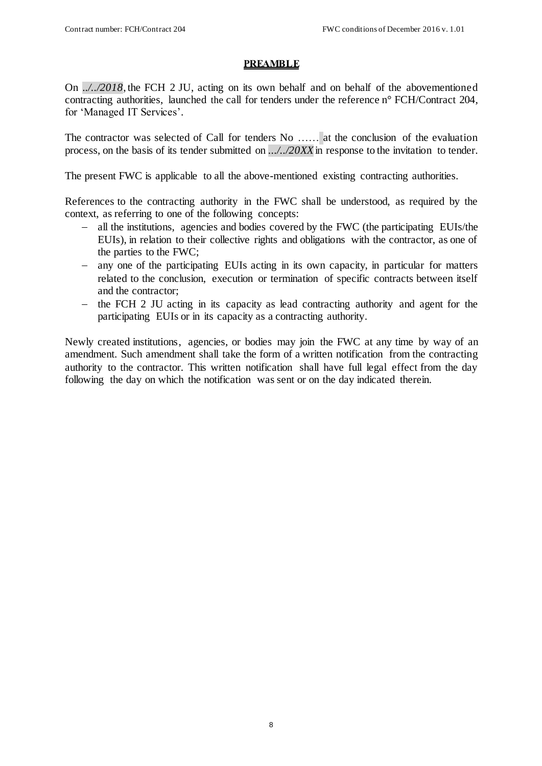**PREAMBLE**

On *../../2018*, the FCH 2 JU, acting on its own behalf and on behalf of the abovementioned contracting authorities, launched the call for tenders under the reference n° FCH/Contract 204, for 'Managed IT Services'.

The contractor was selected of Call for tenders No …… at the conclusion of the evaluation process, on the basis of its tender submitted on *.../../20XX* in response to the invitation to tender.

The present FWC is applicable to all the above-mentioned existing contracting authorities.

References to the contracting authority in the FWC shall be understood, as required by the context, as referring to one of the following concepts:

- all the institutions, agencies and bodies covered by the FWC (the participating EUIs/the EUIs), in relation to their collective rights and obligations with the contractor, as one of the parties to the FWC;
- any one of the participating EUIs acting in its own capacity, in particular for matters related to the conclusion, execution or termination of specific contracts between itself and the contractor;
- the FCH 2 JU acting in its capacity as lead contracting authority and agent for the participating EUIs or in its capacity as a contracting authority.

Newly created institutions, agencies, or bodies may join the FWC at any time by way of an amendment. Such amendment shall take the form of a written notification from the contracting authority to the contractor. This written notification shall have full legal effect from the day following the day on which the notification was sent or on the day indicated therein.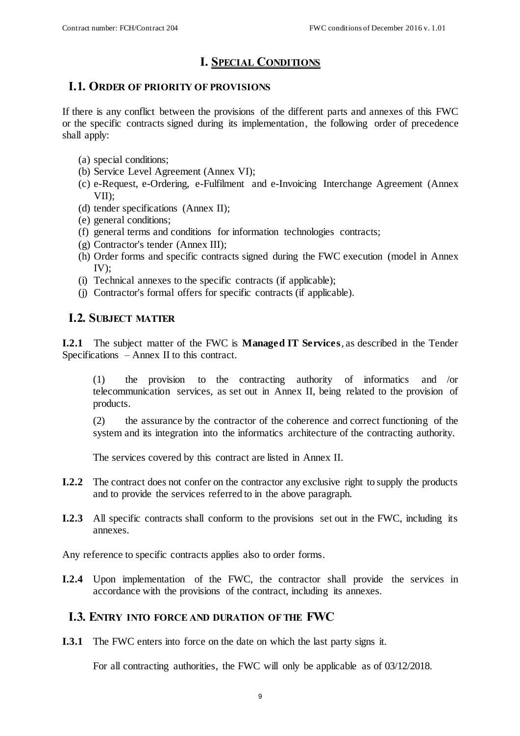# I. SPECIAL CONDITIONS

## I.1. ORDER OF PRIORITY OF PROVISIONS

If there is any conflict between the provisions of the different parts and annexes of this FWC or the specific contracts signed during its implementation, the following order of precedence shall apply:

(a) special conditions;
(b) Service Level Agreement (Annex VI);
(c) e-Request, e-Ordering, e-Fulfilment and e-Invoicing Interchange Agreement (Annex VII);
(d) tender specifications (Annex II);
(e) general conditions;
(f) general terms and conditions for information technologies contracts;
(g) Contractor's tender (Annex III);
(h) Order forms and specific contracts signed during the FWC execution (model in Annex IV);
(i) Technical annexes to the specific contracts (if applicable);
(j) Contractor's formal offers for specific contracts (if applicable).

## I.2. SUBJECT MATTER

**I.2.1** The subject matter of the FWC is **Managed IT Services**, as described in the Tender Specifications – Annex II to this contract.

(1) the provision to the contracting authority of informatics and /or telecommunication services, as set out in Annex II, being related to the provision of products.

(2) the assurance by the contractor of the coherence and correct functioning of the system and its integration into the informatics architecture of the contracting authority.

The services covered by this contract are listed in Annex II.

**I.2.2** The contract does not confer on the contractor any exclusive right to supply the products and to provide the services referred to in the above paragraph.

**I.2.3** All specific contracts shall conform to the provisions set out in the FWC, including its annexes.

Any reference to specific contracts applies also to order forms.

**I.2.4** Upon implementation of the FWC, the contractor shall provide the services in accordance with the provisions of the contract, including its annexes.

## I.3. ENTRY INTO FORCE AND DURATION OF THE FWC

**I.3.1** The FWC enters into force on the date on which the last party signs it.

For all contracting authorities, the FWC will only be applicable as of 03/12/2018.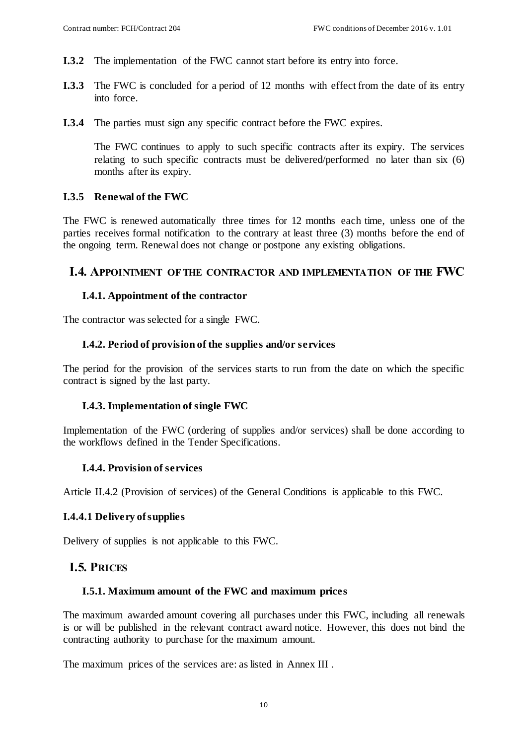**I.3.2** The implementation of the FWC cannot start before its entry into force.

**I.3.3** The FWC is concluded for a period of 12 months with effect from the date of its entry into force.

**I.3.4** The parties must sign any specific contract before the FWC expires.

The FWC continues to apply to such specific contracts after its expiry. The services relating to such specific contracts must be delivered/performed no later than six (6) months after its expiry.

### I.3.5 Renewal of the FWC

The FWC is renewed automatically three times for 12 months each time, unless one of the parties receives formal notification to the contrary at least three (3) months before the end of the ongoing term. Renewal does not change or postpone any existing obligations.

## I.4. APPOINTMENT OF THE CONTRACTOR AND IMPLEMENTATION OF THE FWC

### I.4.1. Appointment of the contractor

The contractor was selected for a single FWC.

### I.4.2. Period of provision of the supplies and/or services

The period for the provision of the services starts to run from the date on which the specific contract is signed by the last party.

### I.4.3. Implementation of single FWC

Implementation of the FWC (ordering of supplies and/or services) shall be done according to the workflows defined in the Tender Specifications.

### I.4.4. Provision of services

Article II.4.2 (Provision of services) of the General Conditions is applicable to this FWC.

### I.4.4.1 Delivery of supplies

Delivery of supplies is not applicable to this FWC.

## I.5. PRICES

### I.5.1. Maximum amount of the FWC and maximum prices

The maximum awarded amount covering all purchases under this FWC, including all renewals is or will be published in the relevant contract award notice. However, this does not bind the contracting authority to purchase for the maximum amount.

The maximum prices of the services are: as listed in Annex III .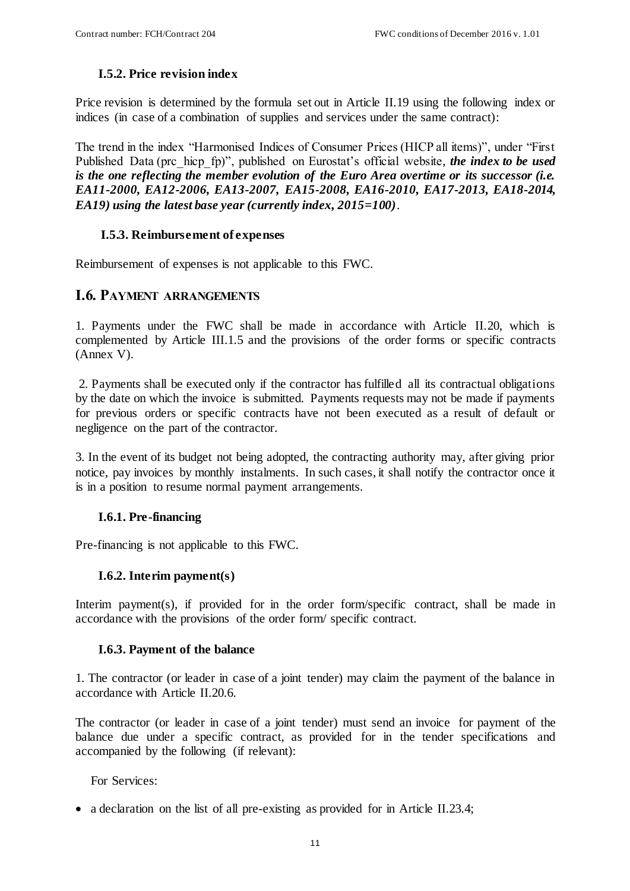### I.5.2. Price revision index

Price revision is determined by the formula set out in Article II.19 using the following index or indices (in case of a combination of supplies and services under the same contract):

The trend in the index "Harmonised Indices of Consumer Prices (HICP all items)", under "First Published Data (prc_hicp_fp)", published on Eurostat's official website, ***the index to be used is the one reflecting the member evolution of the Euro Area overtime or its successor (i.e. EA11-2000, EA12-2006, EA13-2007, EA15-2008, EA16-2010, EA17-2013, EA18-2014, EA19) using the latest base year (currently index, 2015=100)***.

### I.5.3. Reimbursement of expenses

Reimbursement of expenses is not applicable to this FWC.

## I.6. PAYMENT ARRANGEMENTS

1. Payments under the FWC shall be made in accordance with Article II.20, which is complemented by Article III.1.5 and the provisions of the order forms or specific contracts (Annex V).

2. Payments shall be executed only if the contractor has fulfilled all its contractual obligations by the date on which the invoice is submitted. Payments requests may not be made if payments for previous orders or specific contracts have not been executed as a result of default or negligence on the part of the contractor.

3. In the event of its budget not being adopted, the contracting authority may, after giving prior notice, pay invoices by monthly instalments. In such cases, it shall notify the contractor once it is in a position to resume normal payment arrangements.

### I.6.1. Pre-financing

Pre-financing is not applicable to this FWC.

### I.6.2. Interim payment(s)

Interim payment(s), if provided for in the order form/specific contract, shall be made in accordance with the provisions of the order form/ specific contract.

### I.6.3. Payment of the balance

1. The contractor (or leader in case of a joint tender) may claim the payment of the balance in accordance with Article II.20.6.

The contractor (or leader in case of a joint tender) must send an invoice for payment of the balance due under a specific contract, as provided for in the tender specifications and accompanied by the following (if relevant):

For Services:

- a declaration on the list of all pre-existing as provided for in Article II.23.4;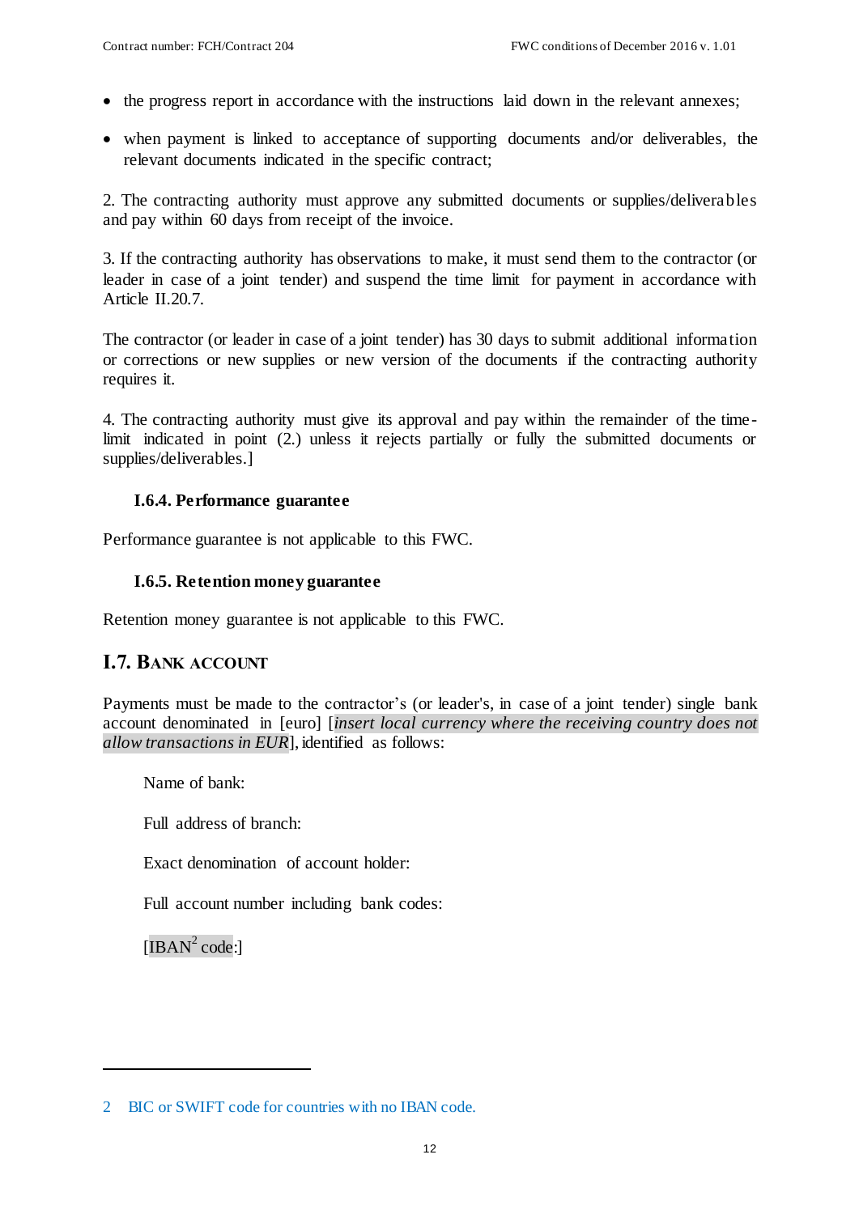- the progress report in accordance with the instructions laid down in the relevant annexes;
- when payment is linked to acceptance of supporting documents and/or deliverables, the relevant documents indicated in the specific contract;

2. The contracting authority must approve any submitted documents or supplies/deliverables and pay within 60 days from receipt of the invoice.

3. If the contracting authority has observations to make, it must send them to the contractor (or leader in case of a joint tender) and suspend the time limit for payment in accordance with Article II.20.7.

The contractor (or leader in case of a joint tender) has 30 days to submit additional information or corrections or new supplies or new version of the documents if the contracting authority requires it.

4. The contracting authority must give its approval and pay within the remainder of the time-limit indicated in point (2.) unless it rejects partially or fully the submitted documents or supplies/deliverables.]

#### I.6.4. Performance guarantee

Performance guarantee is not applicable to this FWC.

#### I.6.5. Retention money guarantee

Retention money guarantee is not applicable to this FWC.

## I.7. Bank account

Payments must be made to the contractor's (or leader's, in case of a joint tender) single bank account denominated in [euro] [*insert local currency where the receiving country does not allow transactions in EUR*], identified as follows:

Name of bank:

Full address of branch:

Exact denomination of account holder:

Full account number including bank codes:

[IBAN[2] code:]

---

2 BIC or SWIFT code for countries with no IBAN code.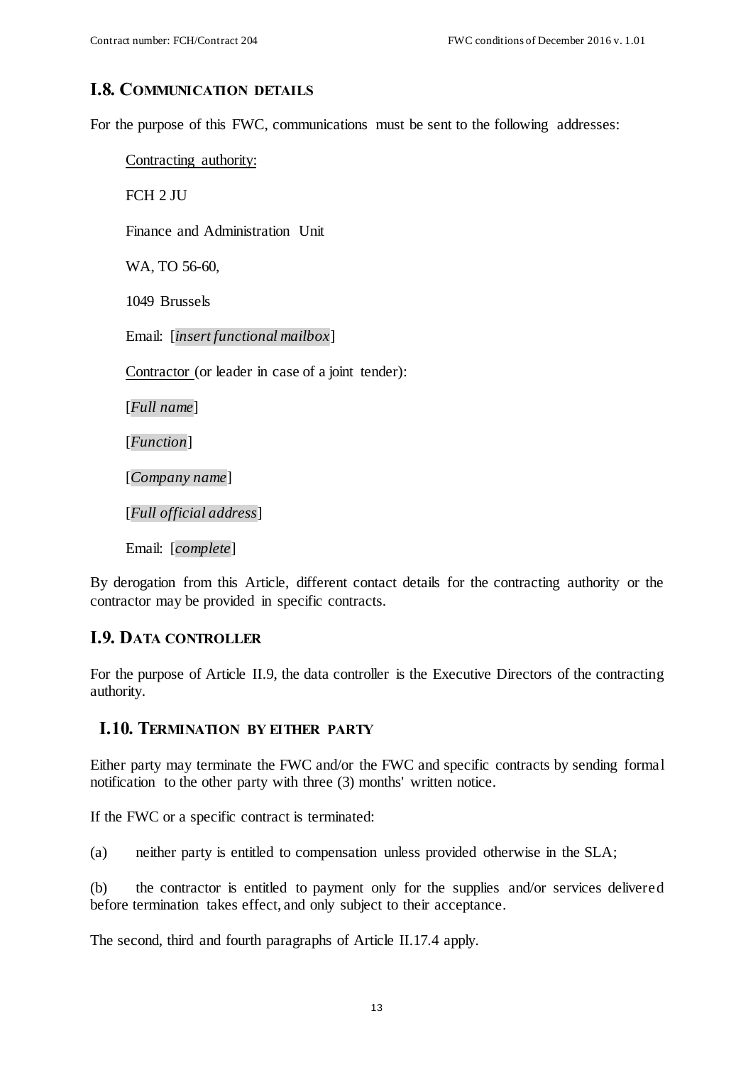## I.8. Communication details

For the purpose of this FWC, communications must be sent to the following addresses:

Contracting authority:

FCH 2 JU

Finance and Administration Unit

WA, TO 56-60,

1049 Brussels

Email: [*insert functional mailbox*]

Contractor (or leader in case of a joint tender):

[*Full name*]

[*Function*]

[*Company name*]

[*Full official address*]

Email: [*complete*]

By derogation from this Article, different contact details for the contracting authority or the contractor may be provided in specific contracts.

## I.9. Data controller

For the purpose of Article II.9, the data controller is the Executive Directors of the contracting authority.

## I.10. Termination by either party

Either party may terminate the FWC and/or the FWC and specific contracts by sending formal notification to the other party with three (3) months' written notice.

If the FWC or a specific contract is terminated:

(a) neither party is entitled to compensation unless provided otherwise in the SLA;

(b) the contractor is entitled to payment only for the supplies and/or services delivered before termination takes effect, and only subject to their acceptance.

The second, third and fourth paragraphs of Article II.17.4 apply.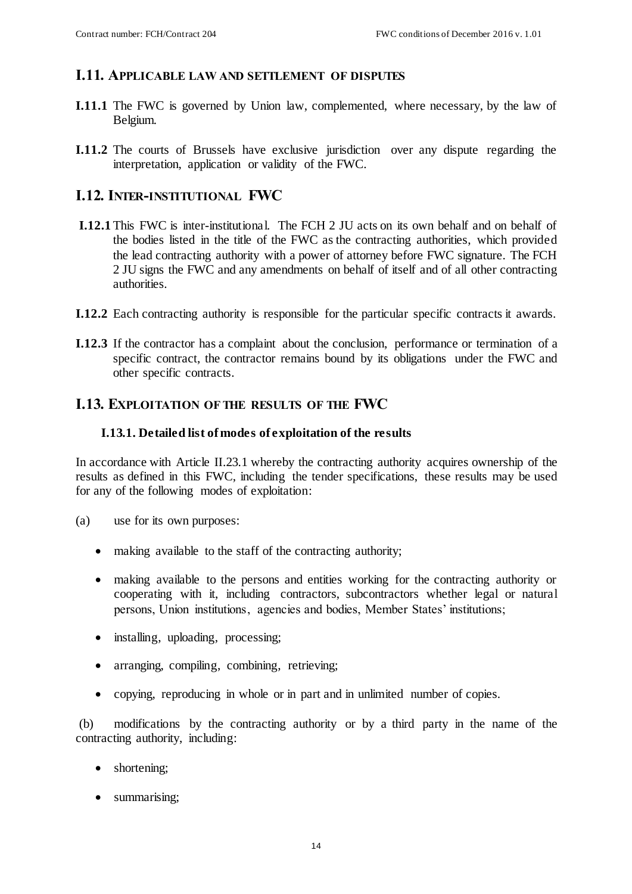## I.11. APPLICABLE LAW AND SETTLEMENT OF DISPUTES

**I.11.1** The FWC is governed by Union law, complemented, where necessary, by the law of Belgium.

**I.11.2** The courts of Brussels have exclusive jurisdiction over any dispute regarding the interpretation, application or validity of the FWC.

## I.12. INTER-INSTITUTIONAL FWC

**I.12.1** This FWC is inter-institutional. The FCH 2 JU acts on its own behalf and on behalf of the bodies listed in the title of the FWC as the contracting authorities, which provided the lead contracting authority with a power of attorney before FWC signature. The FCH 2 JU signs the FWC and any amendments on behalf of itself and of all other contracting authorities.

**I.12.2** Each contracting authority is responsible for the particular specific contracts it awards.

**I.12.3** If the contractor has a complaint about the conclusion, performance or termination of a specific contract, the contractor remains bound by its obligations under the FWC and other specific contracts.

## I.13. EXPLOITATION OF THE RESULTS OF THE FWC

### I.13.1. Detailed list of modes of exploitation of the results

In accordance with Article II.23.1 whereby the contracting authority acquires ownership of the results as defined in this FWC, including the tender specifications, these results may be used for any of the following modes of exploitation:

(a) use for its own purposes:

- making available to the staff of the contracting authority;
- making available to the persons and entities working for the contracting authority or cooperating with it, including contractors, subcontractors whether legal or natural persons, Union institutions, agencies and bodies, Member States' institutions;
- installing, uploading, processing;
- arranging, compiling, combining, retrieving;
- copying, reproducing in whole or in part and in unlimited number of copies.

(b) modifications by the contracting authority or by a third party in the name of the contracting authority, including:

- shortening;
- summarising;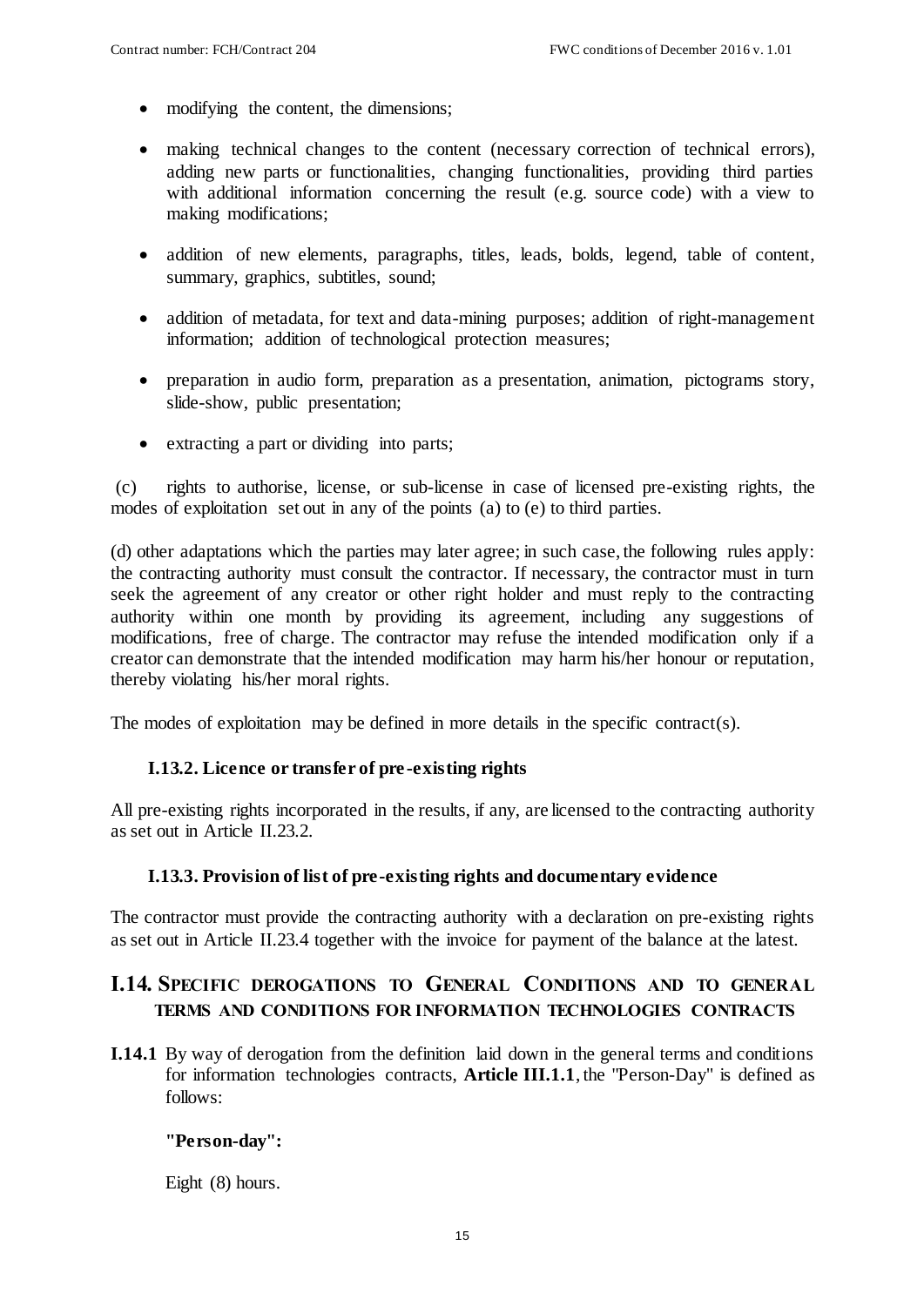- modifying the content, the dimensions;
- making technical changes to the content (necessary correction of technical errors), adding new parts or functionalities, changing functionalities, providing third parties with additional information concerning the result (e.g. source code) with a view to making modifications;
- addition of new elements, paragraphs, titles, leads, bolds, legend, table of content, summary, graphics, subtitles, sound;
- addition of metadata, for text and data-mining purposes; addition of right-management information; addition of technological protection measures;
- preparation in audio form, preparation as a presentation, animation, pictograms story, slide-show, public presentation;
- extracting a part or dividing into parts;

(c) rights to authorise, license, or sub-license in case of licensed pre-existing rights, the modes of exploitation set out in any of the points (a) to (e) to third parties.

(d) other adaptations which the parties may later agree; in such case, the following rules apply: the contracting authority must consult the contractor. If necessary, the contractor must in turn seek the agreement of any creator or other right holder and must reply to the contracting authority within one month by providing its agreement, including any suggestions of modifications, free of charge. The contractor may refuse the intended modification only if a creator can demonstrate that the intended modification may harm his/her honour or reputation, thereby violating his/her moral rights.

The modes of exploitation may be defined in more details in the specific contract(s).

### I.13.2. Licence or transfer of pre-existing rights

All pre-existing rights incorporated in the results, if any, are licensed to the contracting authority as set out in Article II.23.2.

### I.13.3. Provision of list of pre-existing rights and documentary evidence

The contractor must provide the contracting authority with a declaration on pre-existing rights as set out in Article II.23.4 together with the invoice for payment of the balance at the latest.

## I.14. Specific derogations to General Conditions and to general terms and conditions for information technologies contracts

**I.14.1** By way of derogation from the definition laid down in the general terms and conditions for information technologies contracts, **Article III.1.1**, the "Person-Day" is defined as follows:

**"Person-day":**

Eight (8) hours.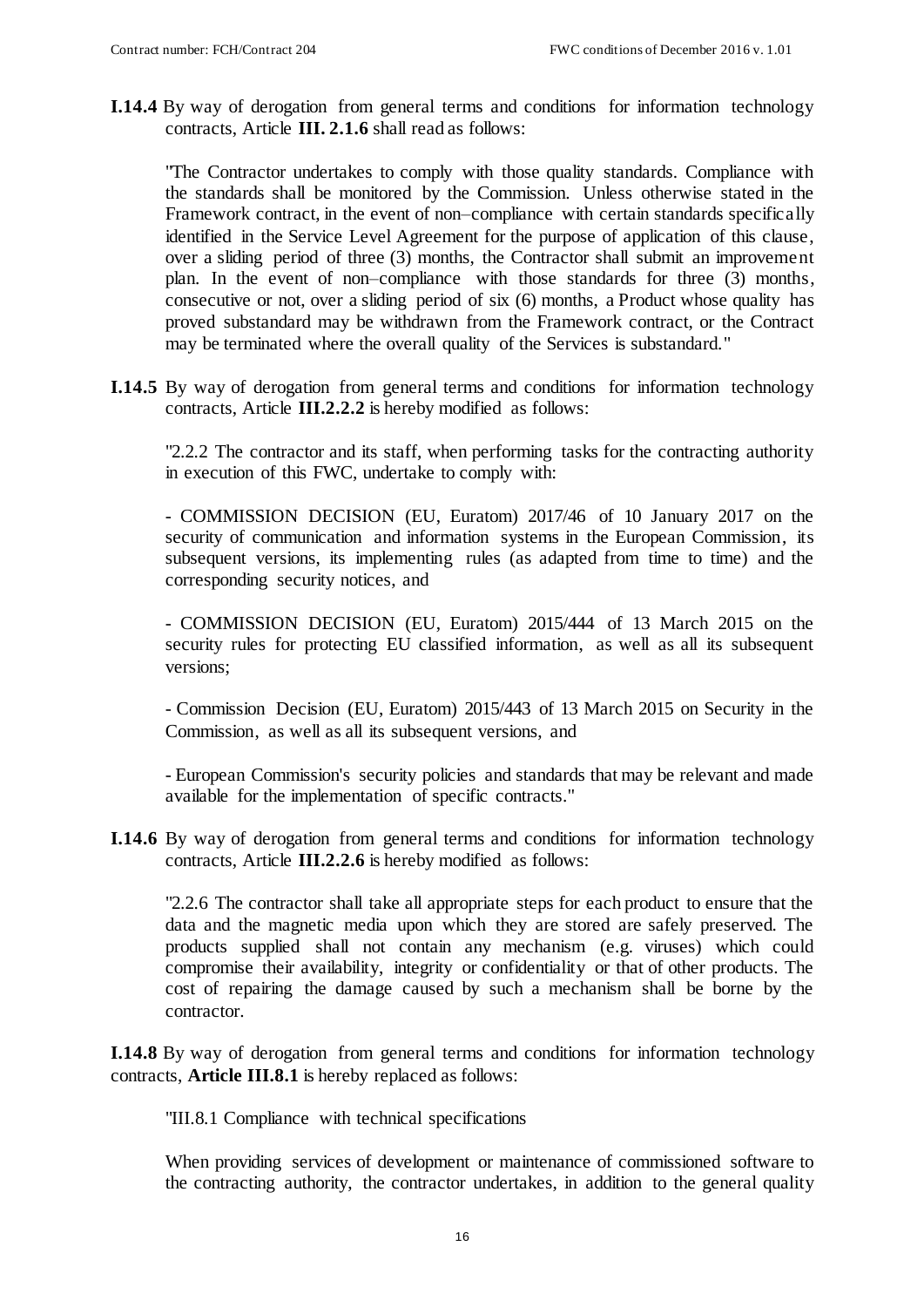**I.14.4** By way of derogation from general terms and conditions for information technology contracts, Article **III. 2.1.6** shall read as follows:

"The Contractor undertakes to comply with those quality standards. Compliance with the standards shall be monitored by the Commission. Unless otherwise stated in the Framework contract, in the event of non–compliance with certain standards specifically identified in the Service Level Agreement for the purpose of application of this clause, over a sliding period of three (3) months, the Contractor shall submit an improvement plan. In the event of non–compliance with those standards for three (3) months, consecutive or not, over a sliding period of six (6) months, a Product whose quality has proved substandard may be withdrawn from the Framework contract, or the Contract may be terminated where the overall quality of the Services is substandard."

**I.14.5** By way of derogation from general terms and conditions for information technology contracts, Article **III.2.2.2** is hereby modified as follows:

"2.2.2 The contractor and its staff, when performing tasks for the contracting authority in execution of this FWC, undertake to comply with:

- COMMISSION DECISION (EU, Euratom) 2017/46 of 10 January 2017 on the security of communication and information systems in the European Commission, its subsequent versions, its implementing rules (as adapted from time to time) and the corresponding security notices, and

- COMMISSION DECISION (EU, Euratom) 2015/444 of 13 March 2015 on the security rules for protecting EU classified information, as well as all its subsequent versions;

- Commission Decision (EU, Euratom) 2015/443 of 13 March 2015 on Security in the Commission, as well as all its subsequent versions, and

- European Commission's security policies and standards that may be relevant and made available for the implementation of specific contracts."

**I.14.6** By way of derogation from general terms and conditions for information technology contracts, Article **III.2.2.6** is hereby modified as follows:

"2.2.6 The contractor shall take all appropriate steps for each product to ensure that the data and the magnetic media upon which they are stored are safely preserved. The products supplied shall not contain any mechanism (e.g. viruses) which could compromise their availability, integrity or confidentiality or that of other products. The cost of repairing the damage caused by such a mechanism shall be borne by the contractor.

**I.14.8** By way of derogation from general terms and conditions for information technology contracts, **Article III.8.1** is hereby replaced as follows:

"III.8.1 Compliance with technical specifications

When providing services of development or maintenance of commissioned software to the contracting authority, the contractor undertakes, in addition to the general quality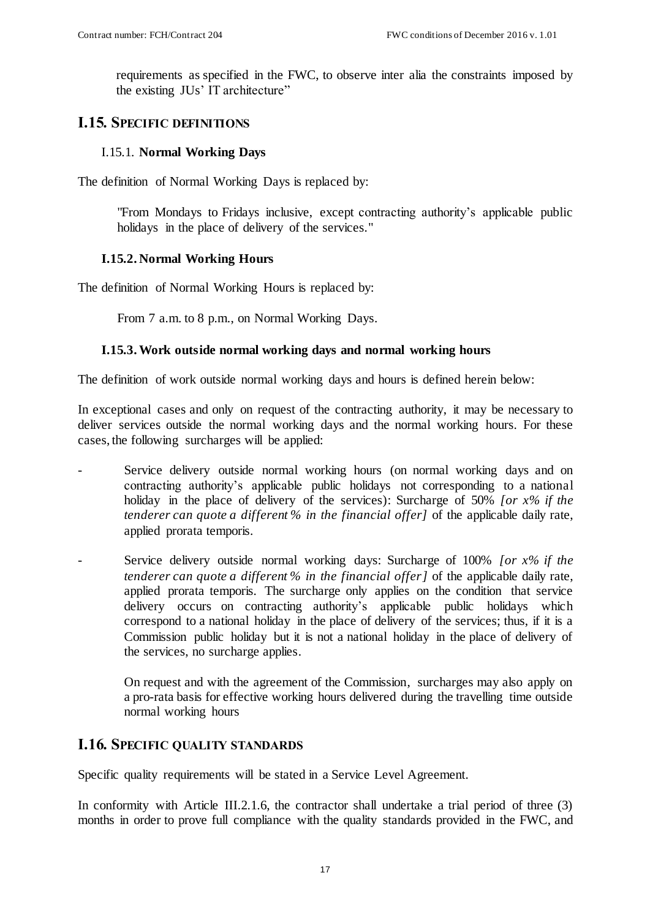requirements as specified in the FWC, to observe inter alia the constraints imposed by the existing JUs' IT architecture"

## I.15. Specific definitions

### I.15.1. **Normal Working Days**

The definition of Normal Working Days is replaced by:

"From Mondays to Fridays inclusive, except contracting authority's applicable public holidays in the place of delivery of the services."

### **I.15.2. Normal Working Hours**

The definition of Normal Working Hours is replaced by:

From 7 a.m. to 8 p.m., on Normal Working Days.

### **I.15.3. Work outside normal working days and normal working hours**

The definition of work outside normal working days and hours is defined herein below:

In exceptional cases and only on request of the contracting authority, it may be necessary to deliver services outside the normal working days and the normal working hours. For these cases, the following surcharges will be applied:

- Service delivery outside normal working hours (on normal working days and on contracting authority's applicable public holidays not corresponding to a national holiday in the place of delivery of the services): Surcharge of 50% *[or x% if the tenderer can quote a different % in the financial offer]* of the applicable daily rate, applied prorata temporis.

- Service delivery outside normal working days: Surcharge of 100% *[or x% if the tenderer can quote a different % in the financial offer]* of the applicable daily rate, applied prorata temporis. The surcharge only applies on the condition that service delivery occurs on contracting authority's applicable public holidays which correspond to a national holiday in the place of delivery of the services; thus, if it is a Commission public holiday but it is not a national holiday in the place of delivery of the services, no surcharge applies.

  On request and with the agreement of the Commission, surcharges may also apply on a pro-rata basis for effective working hours delivered during the travelling time outside normal working hours

## I.16. Specific quality standards

Specific quality requirements will be stated in a Service Level Agreement.

In conformity with Article III.2.1.6, the contractor shall undertake a trial period of three (3) months in order to prove full compliance with the quality standards provided in the FWC, and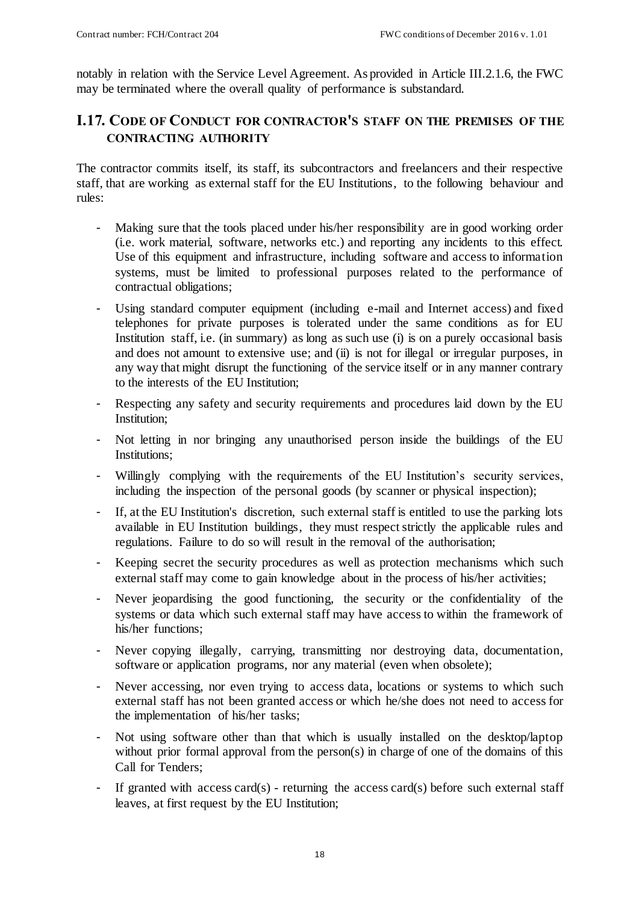notably in relation with the Service Level Agreement. As provided in Article III.2.1.6, the FWC may be terminated where the overall quality of performance is substandard.

## I.17. Code of Conduct for contractor's staff on the premises of the contracting authority

The contractor commits itself, its staff, its subcontractors and freelancers and their respective staff, that are working as external staff for the EU Institutions, to the following behaviour and rules:

- Making sure that the tools placed under his/her responsibility are in good working order (i.e. work material, software, networks etc.) and reporting any incidents to this effect. Use of this equipment and infrastructure, including software and access to information systems, must be limited to professional purposes related to the performance of contractual obligations;
- Using standard computer equipment (including e-mail and Internet access) and fixed telephones for private purposes is tolerated under the same conditions as for EU Institution staff, i.e. (in summary) as long as such use (i) is on a purely occasional basis and does not amount to extensive use; and (ii) is not for illegal or irregular purposes, in any way that might disrupt the functioning of the service itself or in any manner contrary to the interests of the EU Institution;
- Respecting any safety and security requirements and procedures laid down by the EU Institution;
- Not letting in nor bringing any unauthorised person inside the buildings of the EU Institutions;
- Willingly complying with the requirements of the EU Institution's security services, including the inspection of the personal goods (by scanner or physical inspection);
- If, at the EU Institution's discretion, such external staff is entitled to use the parking lots available in EU Institution buildings, they must respect strictly the applicable rules and regulations. Failure to do so will result in the removal of the authorisation;
- Keeping secret the security procedures as well as protection mechanisms which such external staff may come to gain knowledge about in the process of his/her activities;
- Never jeopardising the good functioning, the security or the confidentiality of the systems or data which such external staff may have access to within the framework of his/her functions;
- Never copying illegally, carrying, transmitting nor destroying data, documentation, software or application programs, nor any material (even when obsolete);
- Never accessing, nor even trying to access data, locations or systems to which such external staff has not been granted access or which he/she does not need to access for the implementation of his/her tasks;
- Not using software other than that which is usually installed on the desktop/laptop without prior formal approval from the person(s) in charge of one of the domains of this Call for Tenders;
- If granted with access card(s) - returning the access card(s) before such external staff leaves, at first request by the EU Institution;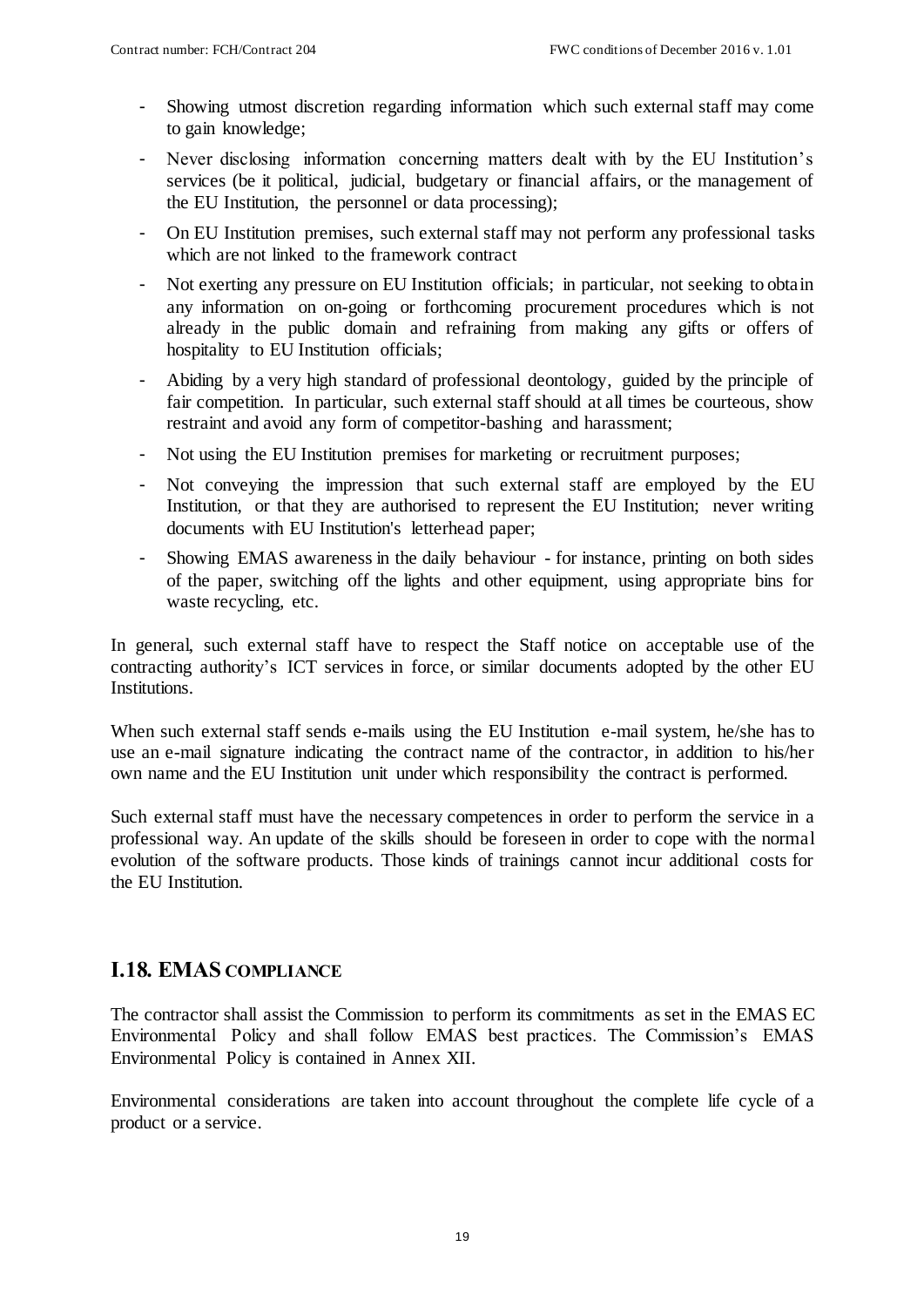- Showing utmost discretion regarding information which such external staff may come to gain knowledge;
- Never disclosing information concerning matters dealt with by the EU Institution's services (be it political, judicial, budgetary or financial affairs, or the management of the EU Institution, the personnel or data processing);
- On EU Institution premises, such external staff may not perform any professional tasks which are not linked to the framework contract
- Not exerting any pressure on EU Institution officials; in particular, not seeking to obtain any information on on-going or forthcoming procurement procedures which is not already in the public domain and refraining from making any gifts or offers of hospitality to EU Institution officials;
- Abiding by a very high standard of professional deontology, guided by the principle of fair competition. In particular, such external staff should at all times be courteous, show restraint and avoid any form of competitor-bashing and harassment;
- Not using the EU Institution premises for marketing or recruitment purposes;
- Not conveying the impression that such external staff are employed by the EU Institution, or that they are authorised to represent the EU Institution; never writing documents with EU Institution's letterhead paper;
- Showing EMAS awareness in the daily behaviour - for instance, printing on both sides of the paper, switching off the lights and other equipment, using appropriate bins for waste recycling, etc.

In general, such external staff have to respect the Staff notice on acceptable use of the contracting authority's ICT services in force, or similar documents adopted by the other EU Institutions.

When such external staff sends e-mails using the EU Institution e-mail system, he/she has to use an e-mail signature indicating the contract name of the contractor, in addition to his/her own name and the EU Institution unit under which responsibility the contract is performed.

Such external staff must have the necessary competences in order to perform the service in a professional way. An update of the skills should be foreseen in order to cope with the normal evolution of the software products. Those kinds of trainings cannot incur additional costs for the EU Institution.

## I.18. EMAS COMPLIANCE

The contractor shall assist the Commission to perform its commitments as set in the EMAS EC Environmental Policy and shall follow EMAS best practices. The Commission's EMAS Environmental Policy is contained in Annex XII.

Environmental considerations are taken into account throughout the complete life cycle of a product or a service.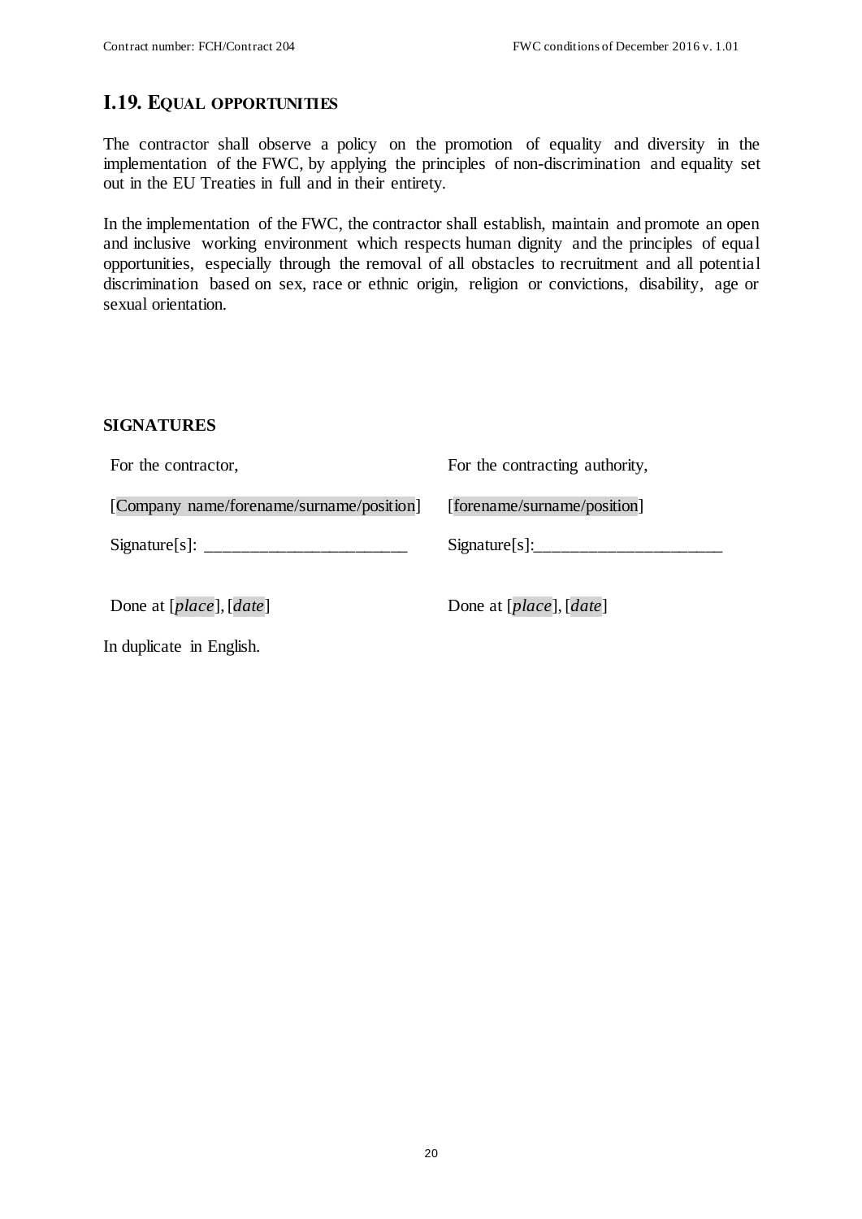## I.19. Equal opportunities

The contractor shall observe a policy on the promotion of equality and diversity in the implementation of the FWC, by applying the principles of non-discrimination and equality set out in the EU Treaties in full and in their entirety.

In the implementation of the FWC, the contractor shall establish, maintain and promote an open and inclusive working environment which respects human dignity and the principles of equal opportunities, especially through the removal of all obstacles to recruitment and all potential discrimination based on sex, race or ethnic origin, religion or convictions, disability, age or sexual orientation.

**SIGNATURES**

| For the contractor, | For the contracting authority, |
| --- | --- |
| [Company name/forename/surname/position] | [forename/surname/position] |
| Signature[s]: _______________________ | Signature[s]:_____________________ |
| Done at [*place*], [*date*] | Done at [*place*], [*date*] |

In duplicate in English.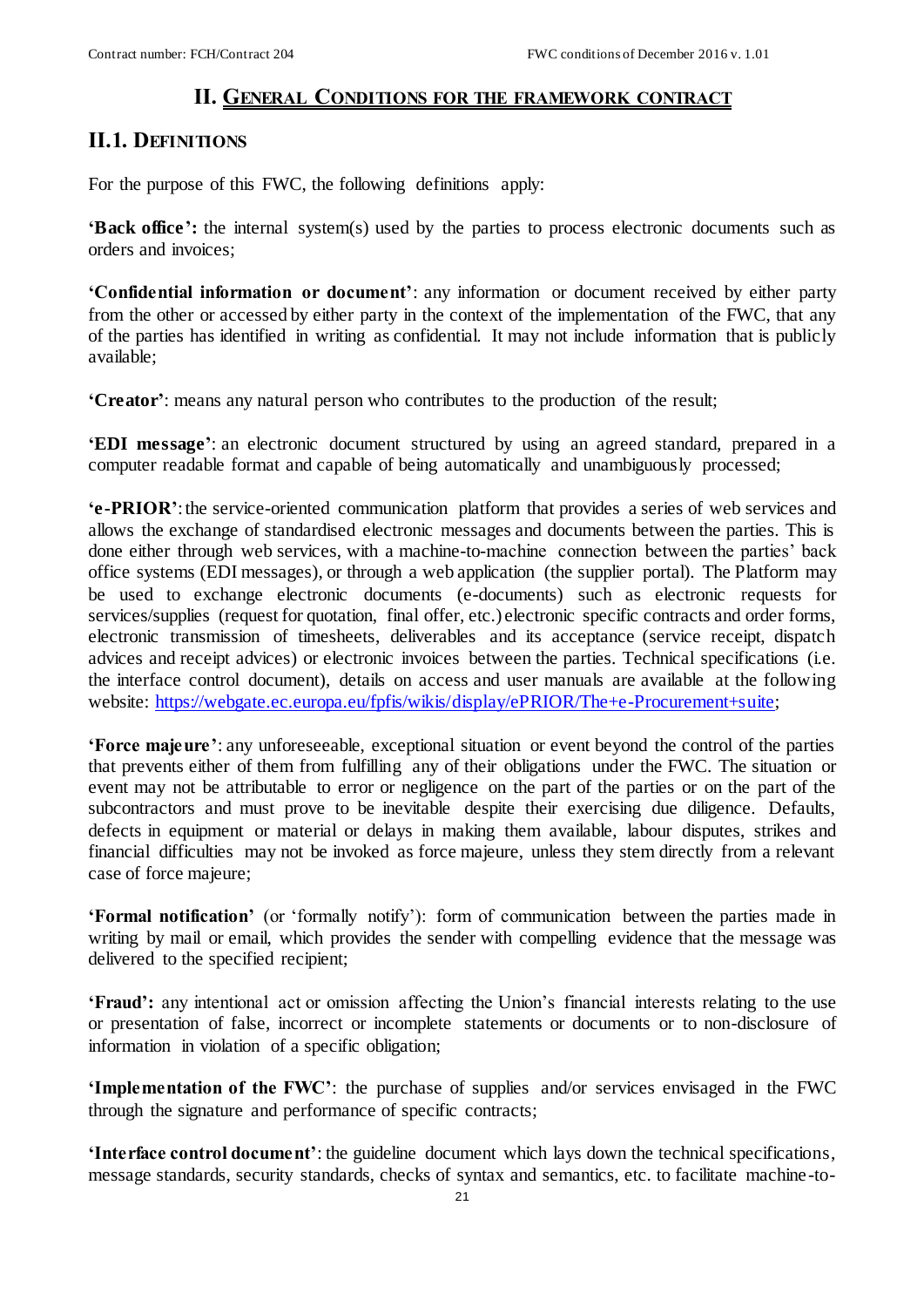# II. GENERAL CONDITIONS FOR THE FRAMEWORK CONTRACT

## II.1. DEFINITIONS

For the purpose of this FWC, the following definitions apply:

**'Back office':** the internal system(s) used by the parties to process electronic documents such as orders and invoices;

**'Confidential information or document'**: any information or document received by either party from the other or accessed by either party in the context of the implementation of the FWC, that any of the parties has identified in writing as confidential. It may not include information that is publicly available;

**'Creator'**: means any natural person who contributes to the production of the result;

**'EDI message'**: an electronic document structured by using an agreed standard, prepared in a computer readable format and capable of being automatically and unambiguously processed;

**'e-PRIOR'**: the service-oriented communication platform that provides a series of web services and allows the exchange of standardised electronic messages and documents between the parties. This is done either through web services, with a machine-to-machine connection between the parties' back office systems (EDI messages), or through a web application (the supplier portal). The Platform may be used to exchange electronic documents (e-documents) such as electronic requests for services/supplies (request for quotation, final offer, etc.) electronic specific contracts and order forms, electronic transmission of timesheets, deliverables and its acceptance (service receipt, dispatch advices and receipt advices) or electronic invoices between the parties. Technical specifications (i.e. the interface control document), details on access and user manuals are available at the following website: https://webgate.ec.europa.eu/fpfis/wikis/display/ePRIOR/The+e-Procurement+suite;

**'Force majeure'**: any unforeseeable, exceptional situation or event beyond the control of the parties that prevents either of them from fulfilling any of their obligations under the FWC. The situation or event may not be attributable to error or negligence on the part of the parties or on the part of the subcontractors and must prove to be inevitable despite their exercising due diligence. Defaults, defects in equipment or material or delays in making them available, labour disputes, strikes and financial difficulties may not be invoked as force majeure, unless they stem directly from a relevant case of force majeure;

**'Formal notification'** (or 'formally notify'): form of communication between the parties made in writing by mail or email, which provides the sender with compelling evidence that the message was delivered to the specified recipient;

**'Fraud':** any intentional act or omission affecting the Union's financial interests relating to the use or presentation of false, incorrect or incomplete statements or documents or to non-disclosure of information in violation of a specific obligation;

**'Implementation of the FWC'**: the purchase of supplies and/or services envisaged in the FWC through the signature and performance of specific contracts;

**'Interface control document'**: the guideline document which lays down the technical specifications, message standards, security standards, checks of syntax and semantics, etc. to facilitate machine-to-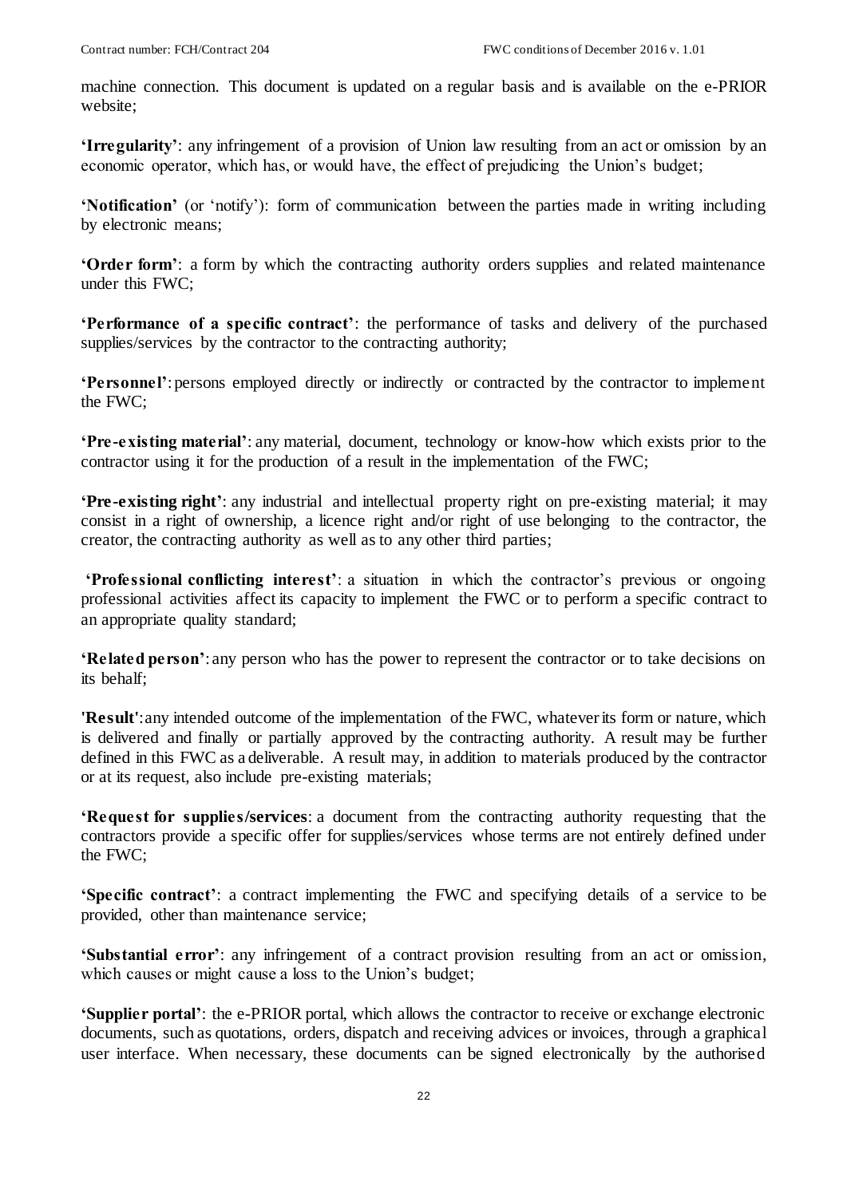machine connection. This document is updated on a regular basis and is available on the e-PRIOR website;

**'Irregularity'**: any infringement of a provision of Union law resulting from an act or omission by an economic operator, which has, or would have, the effect of prejudicing the Union's budget;

**'Notification'** (or 'notify'): form of communication between the parties made in writing including by electronic means;

**'Order form'**: a form by which the contracting authority orders supplies and related maintenance under this FWC;

**'Performance of a specific contract'**: the performance of tasks and delivery of the purchased supplies/services by the contractor to the contracting authority;

**'Personnel'**: persons employed directly or indirectly or contracted by the contractor to implement the FWC;

**'Pre-existing material'**: any material, document, technology or know-how which exists prior to the contractor using it for the production of a result in the implementation of the FWC;

**'Pre-existing right'**: any industrial and intellectual property right on pre-existing material; it may consist in a right of ownership, a licence right and/or right of use belonging to the contractor, the creator, the contracting authority as well as to any other third parties;

**'Professional conflicting interest'**: a situation in which the contractor's previous or ongoing professional activities affect its capacity to implement the FWC or to perform a specific contract to an appropriate quality standard;

**'Related person'**: any person who has the power to represent the contractor or to take decisions on its behalf;

**'Result'**: any intended outcome of the implementation of the FWC, whatever its form or nature, which is delivered and finally or partially approved by the contracting authority. A result may be further defined in this FWC as a deliverable. A result may, in addition to materials produced by the contractor or at its request, also include pre-existing materials;

**'Request for supplies/services**: a document from the contracting authority requesting that the contractors provide a specific offer for supplies/services whose terms are not entirely defined under the FWC;

**'Specific contract'**: a contract implementing the FWC and specifying details of a service to be provided, other than maintenance service;

**'Substantial error'**: any infringement of a contract provision resulting from an act or omission, which causes or might cause a loss to the Union's budget;

**'Supplier portal'**: the e-PRIOR portal, which allows the contractor to receive or exchange electronic documents, such as quotations, orders, dispatch and receiving advices or invoices, through a graphical user interface. When necessary, these documents can be signed electronically by the authorised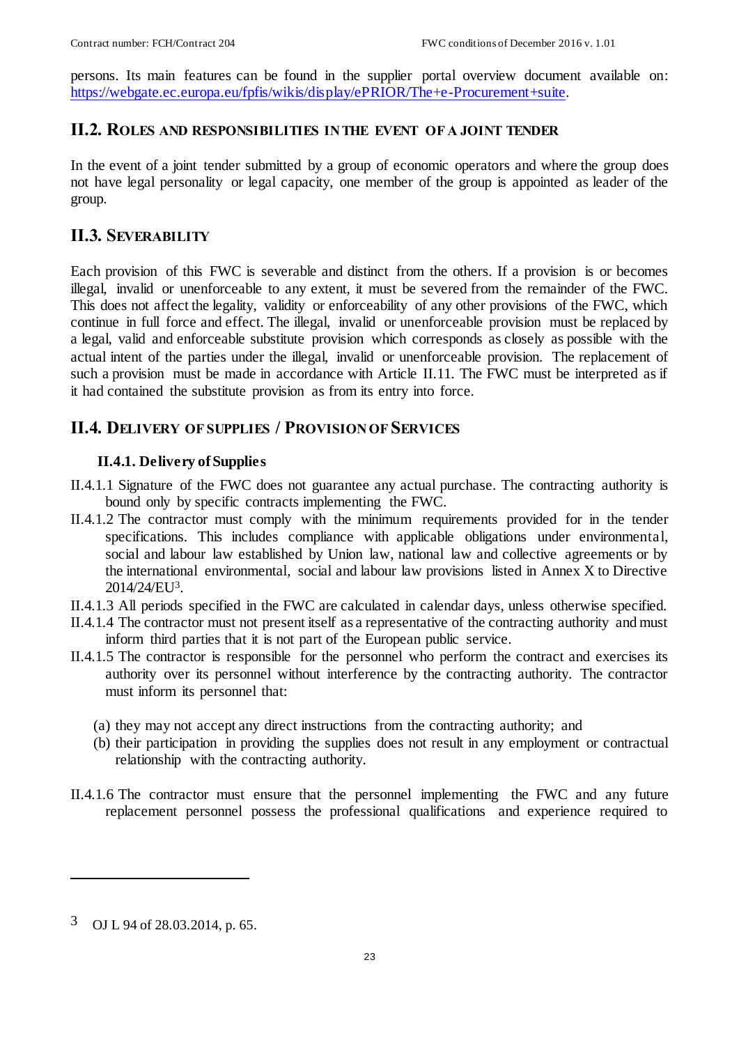persons. Its main features can be found in the supplier portal overview document available on: [https://webgate.ec.europa.eu/fpfis/wikis/display/ePRIOR/The+e-Procurement+suite](https://webgate.ec.europa.eu/fpfis/wikis/display/ePRIOR/The+e-Procurement+suite).

## II.2. Roles and responsibilities in the event of a joint tender

In the event of a joint tender submitted by a group of economic operators and where the group does not have legal personality or legal capacity, one member of the group is appointed as leader of the group.

## II.3. Severability

Each provision of this FWC is severable and distinct from the others. If a provision is or becomes illegal, invalid or unenforceable to any extent, it must be severed from the remainder of the FWC. This does not affect the legality, validity or enforceability of any other provisions of the FWC, which continue in full force and effect. The illegal, invalid or unenforceable provision must be replaced by a legal, valid and enforceable substitute provision which corresponds as closely as possible with the actual intent of the parties under the illegal, invalid or unenforceable provision. The replacement of such a provision must be made in accordance with Article II.11. The FWC must be interpreted as if it had contained the substitute provision as from its entry into force.

## II.4. Delivery of supplies / Provision of Services

### II.4.1. Delivery of Supplies

II.4.1.1 Signature of the FWC does not guarantee any actual purchase. The contracting authority is bound only by specific contracts implementing the FWC.

II.4.1.2 The contractor must comply with the minimum requirements provided for in the tender specifications. This includes compliance with applicable obligations under environmental, social and labour law established by Union law, national law and collective agreements or by the international environmental, social and labour law provisions listed in Annex X to Directive 2014/24/EU[3].

II.4.1.3 All periods specified in the FWC are calculated in calendar days, unless otherwise specified.

II.4.1.4 The contractor must not present itself as a representative of the contracting authority and must inform third parties that it is not part of the European public service.

II.4.1.5 The contractor is responsible for the personnel who perform the contract and exercises its authority over its personnel without interference by the contracting authority. The contractor must inform its personnel that:

(a) they may not accept any direct instructions from the contracting authority; and

(b) their participation in providing the supplies does not result in any employment or contractual relationship with the contracting authority.

II.4.1.6 The contractor must ensure that the personnel implementing the FWC and any future replacement personnel possess the professional qualifications and experience required to

[3] OJ L 94 of 28.03.2014, p. 65.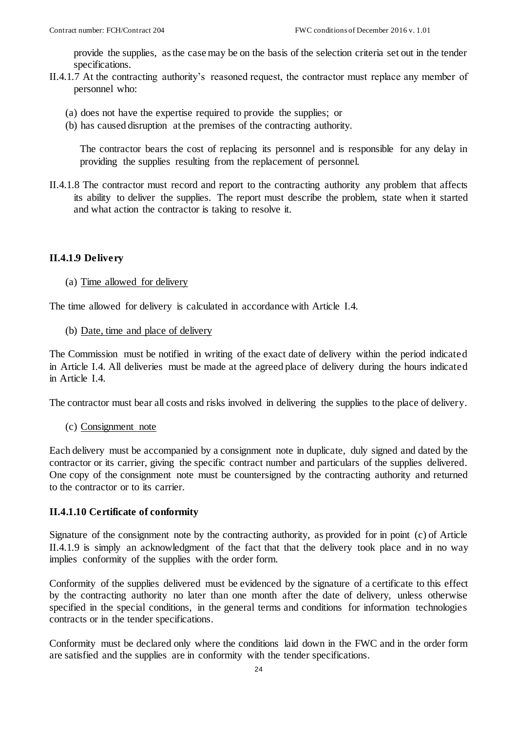provide the supplies, as the case may be on the basis of the selection criteria set out in the tender specifications.

II.4.1.7 At the contracting authority's reasoned request, the contractor must replace any member of personnel who:

(a) does not have the expertise required to provide the supplies; or
(b) has caused disruption at the premises of the contracting authority.

The contractor bears the cost of replacing its personnel and is responsible for any delay in providing the supplies resulting from the replacement of personnel.

II.4.1.8 The contractor must record and report to the contracting authority any problem that affects its ability to deliver the supplies. The report must describe the problem, state when it started and what action the contractor is taking to resolve it.

### II.4.1.9 Delivery

(a) Time allowed for delivery

The time allowed for delivery is calculated in accordance with Article I.4.

(b) Date, time and place of delivery

The Commission must be notified in writing of the exact date of delivery within the period indicated in Article I.4. All deliveries must be made at the agreed place of delivery during the hours indicated in Article I.4.

The contractor must bear all costs and risks involved in delivering the supplies to the place of delivery.

(c) Consignment note

Each delivery must be accompanied by a consignment note in duplicate, duly signed and dated by the contractor or its carrier, giving the specific contract number and particulars of the supplies delivered. One copy of the consignment note must be countersigned by the contracting authority and returned to the contractor or to its carrier.

### II.4.1.10 Certificate of conformity

Signature of the consignment note by the contracting authority, as provided for in point (c) of Article II.4.1.9 is simply an acknowledgment of the fact that that the delivery took place and in no way implies conformity of the supplies with the order form.

Conformity of the supplies delivered must be evidenced by the signature of a certificate to this effect by the contracting authority no later than one month after the date of delivery, unless otherwise specified in the special conditions, in the general terms and conditions for information technologies contracts or in the tender specifications.

Conformity must be declared only where the conditions laid down in the FWC and in the order form are satisfied and the supplies are in conformity with the tender specifications.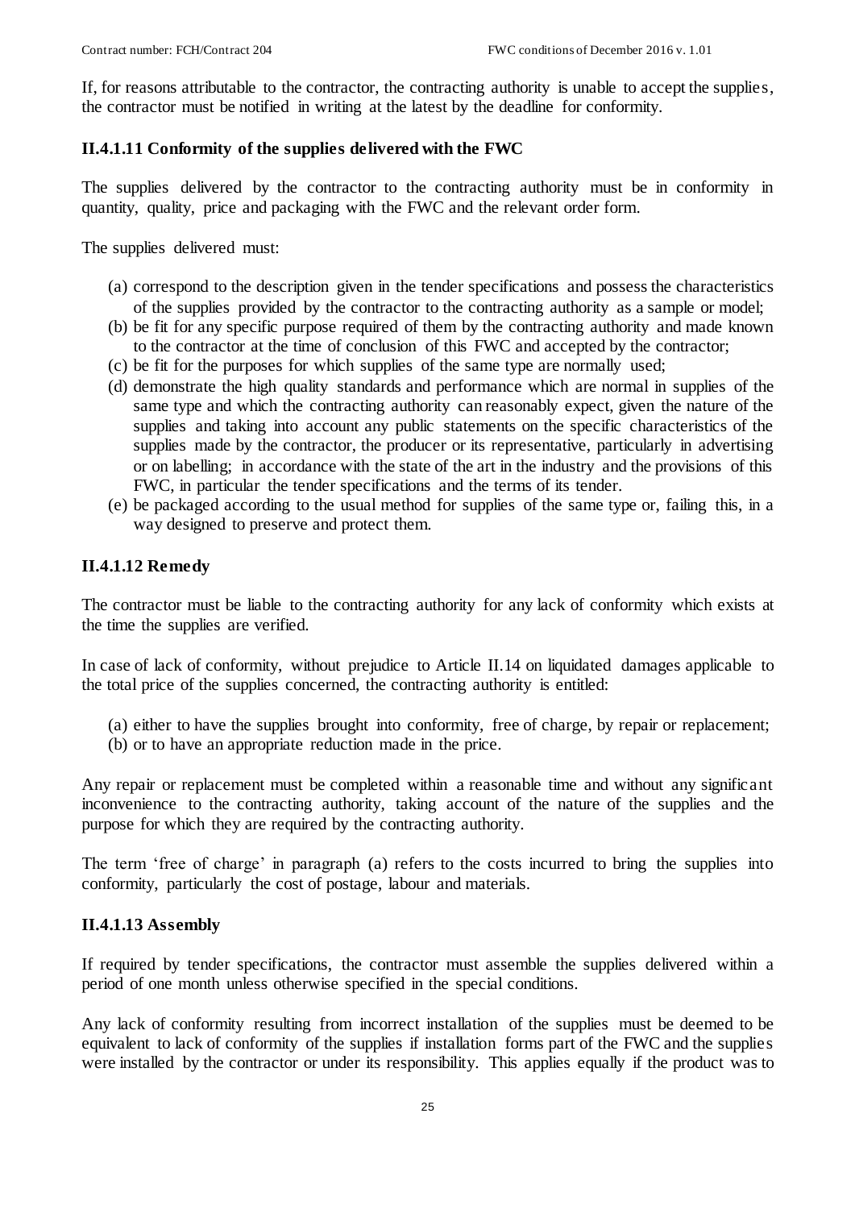If, for reasons attributable to the contractor, the contracting authority is unable to accept the supplies, the contractor must be notified in writing at the latest by the deadline for conformity.

### II.4.1.11 Conformity of the supplies delivered with the FWC

The supplies delivered by the contractor to the contracting authority must be in conformity in quantity, quality, price and packaging with the FWC and the relevant order form.

The supplies delivered must:

(a) correspond to the description given in the tender specifications and possess the characteristics of the supplies provided by the contractor to the contracting authority as a sample or model;
(b) be fit for any specific purpose required of them by the contracting authority and made known to the contractor at the time of conclusion of this FWC and accepted by the contractor;
(c) be fit for the purposes for which supplies of the same type are normally used;
(d) demonstrate the high quality standards and performance which are normal in supplies of the same type and which the contracting authority can reasonably expect, given the nature of the supplies and taking into account any public statements on the specific characteristics of the supplies made by the contractor, the producer or its representative, particularly in advertising or on labelling; in accordance with the state of the art in the industry and the provisions of this FWC, in particular the tender specifications and the terms of its tender.
(e) be packaged according to the usual method for supplies of the same type or, failing this, in a way designed to preserve and protect them.

### II.4.1.12 Remedy

The contractor must be liable to the contracting authority for any lack of conformity which exists at the time the supplies are verified.

In case of lack of conformity, without prejudice to Article II.14 on liquidated damages applicable to the total price of the supplies concerned, the contracting authority is entitled:

(a) either to have the supplies brought into conformity, free of charge, by repair or replacement;
(b) or to have an appropriate reduction made in the price.

Any repair or replacement must be completed within a reasonable time and without any significant inconvenience to the contracting authority, taking account of the nature of the supplies and the purpose for which they are required by the contracting authority.

The term 'free of charge' in paragraph (a) refers to the costs incurred to bring the supplies into conformity, particularly the cost of postage, labour and materials.

### II.4.1.13 Assembly

If required by tender specifications, the contractor must assemble the supplies delivered within a period of one month unless otherwise specified in the special conditions.

Any lack of conformity resulting from incorrect installation of the supplies must be deemed to be equivalent to lack of conformity of the supplies if installation forms part of the FWC and the supplies were installed by the contractor or under its responsibility. This applies equally if the product was to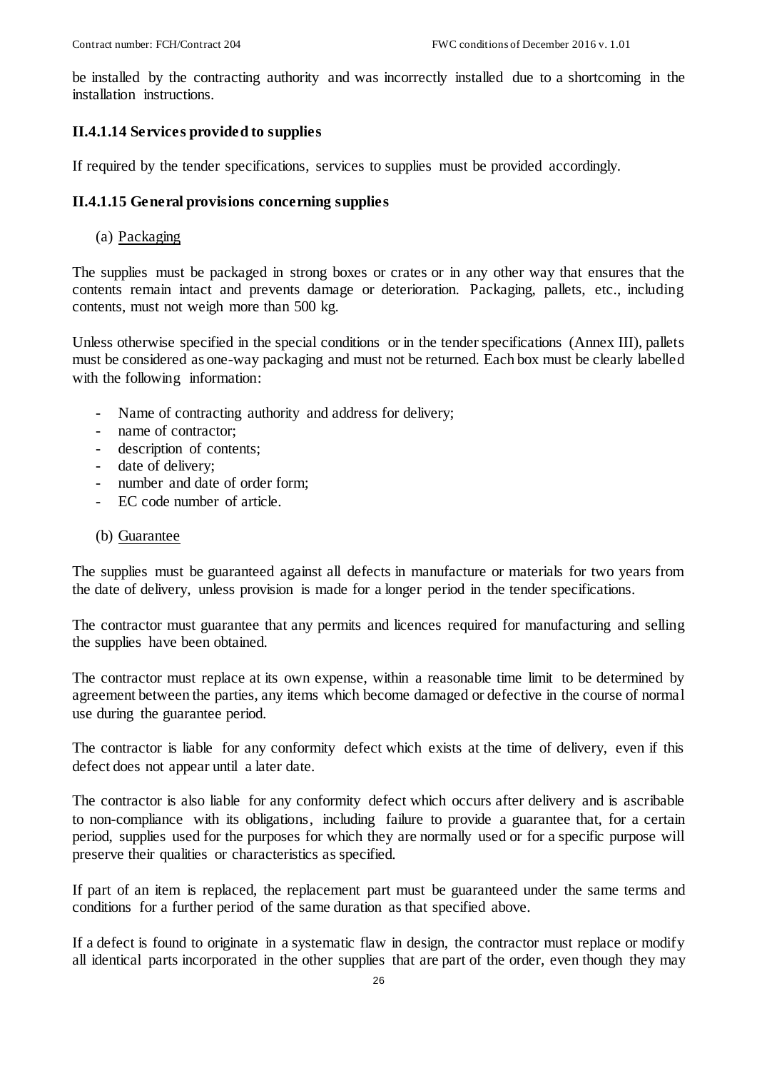be installed by the contracting authority and was incorrectly installed due to a shortcoming in the installation instructions.

### II.4.1.14 Services provided to supplies

If required by the tender specifications, services to supplies must be provided accordingly.

### II.4.1.15 General provisions concerning supplies

(a) Packaging

The supplies must be packaged in strong boxes or crates or in any other way that ensures that the contents remain intact and prevents damage or deterioration. Packaging, pallets, etc., including contents, must not weigh more than 500 kg.

Unless otherwise specified in the special conditions or in the tender specifications (Annex III), pallets must be considered as one-way packaging and must not be returned. Each box must be clearly labelled with the following information:

- Name of contracting authority and address for delivery;
- name of contractor;
- description of contents;
- date of delivery;
- number and date of order form;
- EC code number of article.

(b) Guarantee

The supplies must be guaranteed against all defects in manufacture or materials for two years from the date of delivery, unless provision is made for a longer period in the tender specifications.

The contractor must guarantee that any permits and licences required for manufacturing and selling the supplies have been obtained.

The contractor must replace at its own expense, within a reasonable time limit to be determined by agreement between the parties, any items which become damaged or defective in the course of normal use during the guarantee period.

The contractor is liable for any conformity defect which exists at the time of delivery, even if this defect does not appear until a later date.

The contractor is also liable for any conformity defect which occurs after delivery and is ascribable to non-compliance with its obligations, including failure to provide a guarantee that, for a certain period, supplies used for the purposes for which they are normally used or for a specific purpose will preserve their qualities or characteristics as specified.

If part of an item is replaced, the replacement part must be guaranteed under the same terms and conditions for a further period of the same duration as that specified above.

If a defect is found to originate in a systematic flaw in design, the contractor must replace or modify all identical parts incorporated in the other supplies that are part of the order, even though they may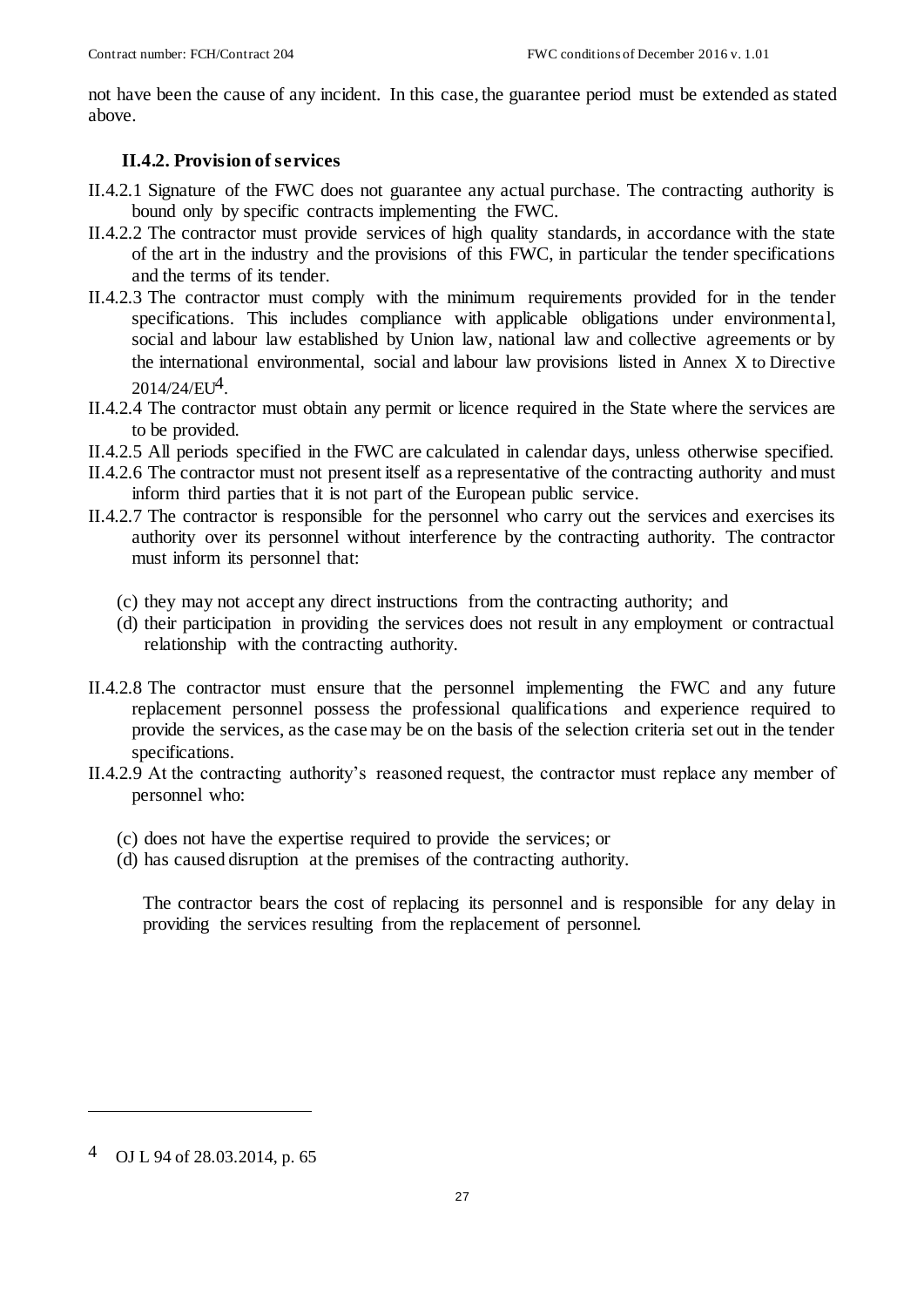not have been the cause of any incident. In this case, the guarantee period must be extended as stated above.

### II.4.2. Provision of services

II.4.2.1 Signature of the FWC does not guarantee any actual purchase. The contracting authority is bound only by specific contracts implementing the FWC.

II.4.2.2 The contractor must provide services of high quality standards, in accordance with the state of the art in the industry and the provisions of this FWC, in particular the tender specifications and the terms of its tender.

II.4.2.3 The contractor must comply with the minimum requirements provided for in the tender specifications. This includes compliance with applicable obligations under environmental, social and labour law established by Union law, national law and collective agreements or by the international environmental, social and labour law provisions listed in Annex X to Directive 2014/24/EU[4].

II.4.2.4 The contractor must obtain any permit or licence required in the State where the services are to be provided.

II.4.2.5 All periods specified in the FWC are calculated in calendar days, unless otherwise specified.

II.4.2.6 The contractor must not present itself as a representative of the contracting authority and must inform third parties that it is not part of the European public service.

II.4.2.7 The contractor is responsible for the personnel who carry out the services and exercises its authority over its personnel without interference by the contracting authority. The contractor must inform its personnel that:

(c) they may not accept any direct instructions from the contracting authority; and

(d) their participation in providing the services does not result in any employment or contractual relationship with the contracting authority.

II.4.2.8 The contractor must ensure that the personnel implementing the FWC and any future replacement personnel possess the professional qualifications and experience required to provide the services, as the case may be on the basis of the selection criteria set out in the tender specifications.

II.4.2.9 At the contracting authority's reasoned request, the contractor must replace any member of personnel who:

(c) does not have the expertise required to provide the services; or

(d) has caused disruption at the premises of the contracting authority.

The contractor bears the cost of replacing its personnel and is responsible for any delay in providing the services resulting from the replacement of personnel.

---

[4] OJ L 94 of 28.03.2014, p. 65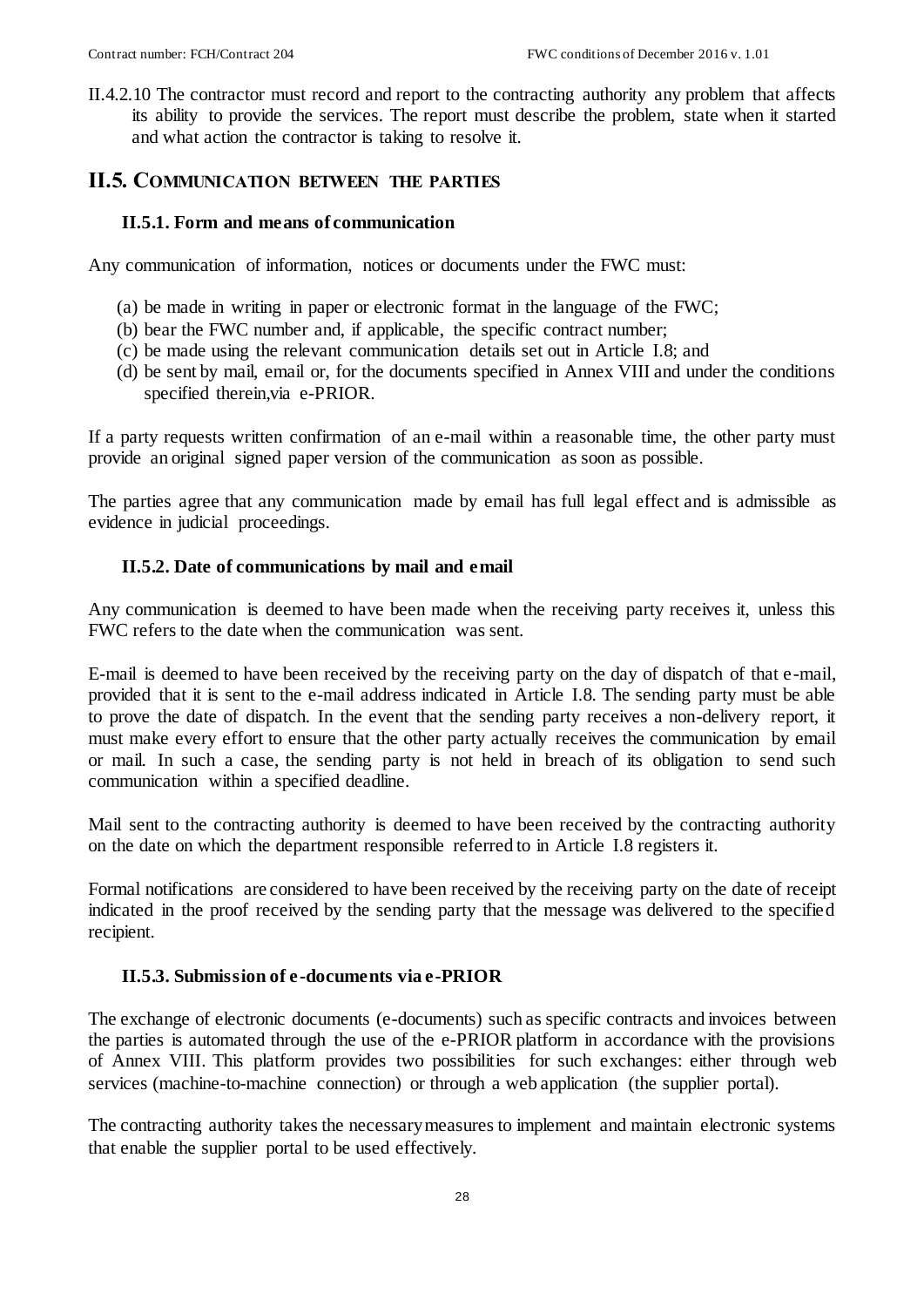II.4.2.10 The contractor must record and report to the contracting authority any problem that affects its ability to provide the services. The report must describe the problem, state when it started and what action the contractor is taking to resolve it.

## II.5. COMMUNICATION BETWEEN THE PARTIES

### II.5.1. Form and means of communication

Any communication of information, notices or documents under the FWC must:

(a) be made in writing in paper or electronic format in the language of the FWC;
(b) bear the FWC number and, if applicable, the specific contract number;
(c) be made using the relevant communication details set out in Article I.8; and
(d) be sent by mail, email or, for the documents specified in Annex VIII and under the conditions specified therein,via e-PRIOR.

If a party requests written confirmation of an e-mail within a reasonable time, the other party must provide an original signed paper version of the communication as soon as possible.

The parties agree that any communication made by email has full legal effect and is admissible as evidence in judicial proceedings.

### II.5.2. Date of communications by mail and email

Any communication is deemed to have been made when the receiving party receives it, unless this FWC refers to the date when the communication was sent.

E-mail is deemed to have been received by the receiving party on the day of dispatch of that e-mail, provided that it is sent to the e-mail address indicated in Article I.8. The sending party must be able to prove the date of dispatch. In the event that the sending party receives a non-delivery report, it must make every effort to ensure that the other party actually receives the communication by email or mail. In such a case, the sending party is not held in breach of its obligation to send such communication within a specified deadline.

Mail sent to the contracting authority is deemed to have been received by the contracting authority on the date on which the department responsible referred to in Article I.8 registers it.

Formal notifications are considered to have been received by the receiving party on the date of receipt indicated in the proof received by the sending party that the message was delivered to the specified recipient.

### II.5.3. Submission of e-documents via e-PRIOR

The exchange of electronic documents (e-documents) such as specific contracts and invoices between the parties is automated through the use of the e-PRIOR platform in accordance with the provisions of Annex VIII. This platform provides two possibilities for such exchanges: either through web services (machine-to-machine connection) or through a web application (the supplier portal).

The contracting authority takes the necessary measures to implement and maintain electronic systems that enable the supplier portal to be used effectively.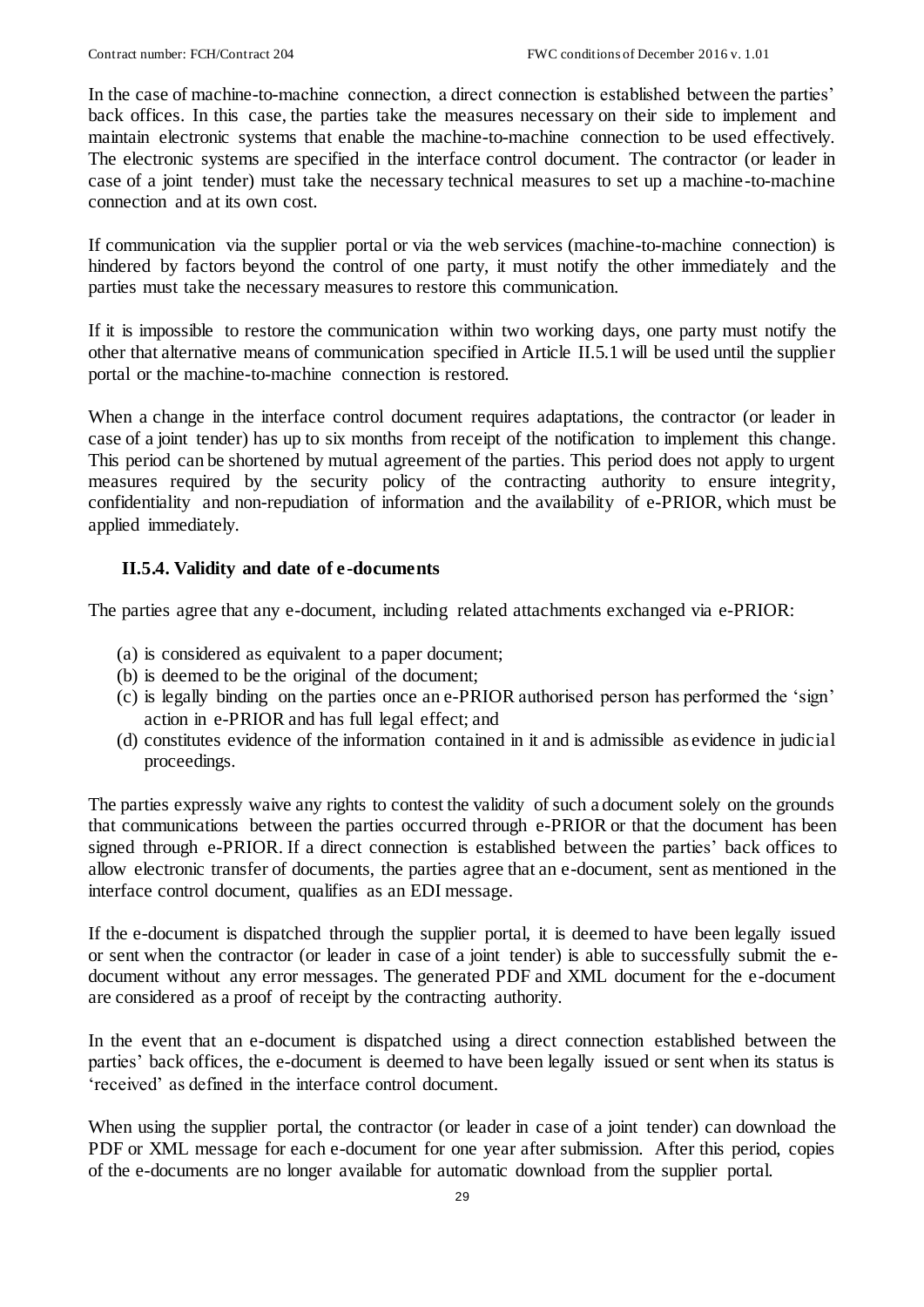In the case of machine-to-machine connection, a direct connection is established between the parties' back offices. In this case, the parties take the measures necessary on their side to implement and maintain electronic systems that enable the machine-to-machine connection to be used effectively. The electronic systems are specified in the interface control document. The contractor (or leader in case of a joint tender) must take the necessary technical measures to set up a machine-to-machine connection and at its own cost.

If communication via the supplier portal or via the web services (machine-to-machine connection) is hindered by factors beyond the control of one party, it must notify the other immediately and the parties must take the necessary measures to restore this communication.

If it is impossible to restore the communication within two working days, one party must notify the other that alternative means of communication specified in Article II.5.1 will be used until the supplier portal or the machine-to-machine connection is restored.

When a change in the interface control document requires adaptations, the contractor (or leader in case of a joint tender) has up to six months from receipt of the notification to implement this change. This period can be shortened by mutual agreement of the parties. This period does not apply to urgent measures required by the security policy of the contracting authority to ensure integrity, confidentiality and non-repudiation of information and the availability of e-PRIOR, which must be applied immediately.

### II.5.4. Validity and date of e-documents

The parties agree that any e-document, including related attachments exchanged via e-PRIOR:

(a) is considered as equivalent to a paper document;
(b) is deemed to be the original of the document;
(c) is legally binding on the parties once an e-PRIOR authorised person has performed the 'sign' action in e-PRIOR and has full legal effect; and
(d) constitutes evidence of the information contained in it and is admissible as evidence in judicial proceedings.

The parties expressly waive any rights to contest the validity of such a document solely on the grounds that communications between the parties occurred through e-PRIOR or that the document has been signed through e-PRIOR. If a direct connection is established between the parties' back offices to allow electronic transfer of documents, the parties agree that an e-document, sent as mentioned in the interface control document, qualifies as an EDI message.

If the e-document is dispatched through the supplier portal, it is deemed to have been legally issued or sent when the contractor (or leader in case of a joint tender) is able to successfully submit the e-document without any error messages. The generated PDF and XML document for the e-document are considered as a proof of receipt by the contracting authority.

In the event that an e-document is dispatched using a direct connection established between the parties' back offices, the e-document is deemed to have been legally issued or sent when its status is 'received' as defined in the interface control document.

When using the supplier portal, the contractor (or leader in case of a joint tender) can download the PDF or XML message for each e-document for one year after submission. After this period, copies of the e-documents are no longer available for automatic download from the supplier portal.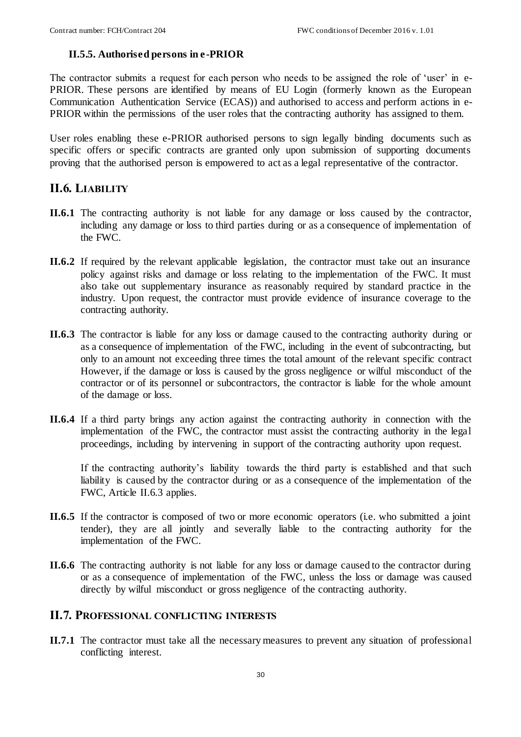#### II.5.5. Authorised persons in e-PRIOR

The contractor submits a request for each person who needs to be assigned the role of 'user' in e-PRIOR. These persons are identified by means of EU Login (formerly known as the European Communication Authentication Service (ECAS)) and authorised to access and perform actions in e-PRIOR within the permissions of the user roles that the contracting authority has assigned to them.

User roles enabling these e-PRIOR authorised persons to sign legally binding documents such as specific offers or specific contracts are granted only upon submission of supporting documents proving that the authorised person is empowered to act as a legal representative of the contractor.

## II.6. LIABILITY

**II.6.1** The contracting authority is not liable for any damage or loss caused by the contractor, including any damage or loss to third parties during or as a consequence of implementation of the FWC.

**II.6.2** If required by the relevant applicable legislation, the contractor must take out an insurance policy against risks and damage or loss relating to the implementation of the FWC. It must also take out supplementary insurance as reasonably required by standard practice in the industry. Upon request, the contractor must provide evidence of insurance coverage to the contracting authority.

**II.6.3** The contractor is liable for any loss or damage caused to the contracting authority during or as a consequence of implementation of the FWC, including in the event of subcontracting, but only to an amount not exceeding three times the total amount of the relevant specific contract However, if the damage or loss is caused by the gross negligence or wilful misconduct of the contractor or of its personnel or subcontractors, the contractor is liable for the whole amount of the damage or loss.

**II.6.4** If a third party brings any action against the contracting authority in connection with the implementation of the FWC, the contractor must assist the contracting authority in the legal proceedings, including by intervening in support of the contracting authority upon request.

If the contracting authority's liability towards the third party is established and that such liability is caused by the contractor during or as a consequence of the implementation of the FWC, Article II.6.3 applies.

**II.6.5** If the contractor is composed of two or more economic operators (i.e. who submitted a joint tender), they are all jointly and severally liable to the contracting authority for the implementation of the FWC.

**II.6.6** The contracting authority is not liable for any loss or damage caused to the contractor during or as a consequence of implementation of the FWC, unless the loss or damage was caused directly by wilful misconduct or gross negligence of the contracting authority.

## II.7. PROFESSIONAL CONFLICTING INTERESTS

**II.7.1** The contractor must take all the necessary measures to prevent any situation of professional conflicting interest.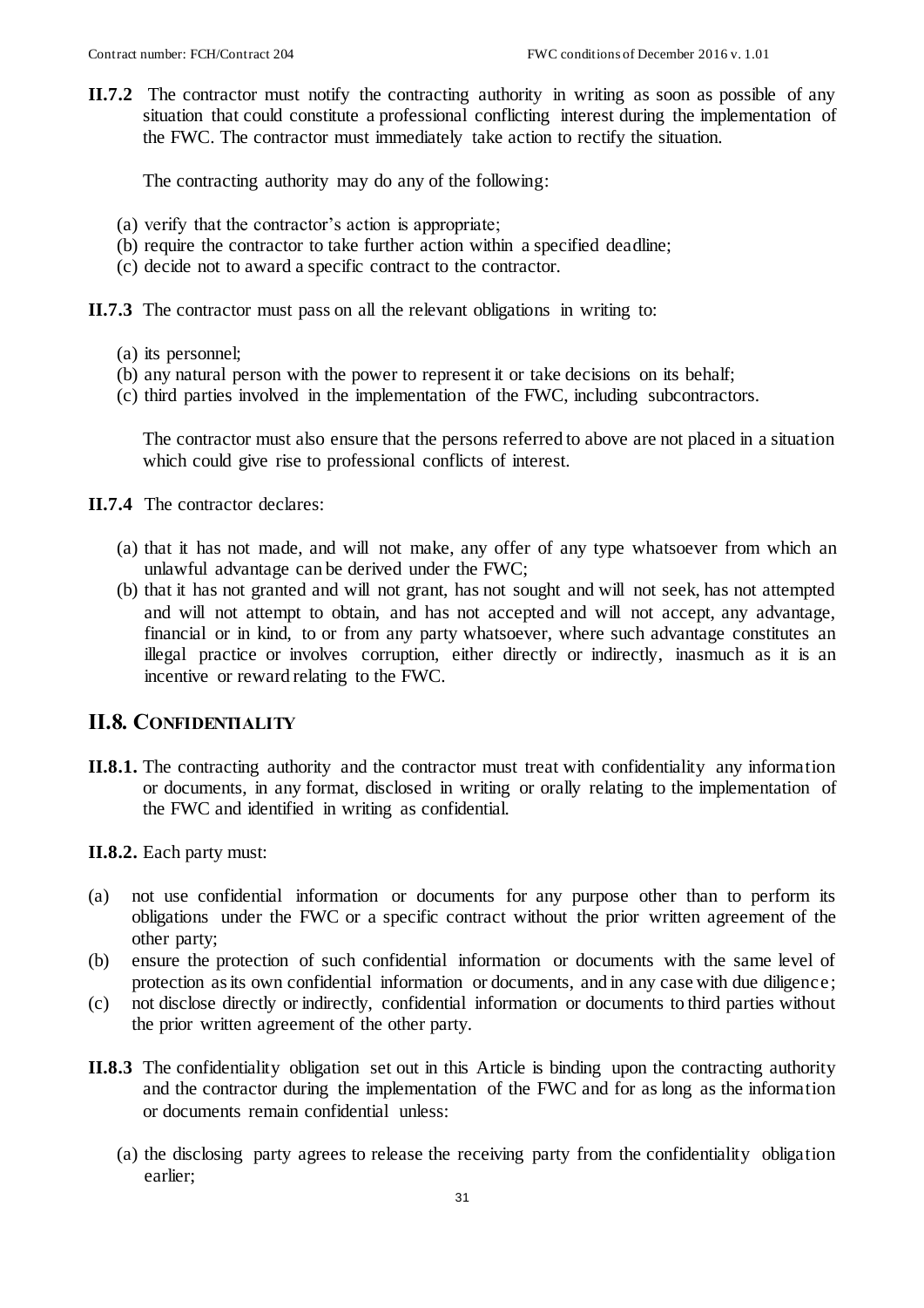**II.7.2** The contractor must notify the contracting authority in writing as soon as possible of any situation that could constitute a professional conflicting interest during the implementation of the FWC. The contractor must immediately take action to rectify the situation.

The contracting authority may do any of the following:

(a) verify that the contractor's action is appropriate;
(b) require the contractor to take further action within a specified deadline;
(c) decide not to award a specific contract to the contractor.

**II.7.3** The contractor must pass on all the relevant obligations in writing to:

(a) its personnel;
(b) any natural person with the power to represent it or take decisions on its behalf;
(c) third parties involved in the implementation of the FWC, including subcontractors.

The contractor must also ensure that the persons referred to above are not placed in a situation which could give rise to professional conflicts of interest.

**II.7.4** The contractor declares:

(a) that it has not made, and will not make, any offer of any type whatsoever from which an unlawful advantage can be derived under the FWC;
(b) that it has not granted and will not grant, has not sought and will not seek, has not attempted and will not attempt to obtain, and has not accepted and will not accept, any advantage, financial or in kind, to or from any party whatsoever, where such advantage constitutes an illegal practice or involves corruption, either directly or indirectly, inasmuch as it is an incentive or reward relating to the FWC.

## II.8. CONFIDENTIALITY

**II.8.1.** The contracting authority and the contractor must treat with confidentiality any information or documents, in any format, disclosed in writing or orally relating to the implementation of the FWC and identified in writing as confidential.

**II.8.2.** Each party must:

(a) not use confidential information or documents for any purpose other than to perform its obligations under the FWC or a specific contract without the prior written agreement of the other party;
(b) ensure the protection of such confidential information or documents with the same level of protection as its own confidential information or documents, and in any case with due diligence;
(c) not disclose directly or indirectly, confidential information or documents to third parties without the prior written agreement of the other party.

**II.8.3** The confidentiality obligation set out in this Article is binding upon the contracting authority and the contractor during the implementation of the FWC and for as long as the information or documents remain confidential unless:

(a) the disclosing party agrees to release the receiving party from the confidentiality obligation earlier;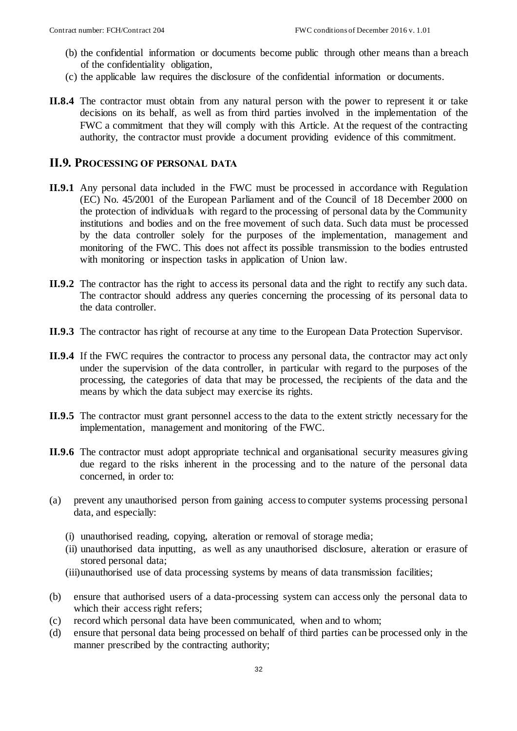(b) the confidential information or documents become public through other means than a breach of the confidentiality obligation,

(c) the applicable law requires the disclosure of the confidential information or documents.

**II.8.4** The contractor must obtain from any natural person with the power to represent it or take decisions on its behalf, as well as from third parties involved in the implementation of the FWC a commitment that they will comply with this Article. At the request of the contracting authority, the contractor must provide a document providing evidence of this commitment.

## II.9. PROCESSING OF PERSONAL DATA

**II.9.1** Any personal data included in the FWC must be processed in accordance with Regulation (EC) No. 45/2001 of the European Parliament and of the Council of 18 December 2000 on the protection of individuals with regard to the processing of personal data by the Community institutions and bodies and on the free movement of such data. Such data must be processed by the data controller solely for the purposes of the implementation, management and monitoring of the FWC. This does not affect its possible transmission to the bodies entrusted with monitoring or inspection tasks in application of Union law.

**II.9.2** The contractor has the right to access its personal data and the right to rectify any such data. The contractor should address any queries concerning the processing of its personal data to the data controller.

**II.9.3** The contractor has right of recourse at any time to the European Data Protection Supervisor.

**II.9.4** If the FWC requires the contractor to process any personal data, the contractor may act only under the supervision of the data controller, in particular with regard to the purposes of the processing, the categories of data that may be processed, the recipients of the data and the means by which the data subject may exercise its rights.

**II.9.5** The contractor must grant personnel access to the data to the extent strictly necessary for the implementation, management and monitoring of the FWC.

**II.9.6** The contractor must adopt appropriate technical and organisational security measures giving due regard to the risks inherent in the processing and to the nature of the personal data concerned, in order to:

(a) prevent any unauthorised person from gaining access to computer systems processing personal data, and especially:

   (i) unauthorised reading, copying, alteration or removal of storage media;
   (ii) unauthorised data inputting, as well as any unauthorised disclosure, alteration or erasure of stored personal data;
   (iii) unauthorised use of data processing systems by means of data transmission facilities;

(b) ensure that authorised users of a data-processing system can access only the personal data to which their access right refers;

(c) record which personal data have been communicated, when and to whom;

(d) ensure that personal data being processed on behalf of third parties can be processed only in the manner prescribed by the contracting authority;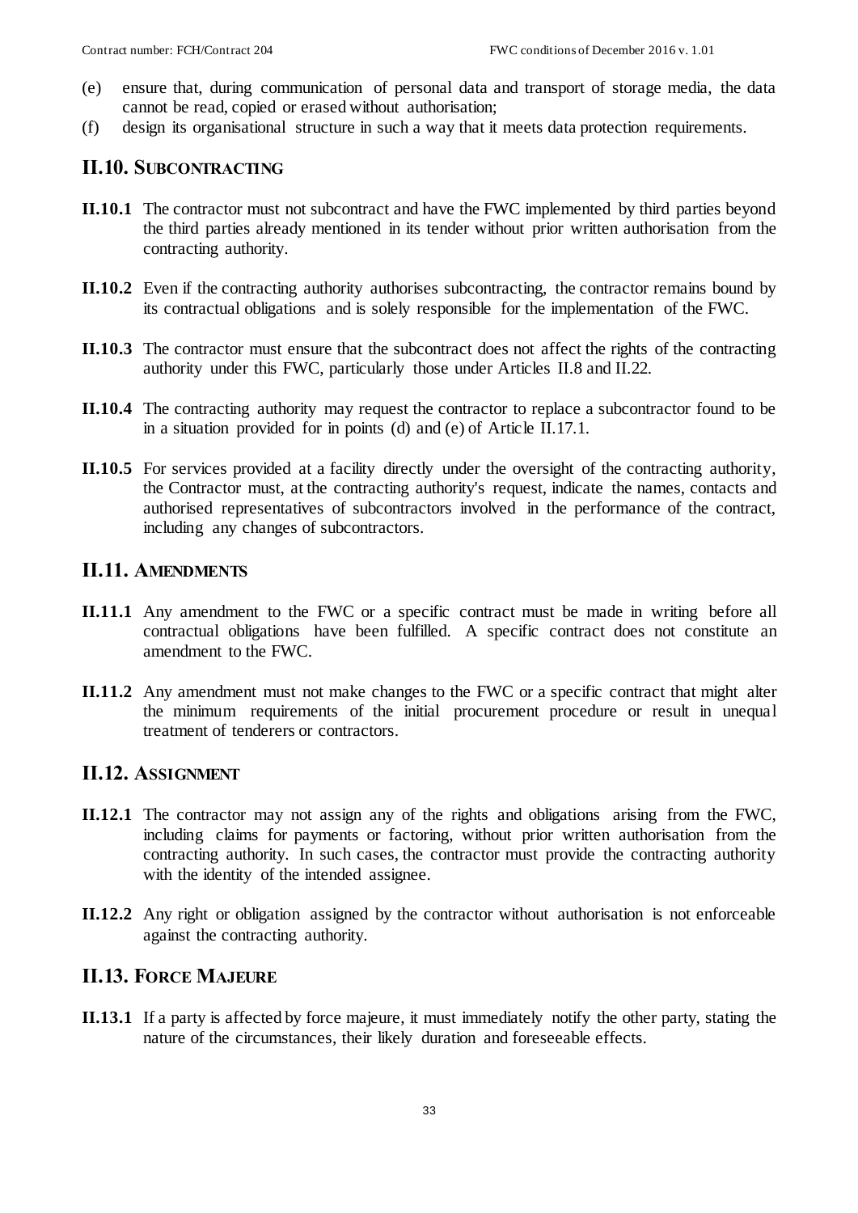(e) ensure that, during communication of personal data and transport of storage media, the data cannot be read, copied or erased without authorisation;

(f) design its organisational structure in such a way that it meets data protection requirements.

## II.10. SUBCONTRACTING

**II.10.1** The contractor must not subcontract and have the FWC implemented by third parties beyond the third parties already mentioned in its tender without prior written authorisation from the contracting authority.

**II.10.2** Even if the contracting authority authorises subcontracting, the contractor remains bound by its contractual obligations and is solely responsible for the implementation of the FWC.

**II.10.3** The contractor must ensure that the subcontract does not affect the rights of the contracting authority under this FWC, particularly those under Articles II.8 and II.22.

**II.10.4** The contracting authority may request the contractor to replace a subcontractor found to be in a situation provided for in points (d) and (e) of Article II.17.1.

**II.10.5** For services provided at a facility directly under the oversight of the contracting authority, the Contractor must, at the contracting authority's request, indicate the names, contacts and authorised representatives of subcontractors involved in the performance of the contract, including any changes of subcontractors.

## II.11. AMENDMENTS

**II.11.1** Any amendment to the FWC or a specific contract must be made in writing before all contractual obligations have been fulfilled. A specific contract does not constitute an amendment to the FWC.

**II.11.2** Any amendment must not make changes to the FWC or a specific contract that might alter the minimum requirements of the initial procurement procedure or result in unequal treatment of tenderers or contractors.

## II.12. ASSIGNMENT

**II.12.1** The contractor may not assign any of the rights and obligations arising from the FWC, including claims for payments or factoring, without prior written authorisation from the contracting authority. In such cases, the contractor must provide the contracting authority with the identity of the intended assignee.

**II.12.2** Any right or obligation assigned by the contractor without authorisation is not enforceable against the contracting authority.

## II.13. FORCE MAJEURE

**II.13.1** If a party is affected by force majeure, it must immediately notify the other party, stating the nature of the circumstances, their likely duration and foreseeable effects.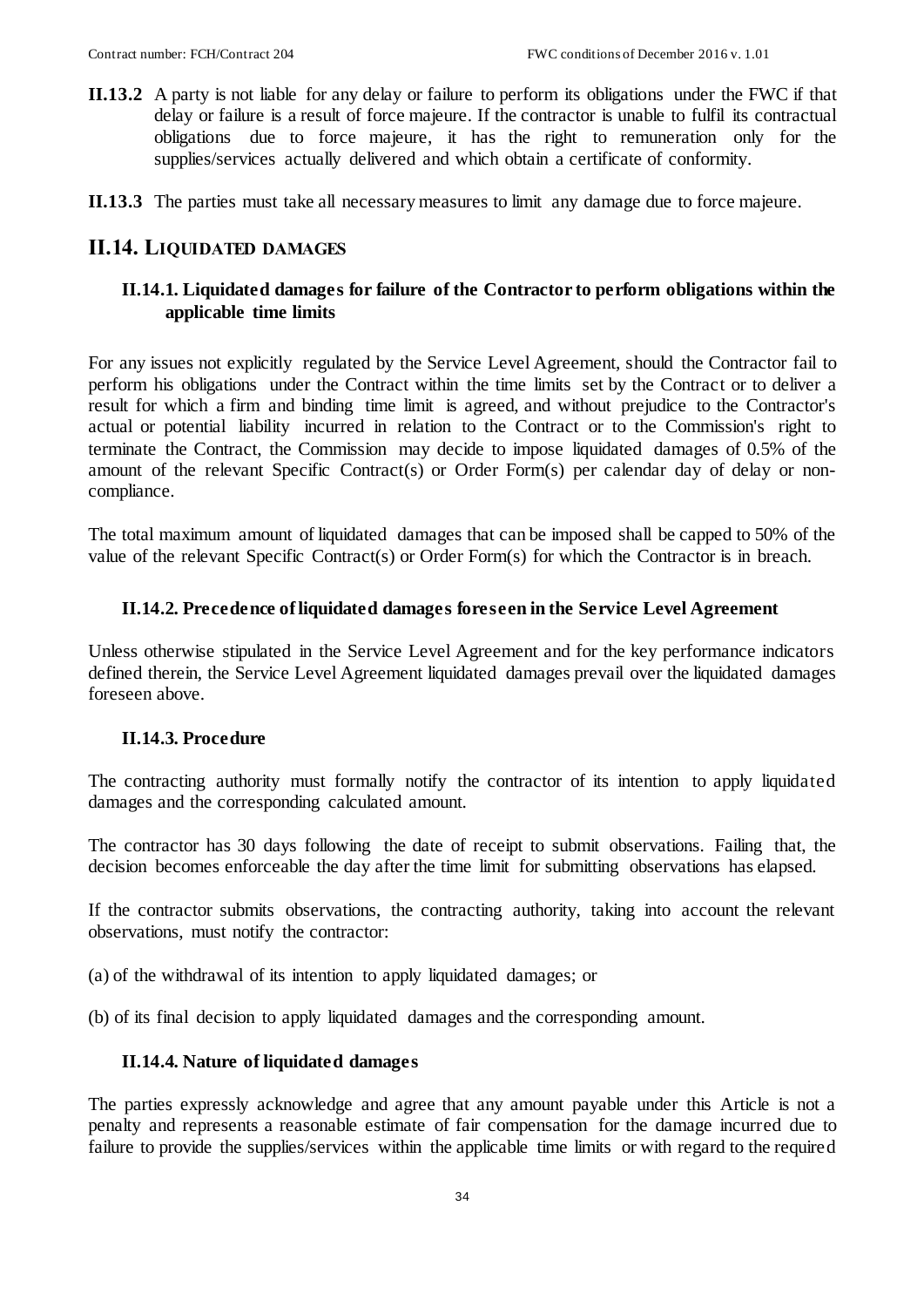**II.13.2** A party is not liable for any delay or failure to perform its obligations under the FWC if that delay or failure is a result of force majeure. If the contractor is unable to fulfil its contractual obligations due to force majeure, it has the right to remuneration only for the supplies/services actually delivered and which obtain a certificate of conformity.

**II.13.3** The parties must take all necessary measures to limit any damage due to force majeure.

## II.14. Liquidated damages

### II.14.1. Liquidated damages for failure of the Contractor to perform obligations within the applicable time limits

For any issues not explicitly regulated by the Service Level Agreement, should the Contractor fail to perform his obligations under the Contract within the time limits set by the Contract or to deliver a result for which a firm and binding time limit is agreed, and without prejudice to the Contractor's actual or potential liability incurred in relation to the Contract or to the Commission's right to terminate the Contract, the Commission may decide to impose liquidated damages of 0.5% of the amount of the relevant Specific Contract(s) or Order Form(s) per calendar day of delay or non-compliance.

The total maximum amount of liquidated damages that can be imposed shall be capped to 50% of the value of the relevant Specific Contract(s) or Order Form(s) for which the Contractor is in breach.

### II.14.2. Precedence of liquidated damages foreseen in the Service Level Agreement

Unless otherwise stipulated in the Service Level Agreement and for the key performance indicators defined therein, the Service Level Agreement liquidated damages prevail over the liquidated damages foreseen above.

### II.14.3. Procedure

The contracting authority must formally notify the contractor of its intention to apply liquidated damages and the corresponding calculated amount.

The contractor has 30 days following the date of receipt to submit observations. Failing that, the decision becomes enforceable the day after the time limit for submitting observations has elapsed.

If the contractor submits observations, the contracting authority, taking into account the relevant observations, must notify the contractor:

(a) of the withdrawal of its intention to apply liquidated damages; or

(b) of its final decision to apply liquidated damages and the corresponding amount.

### II.14.4. Nature of liquidated damages

The parties expressly acknowledge and agree that any amount payable under this Article is not a penalty and represents a reasonable estimate of fair compensation for the damage incurred due to failure to provide the supplies/services within the applicable time limits or with regard to the required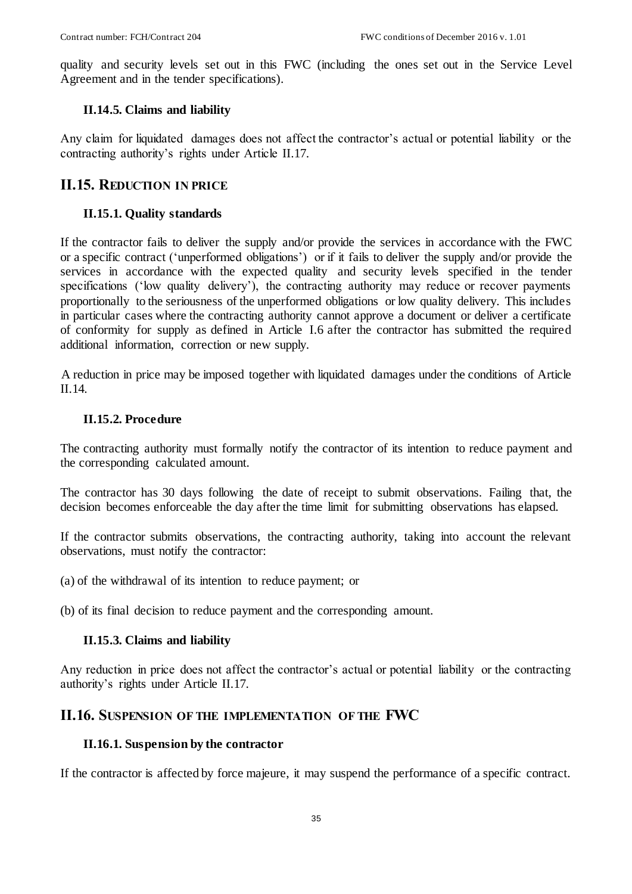quality and security levels set out in this FWC (including the ones set out in the Service Level Agreement and in the tender specifications).

### II.14.5. Claims and liability

Any claim for liquidated damages does not affect the contractor's actual or potential liability or the contracting authority's rights under Article II.17.

## II.15. REDUCTION IN PRICE

### II.15.1. Quality standards

If the contractor fails to deliver the supply and/or provide the services in accordance with the FWC or a specific contract ('unperformed obligations') or if it fails to deliver the supply and/or provide the services in accordance with the expected quality and security levels specified in the tender specifications ('low quality delivery'), the contracting authority may reduce or recover payments proportionally to the seriousness of the unperformed obligations or low quality delivery. This includes in particular cases where the contracting authority cannot approve a document or deliver a certificate of conformity for supply as defined in Article I.6 after the contractor has submitted the required additional information, correction or new supply.

A reduction in price may be imposed together with liquidated damages under the conditions of Article II.14.

### II.15.2. Procedure

The contracting authority must formally notify the contractor of its intention to reduce payment and the corresponding calculated amount.

The contractor has 30 days following the date of receipt to submit observations. Failing that, the decision becomes enforceable the day after the time limit for submitting observations has elapsed.

If the contractor submits observations, the contracting authority, taking into account the relevant observations, must notify the contractor:

(a) of the withdrawal of its intention to reduce payment; or

(b) of its final decision to reduce payment and the corresponding amount.

### II.15.3. Claims and liability

Any reduction in price does not affect the contractor's actual or potential liability or the contracting authority's rights under Article II.17.

## II.16. SUSPENSION OF THE IMPLEMENTATION OF THE FWC

### II.16.1. Suspension by the contractor

If the contractor is affected by force majeure, it may suspend the performance of a specific contract.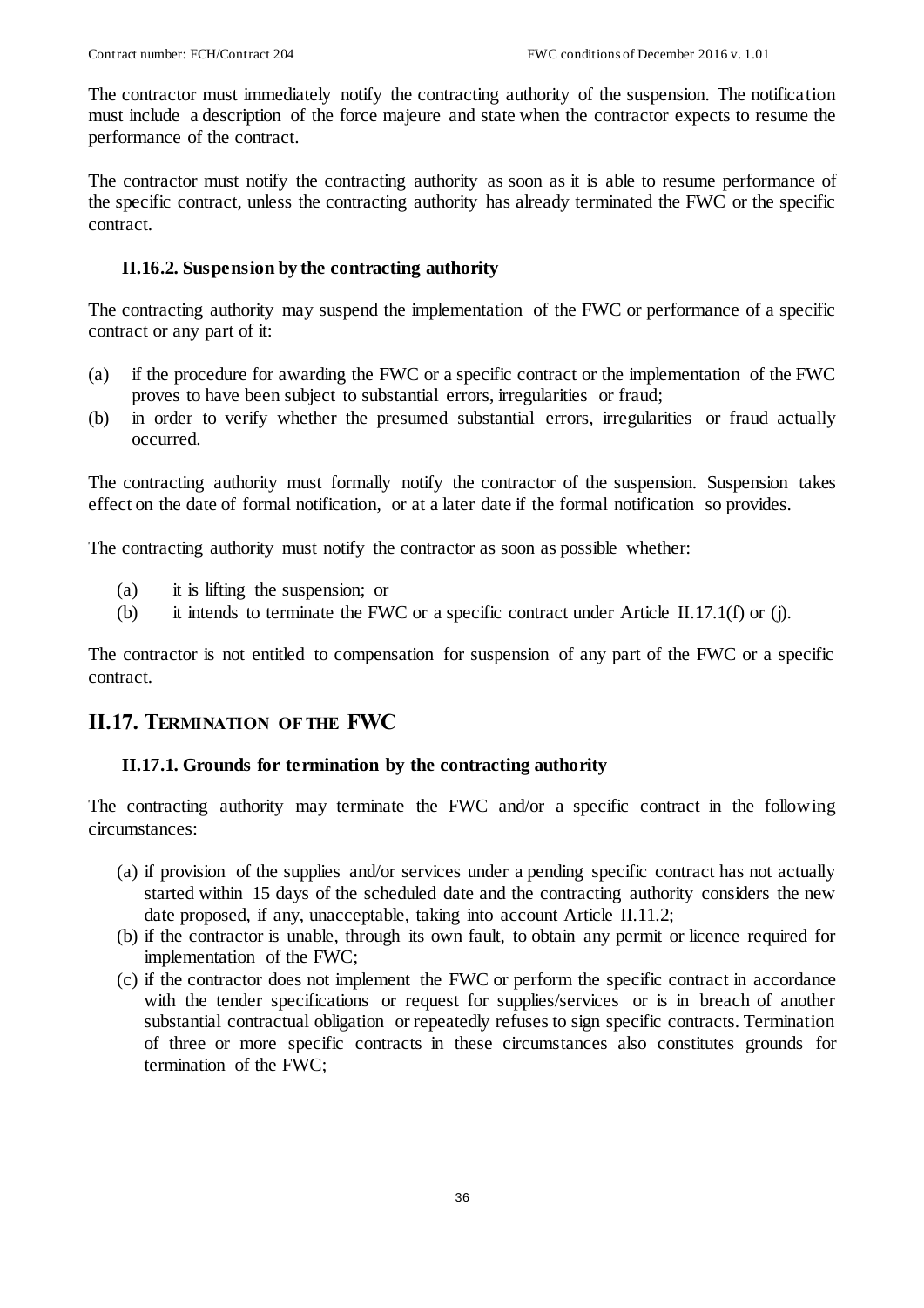The contractor must immediately notify the contracting authority of the suspension. The notification must include a description of the force majeure and state when the contractor expects to resume the performance of the contract.

The contractor must notify the contracting authority as soon as it is able to resume performance of the specific contract, unless the contracting authority has already terminated the FWC or the specific contract.

### II.16.2. Suspension by the contracting authority

The contracting authority may suspend the implementation of the FWC or performance of a specific contract or any part of it:

(a) if the procedure for awarding the FWC or a specific contract or the implementation of the FWC proves to have been subject to substantial errors, irregularities or fraud;
(b) in order to verify whether the presumed substantial errors, irregularities or fraud actually occurred.

The contracting authority must formally notify the contractor of the suspension. Suspension takes effect on the date of formal notification, or at a later date if the formal notification so provides.

The contracting authority must notify the contractor as soon as possible whether:

(a) it is lifting the suspension; or
(b) it intends to terminate the FWC or a specific contract under Article II.17.1(f) or (j).

The contractor is not entitled to compensation for suspension of any part of the FWC or a specific contract.

## II.17. Termination of the FWC

### II.17.1. Grounds for termination by the contracting authority

The contracting authority may terminate the FWC and/or a specific contract in the following circumstances:

(a) if provision of the supplies and/or services under a pending specific contract has not actually started within 15 days of the scheduled date and the contracting authority considers the new date proposed, if any, unacceptable, taking into account Article II.11.2;
(b) if the contractor is unable, through its own fault, to obtain any permit or licence required for implementation of the FWC;
(c) if the contractor does not implement the FWC or perform the specific contract in accordance with the tender specifications or request for supplies/services or is in breach of another substantial contractual obligation or repeatedly refuses to sign specific contracts. Termination of three or more specific contracts in these circumstances also constitutes grounds for termination of the FWC;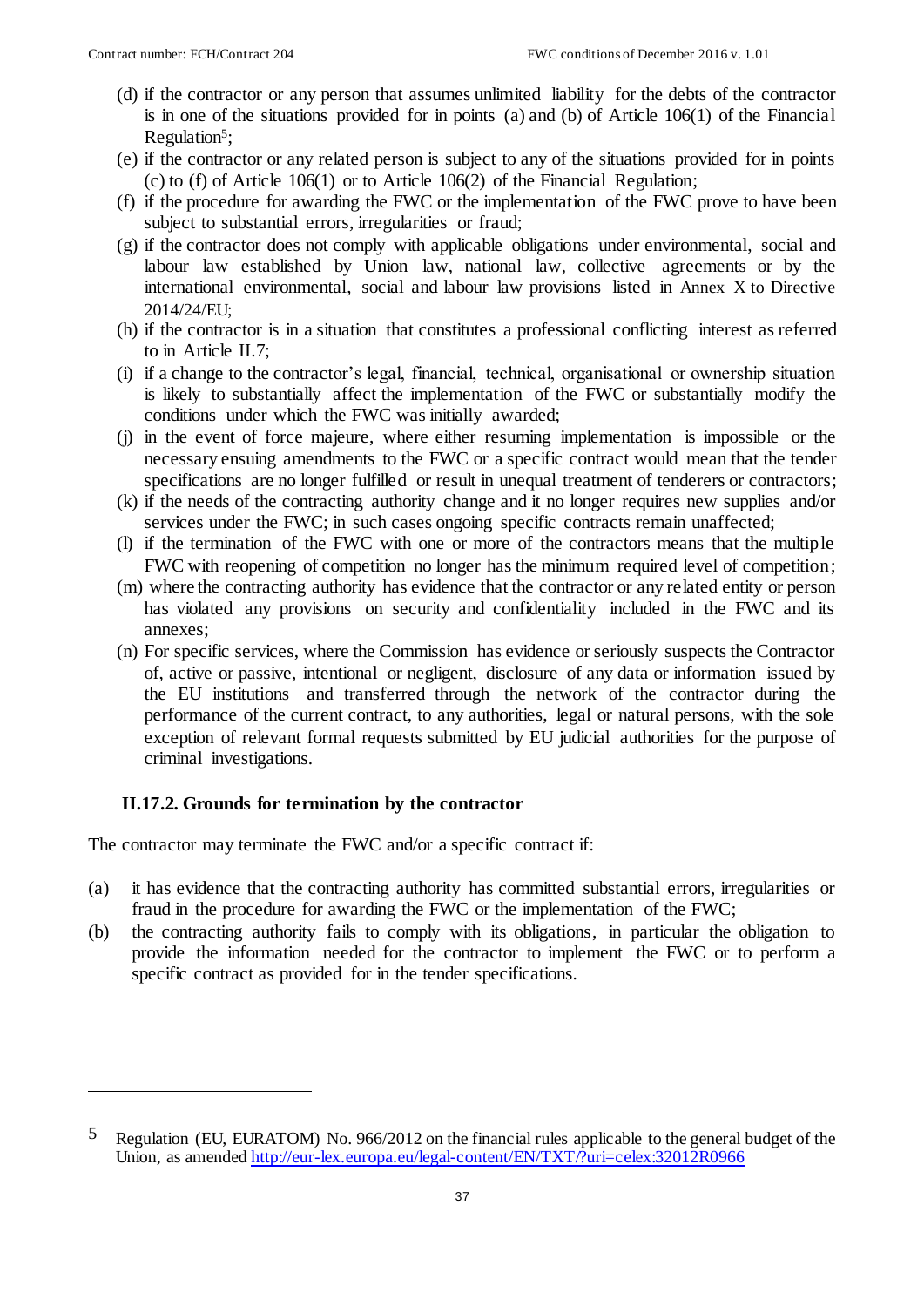(d) if the contractor or any person that assumes unlimited liability for the debts of the contractor is in one of the situations provided for in points (a) and (b) of Article 106(1) of the Financial Regulation[5];

(e) if the contractor or any related person is subject to any of the situations provided for in points (c) to (f) of Article 106(1) or to Article 106(2) of the Financial Regulation;

(f) if the procedure for awarding the FWC or the implementation of the FWC prove to have been subject to substantial errors, irregularities or fraud;

(g) if the contractor does not comply with applicable obligations under environmental, social and labour law established by Union law, national law, collective agreements or by the international environmental, social and labour law provisions listed in Annex X to Directive 2014/24/EU;

(h) if the contractor is in a situation that constitutes a professional conflicting interest as referred to in Article II.7;

(i) if a change to the contractor's legal, financial, technical, organisational or ownership situation is likely to substantially affect the implementation of the FWC or substantially modify the conditions under which the FWC was initially awarded;

(j) in the event of force majeure, where either resuming implementation is impossible or the necessary ensuing amendments to the FWC or a specific contract would mean that the tender specifications are no longer fulfilled or result in unequal treatment of tenderers or contractors;

(k) if the needs of the contracting authority change and it no longer requires new supplies and/or services under the FWC; in such cases ongoing specific contracts remain unaffected;

(l) if the termination of the FWC with one or more of the contractors means that the multiple FWC with reopening of competition no longer has the minimum required level of competition;

(m) where the contracting authority has evidence that the contractor or any related entity or person has violated any provisions on security and confidentiality included in the FWC and its annexes;

(n) For specific services, where the Commission has evidence or seriously suspects the Contractor of, active or passive, intentional or negligent, disclosure of any data or information issued by the EU institutions and transferred through the network of the contractor during the performance of the current contract, to any authorities, legal or natural persons, with the sole exception of relevant formal requests submitted by EU judicial authorities for the purpose of criminal investigations.

### II.17.2. Grounds for termination by the contractor

The contractor may terminate the FWC and/or a specific contract if:

(a) it has evidence that the contracting authority has committed substantial errors, irregularities or fraud in the procedure for awarding the FWC or the implementation of the FWC;

(b) the contracting authority fails to comply with its obligations, in particular the obligation to provide the information needed for the contractor to implement the FWC or to perform a specific contract as provided for in the tender specifications.

---

[5] Regulation (EU, EURATOM) No. 966/2012 on the financial rules applicable to the general budget of the Union, as amended http://eur-lex.europa.eu/legal-content/EN/TXT/?uri=celex:32012R0966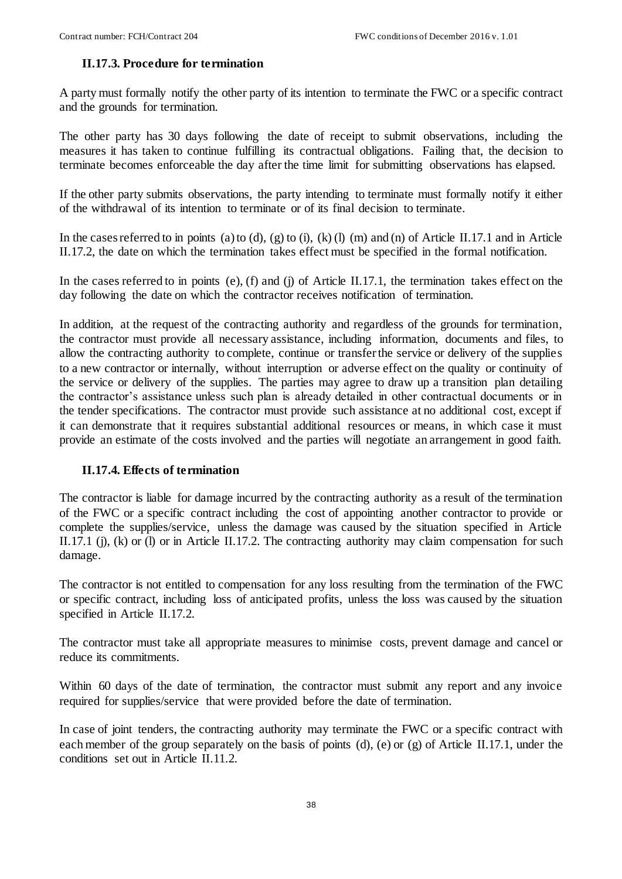### II.17.3. Procedure for termination

A party must formally notify the other party of its intention to terminate the FWC or a specific contract and the grounds for termination.

The other party has 30 days following the date of receipt to submit observations, including the measures it has taken to continue fulfilling its contractual obligations. Failing that, the decision to terminate becomes enforceable the day after the time limit for submitting observations has elapsed.

If the other party submits observations, the party intending to terminate must formally notify it either of the withdrawal of its intention to terminate or of its final decision to terminate.

In the cases referred to in points (a) to (d), (g) to (i), (k) (l) (m) and (n) of Article II.17.1 and in Article II.17.2, the date on which the termination takes effect must be specified in the formal notification.

In the cases referred to in points (e), (f) and (j) of Article II.17.1, the termination takes effect on the day following the date on which the contractor receives notification of termination.

In addition, at the request of the contracting authority and regardless of the grounds for termination, the contractor must provide all necessary assistance, including information, documents and files, to allow the contracting authority to complete, continue or transfer the service or delivery of the supplies to a new contractor or internally, without interruption or adverse effect on the quality or continuity of the service or delivery of the supplies. The parties may agree to draw up a transition plan detailing the contractor's assistance unless such plan is already detailed in other contractual documents or in the tender specifications. The contractor must provide such assistance at no additional cost, except if it can demonstrate that it requires substantial additional resources or means, in which case it must provide an estimate of the costs involved and the parties will negotiate an arrangement in good faith.

### II.17.4. Effects of termination

The contractor is liable for damage incurred by the contracting authority as a result of the termination of the FWC or a specific contract including the cost of appointing another contractor to provide or complete the supplies/service, unless the damage was caused by the situation specified in Article II.17.1 (j), (k) or (l) or in Article II.17.2. The contracting authority may claim compensation for such damage.

The contractor is not entitled to compensation for any loss resulting from the termination of the FWC or specific contract, including loss of anticipated profits, unless the loss was caused by the situation specified in Article II.17.2.

The contractor must take all appropriate measures to minimise costs, prevent damage and cancel or reduce its commitments.

Within 60 days of the date of termination, the contractor must submit any report and any invoice required for supplies/service that were provided before the date of termination.

In case of joint tenders, the contracting authority may terminate the FWC or a specific contract with each member of the group separately on the basis of points (d), (e) or (g) of Article II.17.1, under the conditions set out in Article II.11.2.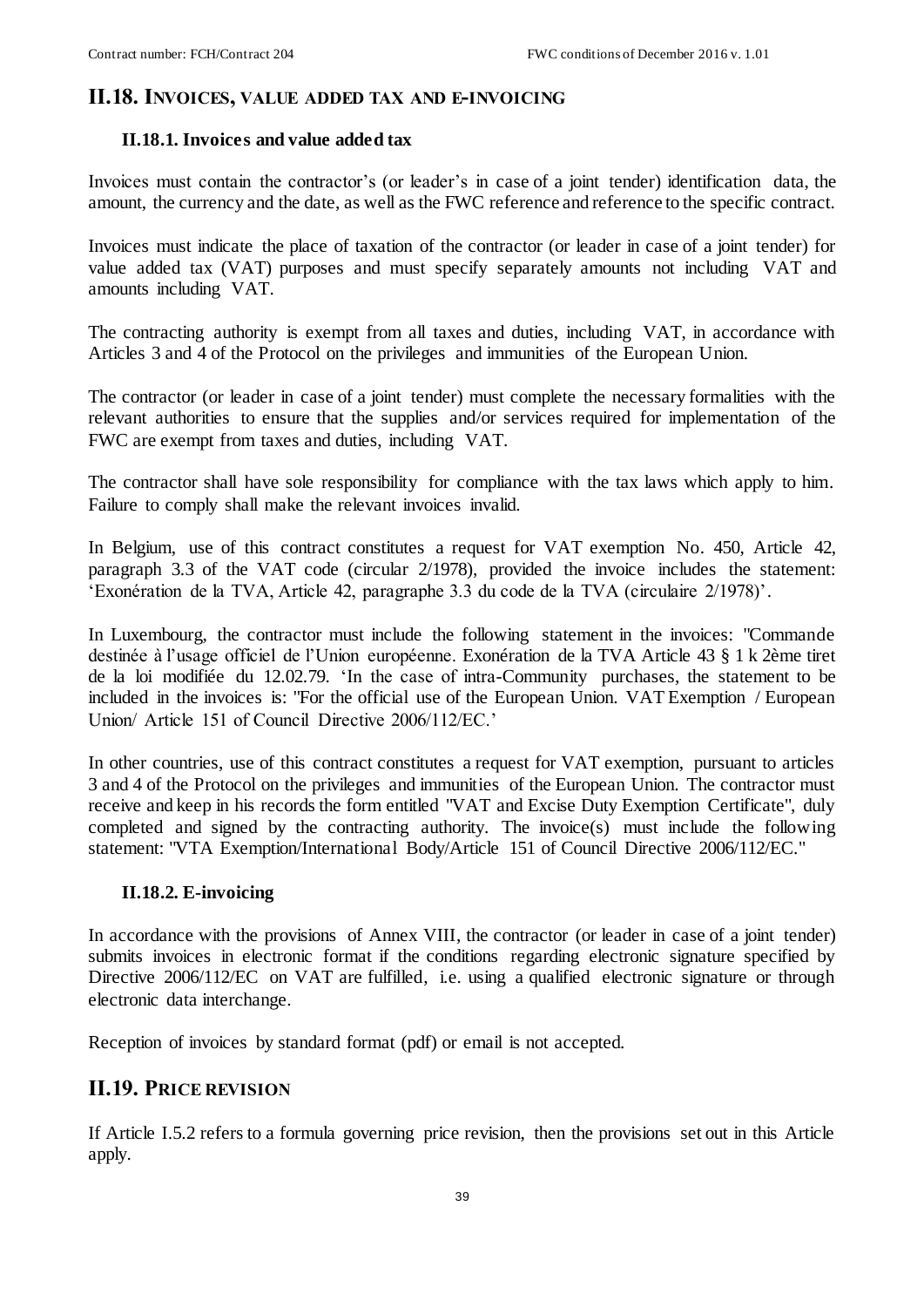## II.18. INVOICES, VALUE ADDED TAX AND E-INVOICING

### II.18.1. Invoices and value added tax

Invoices must contain the contractor's (or leader's in case of a joint tender) identification data, the amount, the currency and the date, as well as the FWC reference and reference to the specific contract.

Invoices must indicate the place of taxation of the contractor (or leader in case of a joint tender) for value added tax (VAT) purposes and must specify separately amounts not including VAT and amounts including VAT.

The contracting authority is exempt from all taxes and duties, including VAT, in accordance with Articles 3 and 4 of the Protocol on the privileges and immunities of the European Union.

The contractor (or leader in case of a joint tender) must complete the necessary formalities with the relevant authorities to ensure that the supplies and/or services required for implementation of the FWC are exempt from taxes and duties, including VAT.

The contractor shall have sole responsibility for compliance with the tax laws which apply to him. Failure to comply shall make the relevant invoices invalid.

In Belgium, use of this contract constitutes a request for VAT exemption No. 450, Article 42, paragraph 3.3 of the VAT code (circular 2/1978), provided the invoice includes the statement: 'Exonération de la TVA, Article 42, paragraphe 3.3 du code de la TVA (circulaire 2/1978)'.

In Luxembourg, the contractor must include the following statement in the invoices: "Commande destinée à l'usage officiel de l'Union européenne. Exonération de la TVA Article 43 § 1 k 2ème tiret de la loi modifiée du 12.02.79. 'In the case of intra-Community purchases, the statement to be included in the invoices is: "For the official use of the European Union. VAT Exemption / European Union/ Article 151 of Council Directive 2006/112/EC.'

In other countries, use of this contract constitutes a request for VAT exemption, pursuant to articles 3 and 4 of the Protocol on the privileges and immunities of the European Union. The contractor must receive and keep in his records the form entitled "VAT and Excise Duty Exemption Certificate", duly completed and signed by the contracting authority. The invoice(s) must include the following statement: "VTA Exemption/International Body/Article 151 of Council Directive 2006/112/EC."

### II.18.2. E-invoicing

In accordance with the provisions of Annex VIII, the contractor (or leader in case of a joint tender) submits invoices in electronic format if the conditions regarding electronic signature specified by Directive 2006/112/EC on VAT are fulfilled, i.e. using a qualified electronic signature or through electronic data interchange.

Reception of invoices by standard format (pdf) or email is not accepted.

## II.19. PRICE REVISION

If Article I.5.2 refers to a formula governing price revision, then the provisions set out in this Article apply.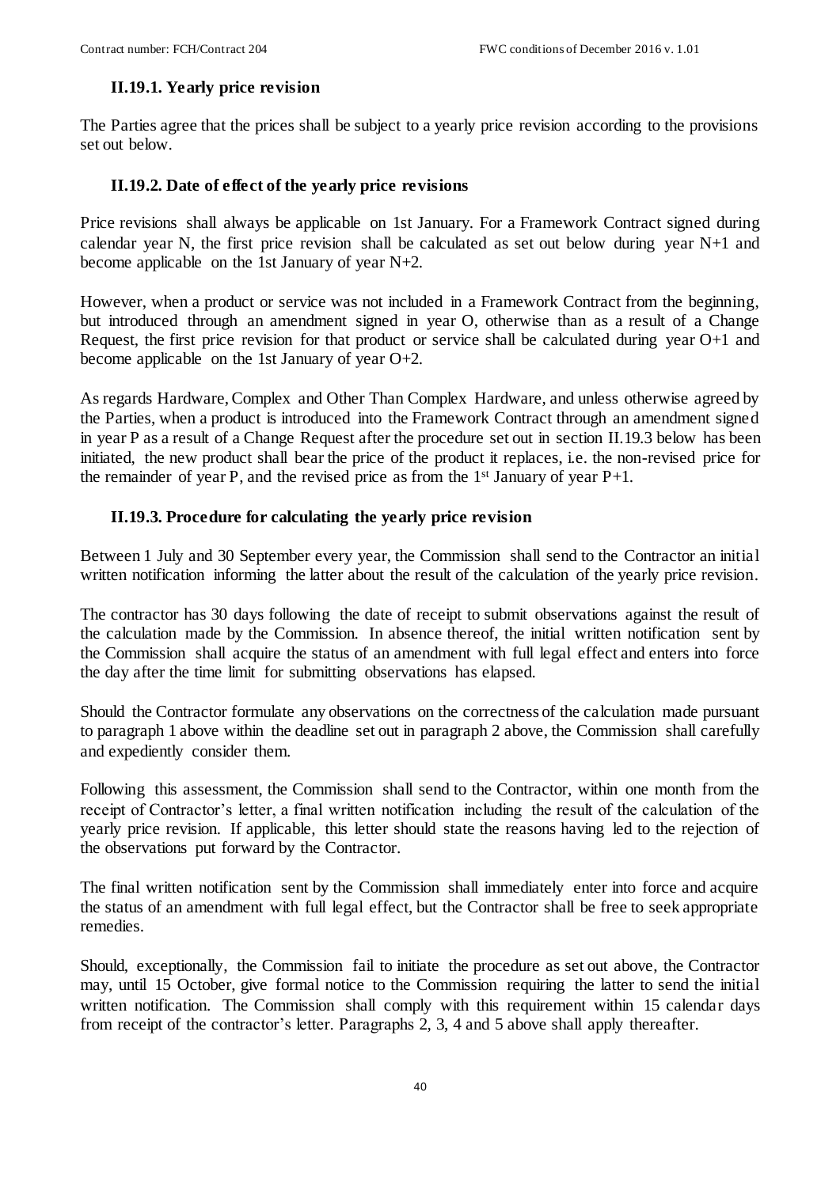### II.19.1. Yearly price revision

The Parties agree that the prices shall be subject to a yearly price revision according to the provisions set out below.

### II.19.2. Date of effect of the yearly price revisions

Price revisions shall always be applicable on 1st January. For a Framework Contract signed during calendar year N, the first price revision shall be calculated as set out below during year N+1 and become applicable on the 1st January of year N+2.

However, when a product or service was not included in a Framework Contract from the beginning, but introduced through an amendment signed in year O, otherwise than as a result of a Change Request, the first price revision for that product or service shall be calculated during year O+1 and become applicable on the 1st January of year O+2.

As regards Hardware, Complex and Other Than Complex Hardware, and unless otherwise agreed by the Parties, when a product is introduced into the Framework Contract through an amendment signed in year P as a result of a Change Request after the procedure set out in section II.19.3 below has been initiated, the new product shall bear the price of the product it replaces, i.e. the non-revised price for the remainder of year P, and the revised price as from the 1st January of year P+1.

### II.19.3. Procedure for calculating the yearly price revision

Between 1 July and 30 September every year, the Commission shall send to the Contractor an initial written notification informing the latter about the result of the calculation of the yearly price revision.

The contractor has 30 days following the date of receipt to submit observations against the result of the calculation made by the Commission. In absence thereof, the initial written notification sent by the Commission shall acquire the status of an amendment with full legal effect and enters into force the day after the time limit for submitting observations has elapsed.

Should the Contractor formulate any observations on the correctness of the calculation made pursuant to paragraph 1 above within the deadline set out in paragraph 2 above, the Commission shall carefully and expediently consider them.

Following this assessment, the Commission shall send to the Contractor, within one month from the receipt of Contractor's letter, a final written notification including the result of the calculation of the yearly price revision. If applicable, this letter should state the reasons having led to the rejection of the observations put forward by the Contractor.

The final written notification sent by the Commission shall immediately enter into force and acquire the status of an amendment with full legal effect, but the Contractor shall be free to seek appropriate remedies.

Should, exceptionally, the Commission fail to initiate the procedure as set out above, the Contractor may, until 15 October, give formal notice to the Commission requiring the latter to send the initial written notification. The Commission shall comply with this requirement within 15 calendar days from receipt of the contractor's letter. Paragraphs 2, 3, 4 and 5 above shall apply thereafter.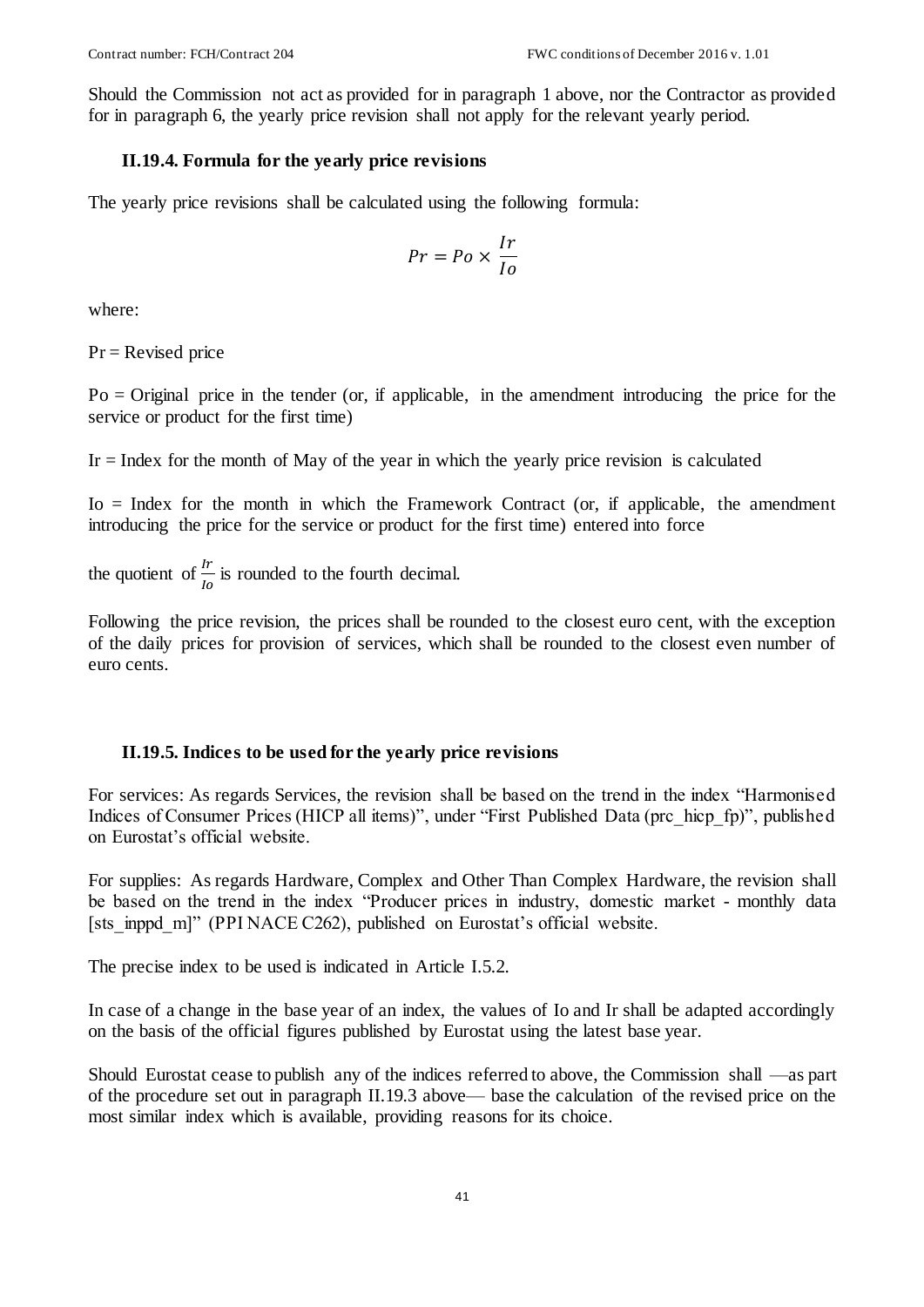Should the Commission not act as provided for in paragraph 1 above, nor the Contractor as provided for in paragraph 6, the yearly price revision shall not apply for the relevant yearly period.

### II.19.4. Formula for the yearly price revisions

The yearly price revisions shall be calculated using the following formula:

$$Pr = Po \times \frac{Ir}{Io}$$

where:

Pr = Revised price

Po = Original price in the tender (or, if applicable, in the amendment introducing the price for the service or product for the first time)

Ir = Index for the month of May of the year in which the yearly price revision is calculated

Io = Index for the month in which the Framework Contract (or, if applicable, the amendment introducing the price for the service or product for the first time) entered into force

the quotient of $\frac{Ir}{Io}$ is rounded to the fourth decimal.

Following the price revision, the prices shall be rounded to the closest euro cent, with the exception of the daily prices for provision of services, which shall be rounded to the closest even number of euro cents.

### II.19.5. Indices to be used for the yearly price revisions

For services: As regards Services, the revision shall be based on the trend in the index "Harmonised Indices of Consumer Prices (HICP all items)", under "First Published Data (prc_hicp_fp)", published on Eurostat's official website.

For supplies: As regards Hardware, Complex and Other Than Complex Hardware, the revision shall be based on the trend in the index "Producer prices in industry, domestic market - monthly data [sts_inppd_m]" (PPI NACE C262), published on Eurostat's official website.

The precise index to be used is indicated in Article I.5.2.

In case of a change in the base year of an index, the values of Io and Ir shall be adapted accordingly on the basis of the official figures published by Eurostat using the latest base year.

Should Eurostat cease to publish any of the indices referred to above, the Commission shall —as part of the procedure set out in paragraph II.19.3 above— base the calculation of the revised price on the most similar index which is available, providing reasons for its choice.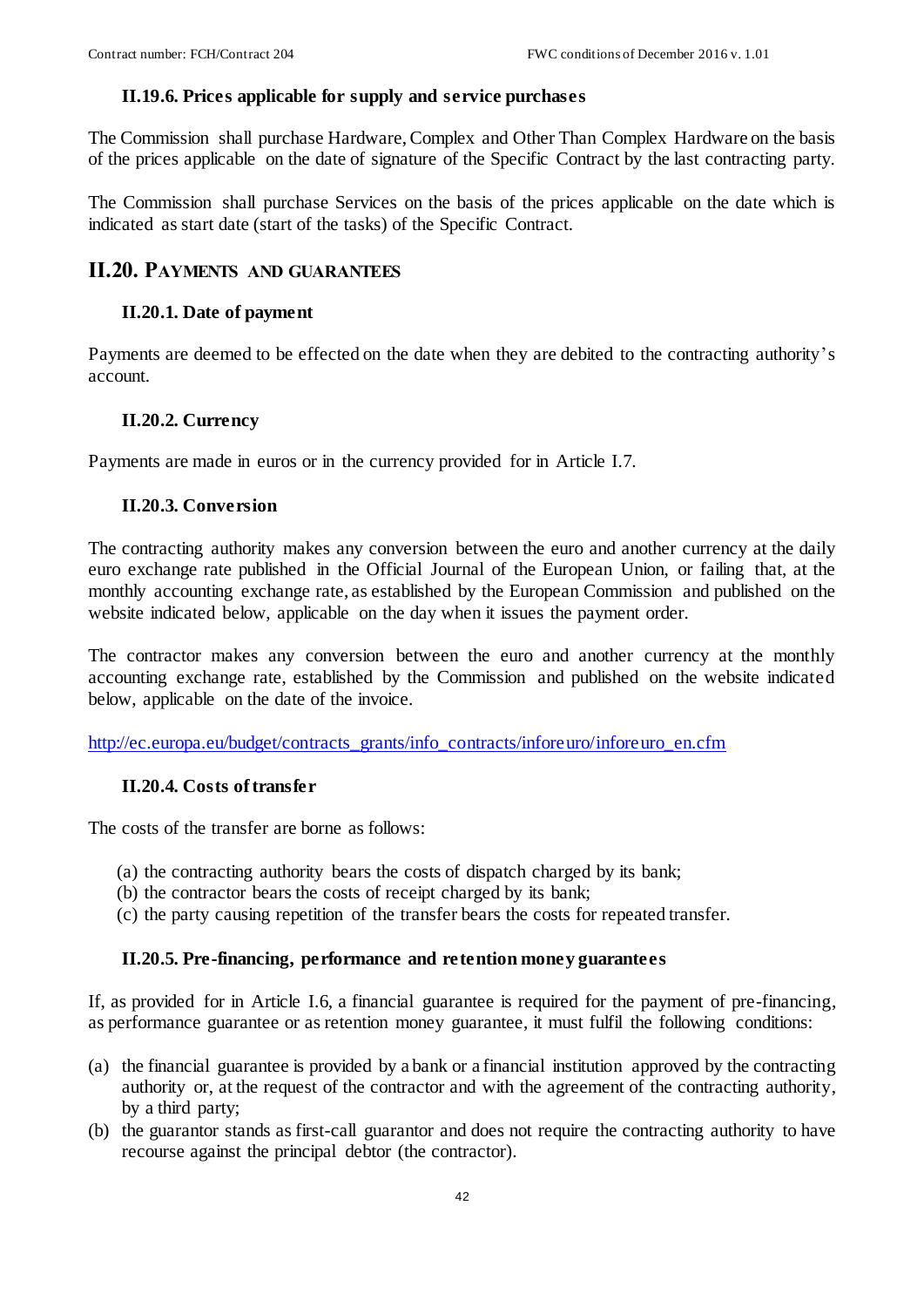### II.19.6. Prices applicable for supply and service purchases

The Commission shall purchase Hardware, Complex and Other Than Complex Hardware on the basis of the prices applicable on the date of signature of the Specific Contract by the last contracting party.

The Commission shall purchase Services on the basis of the prices applicable on the date which is indicated as start date (start of the tasks) of the Specific Contract.

## II.20. PAYMENTS AND GUARANTEES

### II.20.1. Date of payment

Payments are deemed to be effected on the date when they are debited to the contracting authority's account.

### II.20.2. Currency

Payments are made in euros or in the currency provided for in Article I.7.

### II.20.3. Conversion

The contracting authority makes any conversion between the euro and another currency at the daily euro exchange rate published in the Official Journal of the European Union, or failing that, at the monthly accounting exchange rate, as established by the European Commission and published on the website indicated below, applicable on the day when it issues the payment order.

The contractor makes any conversion between the euro and another currency at the monthly accounting exchange rate, established by the Commission and published on the website indicated below, applicable on the date of the invoice.

http://ec.europa.eu/budget/contracts_grants/info_contracts/inforeuro/inforeuro_en.cfm

### II.20.4. Costs of transfer

The costs of the transfer are borne as follows:

(a) the contracting authority bears the costs of dispatch charged by its bank;
(b) the contractor bears the costs of receipt charged by its bank;
(c) the party causing repetition of the transfer bears the costs for repeated transfer.

### II.20.5. Pre-financing, performance and retention money guarantees

If, as provided for in Article I.6, a financial guarantee is required for the payment of pre-financing, as performance guarantee or as retention money guarantee, it must fulfil the following conditions:

(a) the financial guarantee is provided by a bank or a financial institution approved by the contracting authority or, at the request of the contractor and with the agreement of the contracting authority, by a third party;
(b) the guarantor stands as first-call guarantor and does not require the contracting authority to have recourse against the principal debtor (the contractor).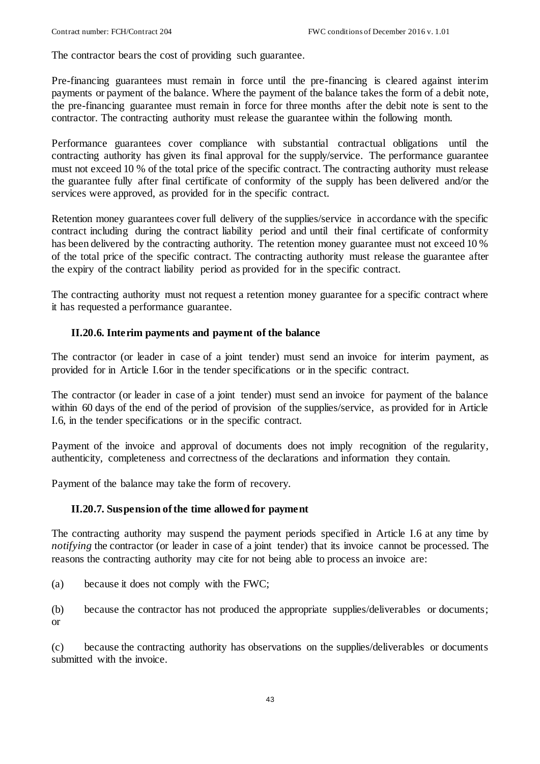The contractor bears the cost of providing such guarantee.

Pre-financing guarantees must remain in force until the pre-financing is cleared against interim payments or payment of the balance. Where the payment of the balance takes the form of a debit note, the pre-financing guarantee must remain in force for three months after the debit note is sent to the contractor. The contracting authority must release the guarantee within the following month.

Performance guarantees cover compliance with substantial contractual obligations until the contracting authority has given its final approval for the supply/service. The performance guarantee must not exceed 10 % of the total price of the specific contract. The contracting authority must release the guarantee fully after final certificate of conformity of the supply has been delivered and/or the services were approved, as provided for in the specific contract.

Retention money guarantees cover full delivery of the supplies/service in accordance with the specific contract including during the contract liability period and until their final certificate of conformity has been delivered by the contracting authority. The retention money guarantee must not exceed 10 % of the total price of the specific contract. The contracting authority must release the guarantee after the expiry of the contract liability period as provided for in the specific contract.

The contracting authority must not request a retention money guarantee for a specific contract where it has requested a performance guarantee.

### II.20.6. Interim payments and payment of the balance

The contractor (or leader in case of a joint tender) must send an invoice for interim payment, as provided for in Article I.6or in the tender specifications or in the specific contract.

The contractor (or leader in case of a joint tender) must send an invoice for payment of the balance within 60 days of the end of the period of provision of the supplies/service, as provided for in Article I.6, in the tender specifications or in the specific contract.

Payment of the invoice and approval of documents does not imply recognition of the regularity, authenticity, completeness and correctness of the declarations and information they contain.

Payment of the balance may take the form of recovery.

### II.20.7. Suspension of the time allowed for payment

The contracting authority may suspend the payment periods specified in Article I.6 at any time by *notifying* the contractor (or leader in case of a joint tender) that its invoice cannot be processed. The reasons the contracting authority may cite for not being able to process an invoice are:

(a) because it does not comply with the FWC;

(b) because the contractor has not produced the appropriate supplies/deliverables or documents; or

(c) because the contracting authority has observations on the supplies/deliverables or documents submitted with the invoice.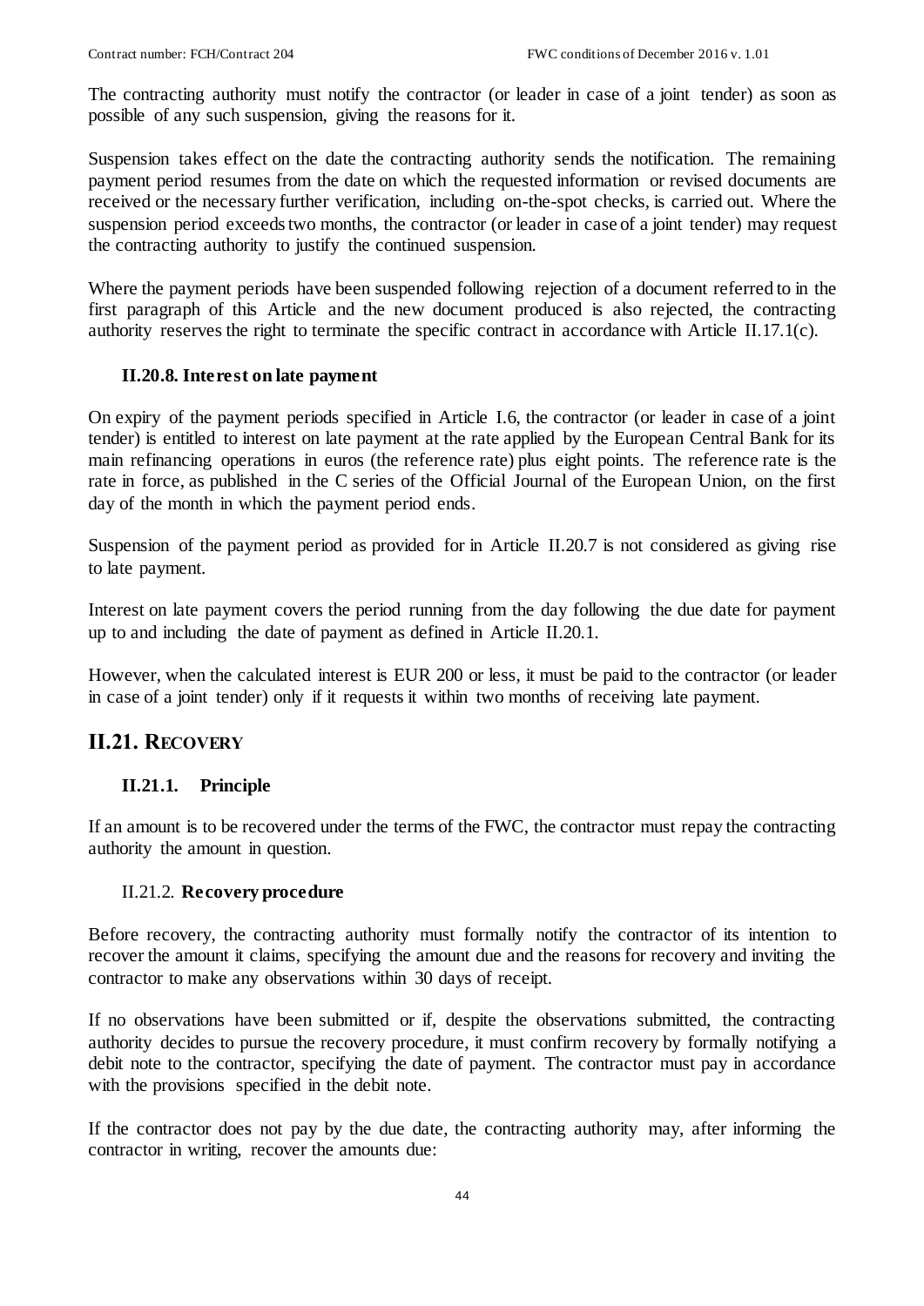The contracting authority must notify the contractor (or leader in case of a joint tender) as soon as possible of any such suspension, giving the reasons for it.

Suspension takes effect on the date the contracting authority sends the notification. The remaining payment period resumes from the date on which the requested information or revised documents are received or the necessary further verification, including on-the-spot checks, is carried out. Where the suspension period exceeds two months, the contractor (or leader in case of a joint tender) may request the contracting authority to justify the continued suspension.

Where the payment periods have been suspended following rejection of a document referred to in the first paragraph of this Article and the new document produced is also rejected, the contracting authority reserves the right to terminate the specific contract in accordance with Article II.17.1(c).

### II.20.8. Interest on late payment

On expiry of the payment periods specified in Article I.6, the contractor (or leader in case of a joint tender) is entitled to interest on late payment at the rate applied by the European Central Bank for its main refinancing operations in euros (the reference rate) plus eight points. The reference rate is the rate in force, as published in the C series of the Official Journal of the European Union, on the first day of the month in which the payment period ends.

Suspension of the payment period as provided for in Article II.20.7 is not considered as giving rise to late payment.

Interest on late payment covers the period running from the day following the due date for payment up to and including the date of payment as defined in Article II.20.1.

However, when the calculated interest is EUR 200 or less, it must be paid to the contractor (or leader in case of a joint tender) only if it requests it within two months of receiving late payment.

## II.21. RECOVERY

### II.21.1. Principle

If an amount is to be recovered under the terms of the FWC, the contractor must repay the contracting authority the amount in question.

### II.21.2. Recovery procedure

Before recovery, the contracting authority must formally notify the contractor of its intention to recover the amount it claims, specifying the amount due and the reasons for recovery and inviting the contractor to make any observations within 30 days of receipt.

If no observations have been submitted or if, despite the observations submitted, the contracting authority decides to pursue the recovery procedure, it must confirm recovery by formally notifying a debit note to the contractor, specifying the date of payment. The contractor must pay in accordance with the provisions specified in the debit note.

If the contractor does not pay by the due date, the contracting authority may, after informing the contractor in writing, recover the amounts due: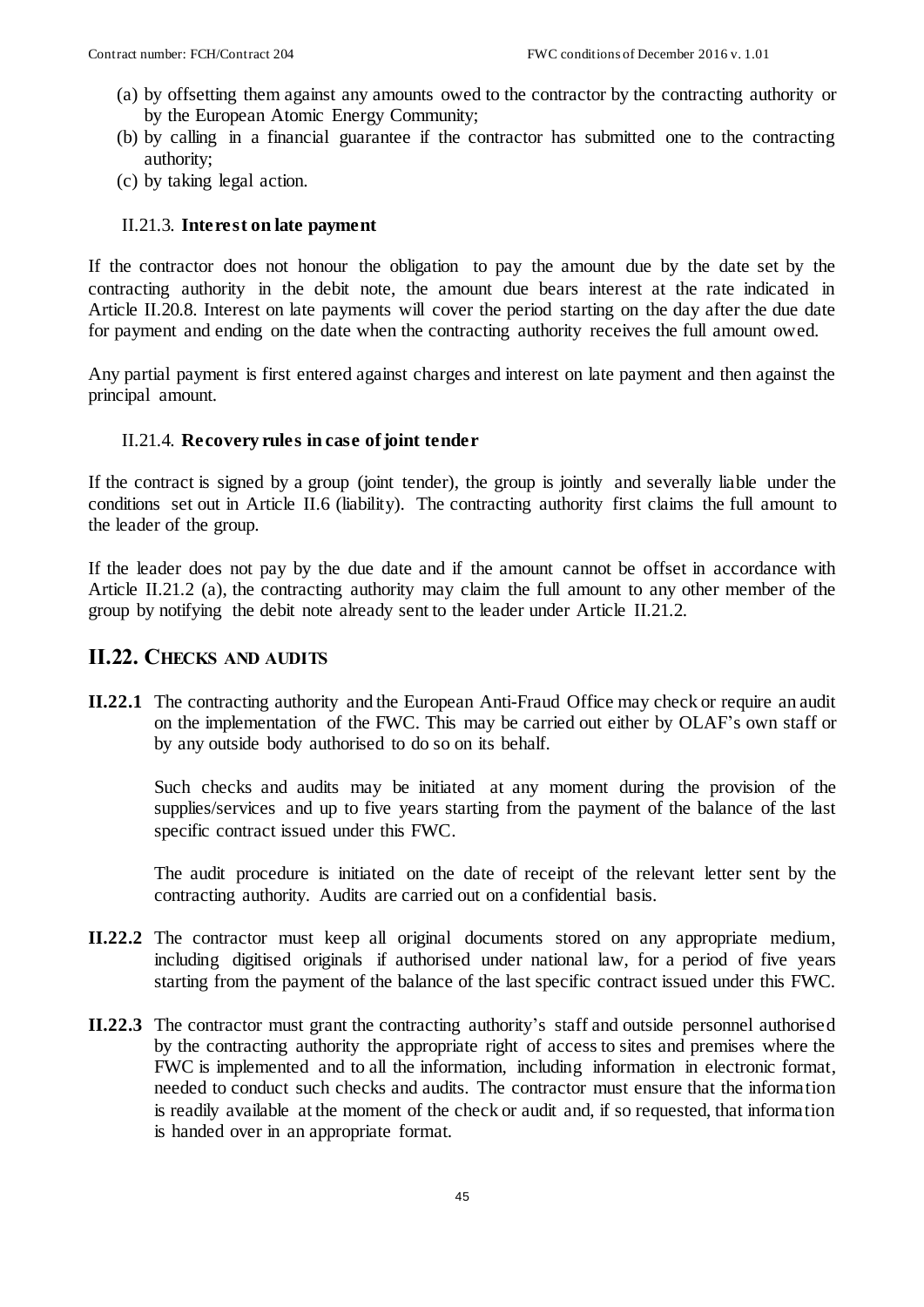(a) by offsetting them against any amounts owed to the contractor by the contracting authority or by the European Atomic Energy Community;
(b) by calling in a financial guarantee if the contractor has submitted one to the contracting authority;
(c) by taking legal action.

### II.21.3. **Interest on late payment**

If the contractor does not honour the obligation to pay the amount due by the date set by the contracting authority in the debit note, the amount due bears interest at the rate indicated in Article II.20.8. Interest on late payments will cover the period starting on the day after the due date for payment and ending on the date when the contracting authority receives the full amount owed.

Any partial payment is first entered against charges and interest on late payment and then against the principal amount.

### II.21.4. **Recovery rules in case of joint tender**

If the contract is signed by a group (joint tender), the group is jointly and severally liable under the conditions set out in Article II.6 (liability). The contracting authority first claims the full amount to the leader of the group.

If the leader does not pay by the due date and if the amount cannot be offset in accordance with Article II.21.2 (a), the contracting authority may claim the full amount to any other member of the group by notifying the debit note already sent to the leader under Article II.21.2.

## II.22. CHECKS AND AUDITS

**II.22.1** The contracting authority and the European Anti-Fraud Office may check or require an audit on the implementation of the FWC. This may be carried out either by OLAF's own staff or by any outside body authorised to do so on its behalf.

Such checks and audits may be initiated at any moment during the provision of the supplies/services and up to five years starting from the payment of the balance of the last specific contract issued under this FWC.

The audit procedure is initiated on the date of receipt of the relevant letter sent by the contracting authority. Audits are carried out on a confidential basis.

**II.22.2** The contractor must keep all original documents stored on any appropriate medium, including digitised originals if authorised under national law, for a period of five years starting from the payment of the balance of the last specific contract issued under this FWC.

**II.22.3** The contractor must grant the contracting authority's staff and outside personnel authorised by the contracting authority the appropriate right of access to sites and premises where the FWC is implemented and to all the information, including information in electronic format, needed to conduct such checks and audits. The contractor must ensure that the information is readily available at the moment of the check or audit and, if so requested, that information is handed over in an appropriate format.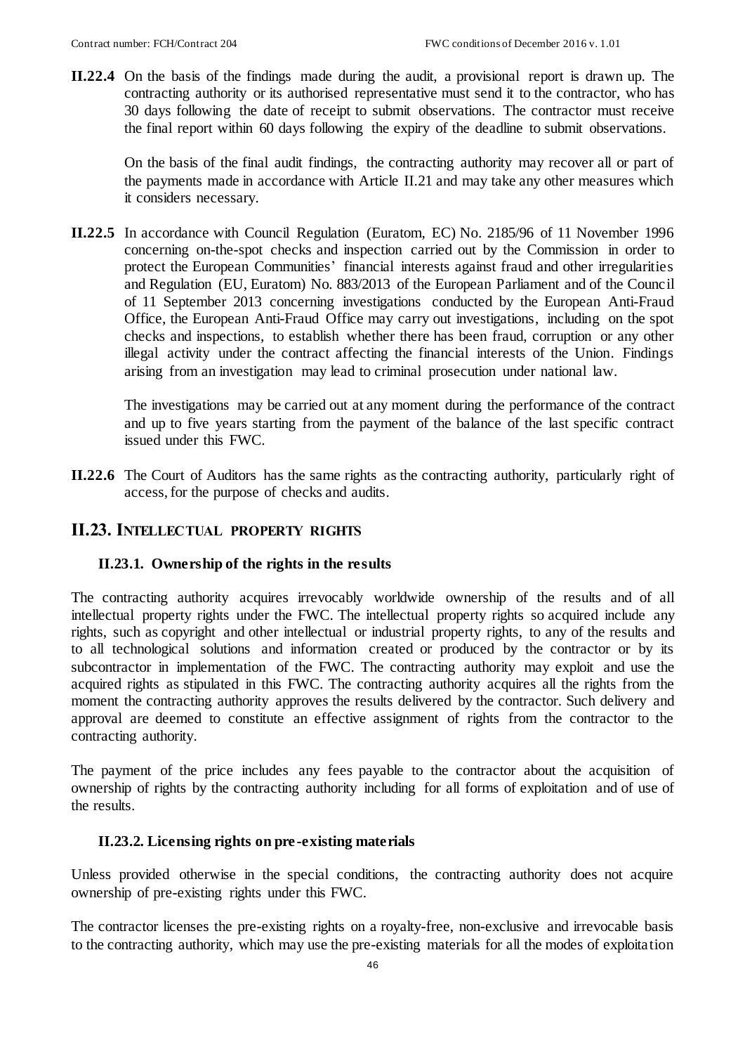**II.22.4** On the basis of the findings made during the audit, a provisional report is drawn up. The contracting authority or its authorised representative must send it to the contractor, who has 30 days following the date of receipt to submit observations. The contractor must receive the final report within 60 days following the expiry of the deadline to submit observations.

On the basis of the final audit findings, the contracting authority may recover all or part of the payments made in accordance with Article II.21 and may take any other measures which it considers necessary.

**II.22.5** In accordance with Council Regulation (Euratom, EC) No. 2185/96 of 11 November 1996 concerning on-the-spot checks and inspection carried out by the Commission in order to protect the European Communities' financial interests against fraud and other irregularities and Regulation (EU, Euratom) No. 883/2013 of the European Parliament and of the Council of 11 September 2013 concerning investigations conducted by the European Anti-Fraud Office, the European Anti-Fraud Office may carry out investigations, including on the spot checks and inspections, to establish whether there has been fraud, corruption or any other illegal activity under the contract affecting the financial interests of the Union. Findings arising from an investigation may lead to criminal prosecution under national law.

The investigations may be carried out at any moment during the performance of the contract and up to five years starting from the payment of the balance of the last specific contract issued under this FWC.

**II.22.6** The Court of Auditors has the same rights as the contracting authority, particularly right of access, for the purpose of checks and audits.

## II.23. Intellectual property rights

### II.23.1. Ownership of the rights in the results

The contracting authority acquires irrevocably worldwide ownership of the results and of all intellectual property rights under the FWC. The intellectual property rights so acquired include any rights, such as copyright and other intellectual or industrial property rights, to any of the results and to all technological solutions and information created or produced by the contractor or by its subcontractor in implementation of the FWC. The contracting authority may exploit and use the acquired rights as stipulated in this FWC. The contracting authority acquires all the rights from the moment the contracting authority approves the results delivered by the contractor. Such delivery and approval are deemed to constitute an effective assignment of rights from the contractor to the contracting authority.

The payment of the price includes any fees payable to the contractor about the acquisition of ownership of rights by the contracting authority including for all forms of exploitation and of use of the results.

### II.23.2. Licensing rights on pre-existing materials

Unless provided otherwise in the special conditions, the contracting authority does not acquire ownership of pre-existing rights under this FWC.

The contractor licenses the pre-existing rights on a royalty-free, non-exclusive and irrevocable basis to the contracting authority, which may use the pre-existing materials for all the modes of exploitation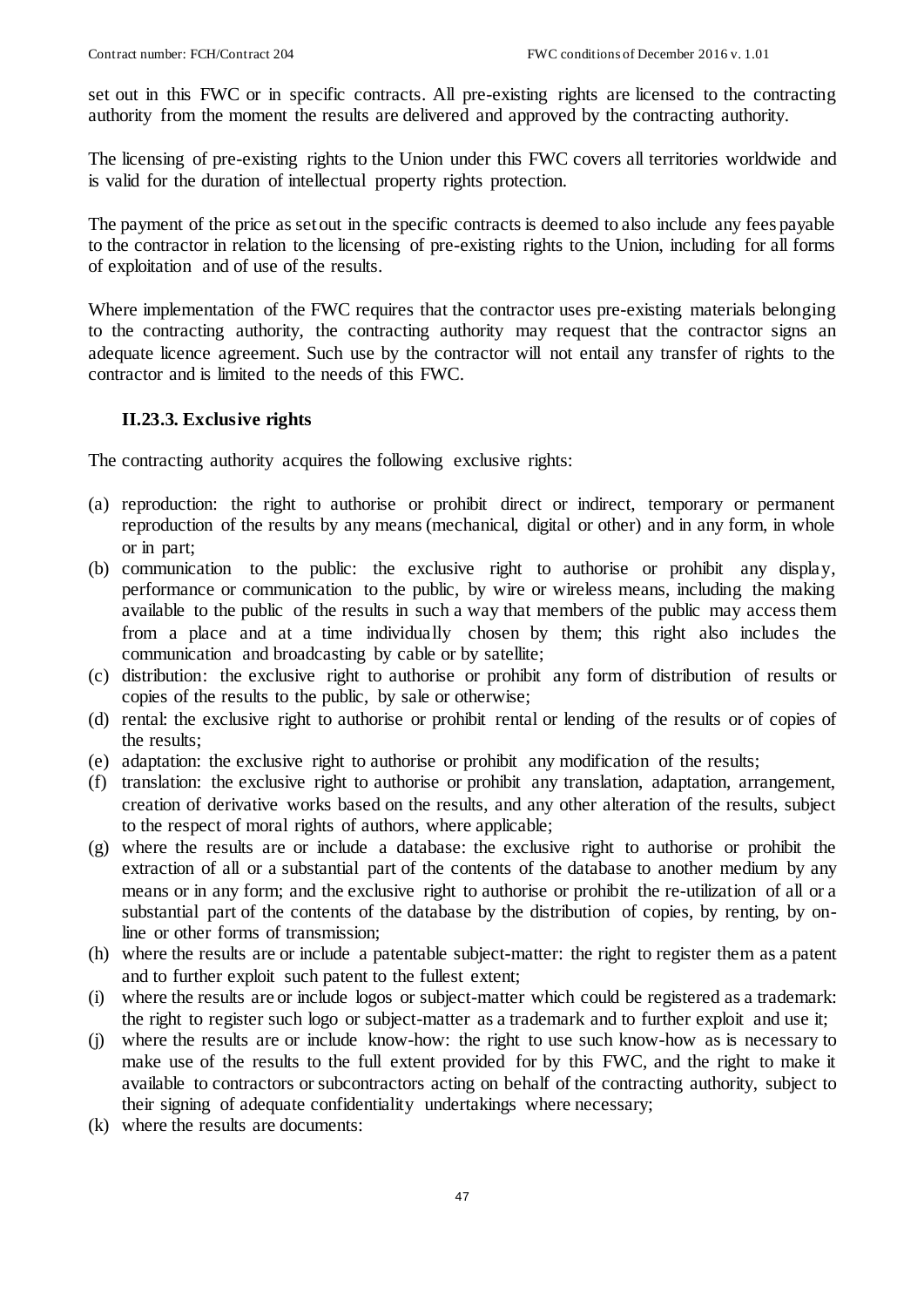set out in this FWC or in specific contracts. All pre-existing rights are licensed to the contracting authority from the moment the results are delivered and approved by the contracting authority.

The licensing of pre-existing rights to the Union under this FWC covers all territories worldwide and is valid for the duration of intellectual property rights protection.

The payment of the price as set out in the specific contracts is deemed to also include any fees payable to the contractor in relation to the licensing of pre-existing rights to the Union, including for all forms of exploitation and of use of the results.

Where implementation of the FWC requires that the contractor uses pre-existing materials belonging to the contracting authority, the contracting authority may request that the contractor signs an adequate licence agreement. Such use by the contractor will not entail any transfer of rights to the contractor and is limited to the needs of this FWC.

### II.23.3. Exclusive rights

The contracting authority acquires the following exclusive rights:

(a) reproduction: the right to authorise or prohibit direct or indirect, temporary or permanent reproduction of the results by any means (mechanical, digital or other) and in any form, in whole or in part;
(b) communication to the public: the exclusive right to authorise or prohibit any display, performance or communication to the public, by wire or wireless means, including the making available to the public of the results in such a way that members of the public may access them from a place and at a time individually chosen by them; this right also includes the communication and broadcasting by cable or by satellite;
(c) distribution: the exclusive right to authorise or prohibit any form of distribution of results or copies of the results to the public, by sale or otherwise;
(d) rental: the exclusive right to authorise or prohibit rental or lending of the results or of copies of the results;
(e) adaptation: the exclusive right to authorise or prohibit any modification of the results;
(f) translation: the exclusive right to authorise or prohibit any translation, adaptation, arrangement, creation of derivative works based on the results, and any other alteration of the results, subject to the respect of moral rights of authors, where applicable;
(g) where the results are or include a database: the exclusive right to authorise or prohibit the extraction of all or a substantial part of the contents of the database to another medium by any means or in any form; and the exclusive right to authorise or prohibit the re-utilization of all or a substantial part of the contents of the database by the distribution of copies, by renting, by on-line or other forms of transmission;
(h) where the results are or include a patentable subject-matter: the right to register them as a patent and to further exploit such patent to the fullest extent;
(i) where the results are or include logos or subject-matter which could be registered as a trademark: the right to register such logo or subject-matter as a trademark and to further exploit and use it;
(j) where the results are or include know-how: the right to use such know-how as is necessary to make use of the results to the full extent provided for by this FWC, and the right to make it available to contractors or subcontractors acting on behalf of the contracting authority, subject to their signing of adequate confidentiality undertakings where necessary;
(k) where the results are documents: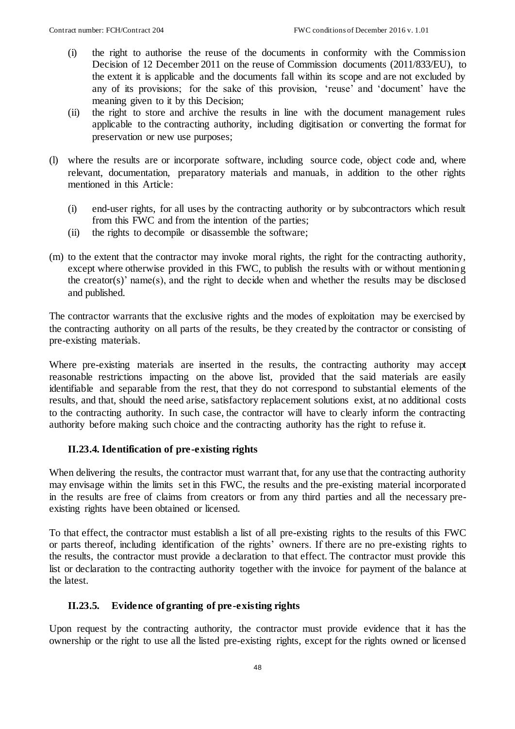(i) the right to authorise the reuse of the documents in conformity with the Commission Decision of 12 December 2011 on the reuse of Commission documents (2011/833/EU), to the extent it is applicable and the documents fall within its scope and are not excluded by any of its provisions; for the sake of this provision, 'reuse' and 'document' have the meaning given to it by this Decision;

(ii) the right to store and archive the results in line with the document management rules applicable to the contracting authority, including digitisation or converting the format for preservation or new use purposes;

(l) where the results are or incorporate software, including source code, object code and, where relevant, documentation, preparatory materials and manuals, in addition to the other rights mentioned in this Article:

(i) end-user rights, for all uses by the contracting authority or by subcontractors which result from this FWC and from the intention of the parties;

(ii) the rights to decompile or disassemble the software;

(m) to the extent that the contractor may invoke moral rights, the right for the contracting authority, except where otherwise provided in this FWC, to publish the results with or without mentioning the creator(s)' name(s), and the right to decide when and whether the results may be disclosed and published.

The contractor warrants that the exclusive rights and the modes of exploitation may be exercised by the contracting authority on all parts of the results, be they created by the contractor or consisting of pre-existing materials.

Where pre-existing materials are inserted in the results, the contracting authority may accept reasonable restrictions impacting on the above list, provided that the said materials are easily identifiable and separable from the rest, that they do not correspond to substantial elements of the results, and that, should the need arise, satisfactory replacement solutions exist, at no additional costs to the contracting authority. In such case, the contractor will have to clearly inform the contracting authority before making such choice and the contracting authority has the right to refuse it.

### II.23.4. Identification of pre-existing rights

When delivering the results, the contractor must warrant that, for any use that the contracting authority may envisage within the limits set in this FWC, the results and the pre-existing material incorporated in the results are free of claims from creators or from any third parties and all the necessary pre-existing rights have been obtained or licensed.

To that effect, the contractor must establish a list of all pre-existing rights to the results of this FWC or parts thereof, including identification of the rights' owners. If there are no pre-existing rights to the results, the contractor must provide a declaration to that effect. The contractor must provide this list or declaration to the contracting authority together with the invoice for payment of the balance at the latest.

### II.23.5. Evidence of granting of pre-existing rights

Upon request by the contracting authority, the contractor must provide evidence that it has the ownership or the right to use all the listed pre-existing rights, except for the rights owned or licensed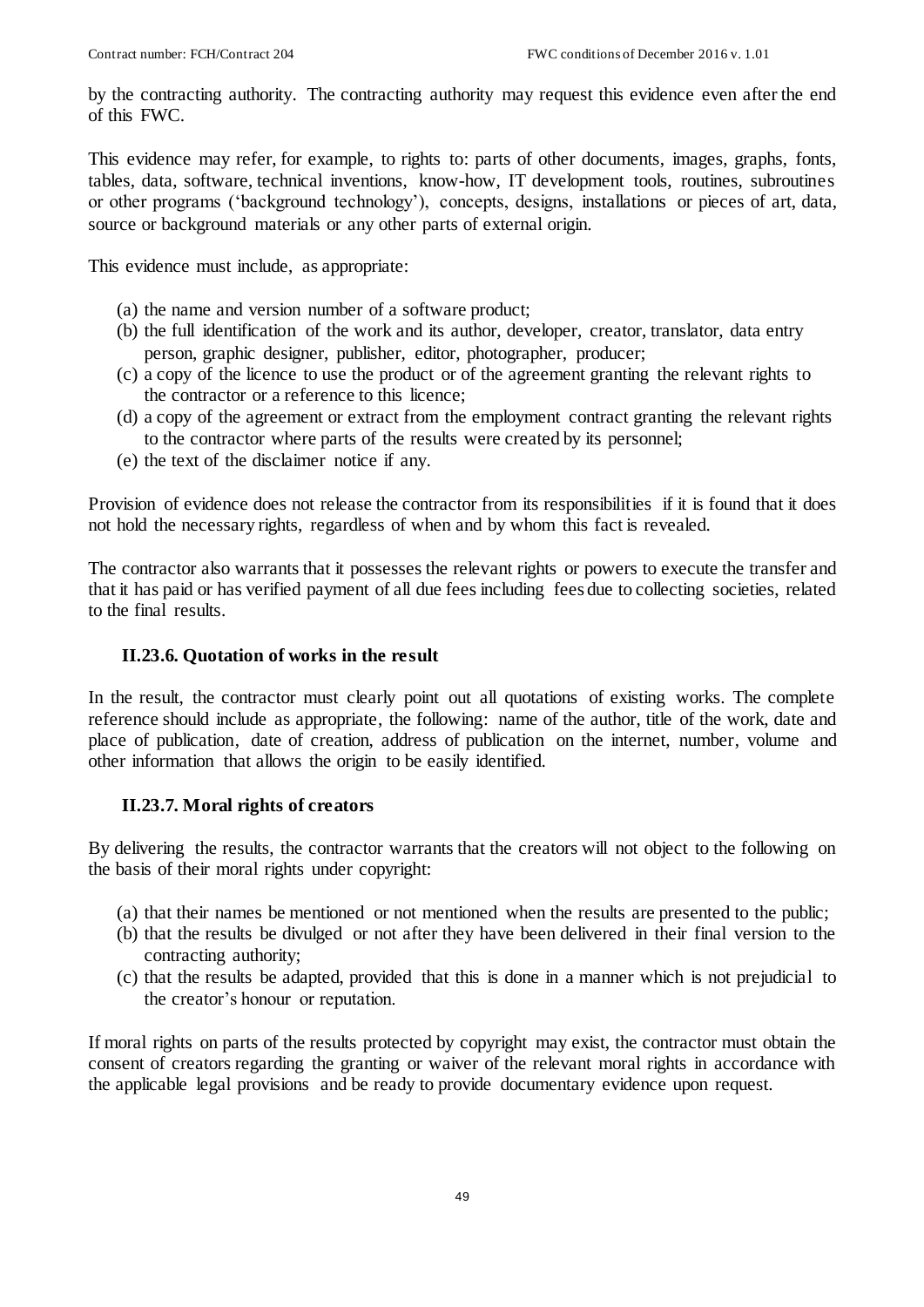by the contracting authority. The contracting authority may request this evidence even after the end of this FWC.

This evidence may refer, for example, to rights to: parts of other documents, images, graphs, fonts, tables, data, software, technical inventions, know-how, IT development tools, routines, subroutines or other programs ('background technology'), concepts, designs, installations or pieces of art, data, source or background materials or any other parts of external origin.

This evidence must include, as appropriate:

(a) the name and version number of a software product;
(b) the full identification of the work and its author, developer, creator, translator, data entry person, graphic designer, publisher, editor, photographer, producer;
(c) a copy of the licence to use the product or of the agreement granting the relevant rights to the contractor or a reference to this licence;
(d) a copy of the agreement or extract from the employment contract granting the relevant rights to the contractor where parts of the results were created by its personnel;
(e) the text of the disclaimer notice if any.

Provision of evidence does not release the contractor from its responsibilities if it is found that it does not hold the necessary rights, regardless of when and by whom this fact is revealed.

The contractor also warrants that it possesses the relevant rights or powers to execute the transfer and that it has paid or has verified payment of all due fees including fees due to collecting societies, related to the final results.

### II.23.6. Quotation of works in the result

In the result, the contractor must clearly point out all quotations of existing works. The complete reference should include as appropriate, the following: name of the author, title of the work, date and place of publication, date of creation, address of publication on the internet, number, volume and other information that allows the origin to be easily identified.

### II.23.7. Moral rights of creators

By delivering the results, the contractor warrants that the creators will not object to the following on the basis of their moral rights under copyright:

(a) that their names be mentioned or not mentioned when the results are presented to the public;
(b) that the results be divulged or not after they have been delivered in their final version to the contracting authority;
(c) that the results be adapted, provided that this is done in a manner which is not prejudicial to the creator's honour or reputation.

If moral rights on parts of the results protected by copyright may exist, the contractor must obtain the consent of creators regarding the granting or waiver of the relevant moral rights in accordance with the applicable legal provisions and be ready to provide documentary evidence upon request.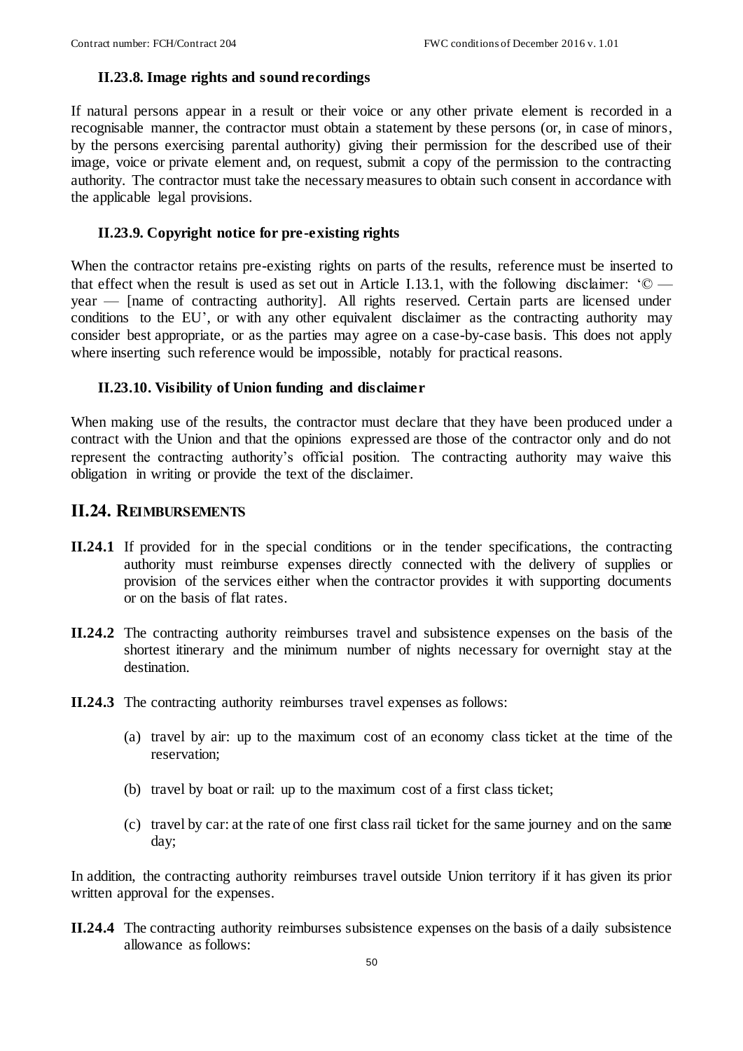### II.23.8. Image rights and sound recordings

If natural persons appear in a result or their voice or any other private element is recorded in a recognisable manner, the contractor must obtain a statement by these persons (or, in case of minors, by the persons exercising parental authority) giving their permission for the described use of their image, voice or private element and, on request, submit a copy of the permission to the contracting authority. The contractor must take the necessary measures to obtain such consent in accordance with the applicable legal provisions.

### II.23.9. Copyright notice for pre-existing rights

When the contractor retains pre-existing rights on parts of the results, reference must be inserted to that effect when the result is used as set out in Article I.13.1, with the following disclaimer: '© — year — [name of contracting authority]. All rights reserved. Certain parts are licensed under conditions to the EU', or with any other equivalent disclaimer as the contracting authority may consider best appropriate, or as the parties may agree on a case-by-case basis. This does not apply where inserting such reference would be impossible, notably for practical reasons.

### II.23.10. Visibility of Union funding and disclaimer

When making use of the results, the contractor must declare that they have been produced under a contract with the Union and that the opinions expressed are those of the contractor only and do not represent the contracting authority's official position. The contracting authority may waive this obligation in writing or provide the text of the disclaimer.

## II.24. REIMBURSEMENTS

**II.24.1** If provided for in the special conditions or in the tender specifications, the contracting authority must reimburse expenses directly connected with the delivery of supplies or provision of the services either when the contractor provides it with supporting documents or on the basis of flat rates.

**II.24.2** The contracting authority reimburses travel and subsistence expenses on the basis of the shortest itinerary and the minimum number of nights necessary for overnight stay at the destination.

**II.24.3** The contracting authority reimburses travel expenses as follows:

(a) travel by air: up to the maximum cost of an economy class ticket at the time of the reservation;

(b) travel by boat or rail: up to the maximum cost of a first class ticket;

(c) travel by car: at the rate of one first class rail ticket for the same journey and on the same day;

In addition, the contracting authority reimburses travel outside Union territory if it has given its prior written approval for the expenses.

**II.24.4** The contracting authority reimburses subsistence expenses on the basis of a daily subsistence allowance as follows: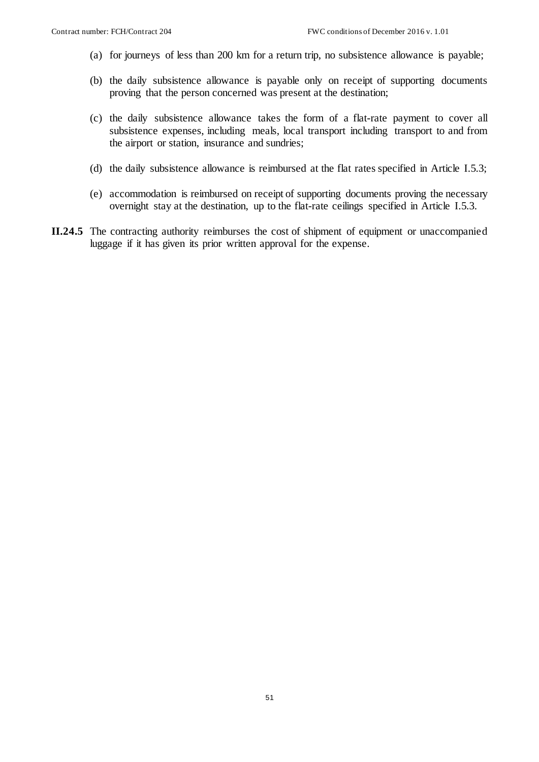(a) for journeys of less than 200 km for a return trip, no subsistence allowance is payable;

(b) the daily subsistence allowance is payable only on receipt of supporting documents proving that the person concerned was present at the destination;

(c) the daily subsistence allowance takes the form of a flat-rate payment to cover all subsistence expenses, including meals, local transport including transport to and from the airport or station, insurance and sundries;

(d) the daily subsistence allowance is reimbursed at the flat rates specified in Article I.5.3;

(e) accommodation is reimbursed on receipt of supporting documents proving the necessary overnight stay at the destination, up to the flat-rate ceilings specified in Article I.5.3.

**II.24.5** The contracting authority reimburses the cost of shipment of equipment or unaccompanied luggage if it has given its prior written approval for the expense.